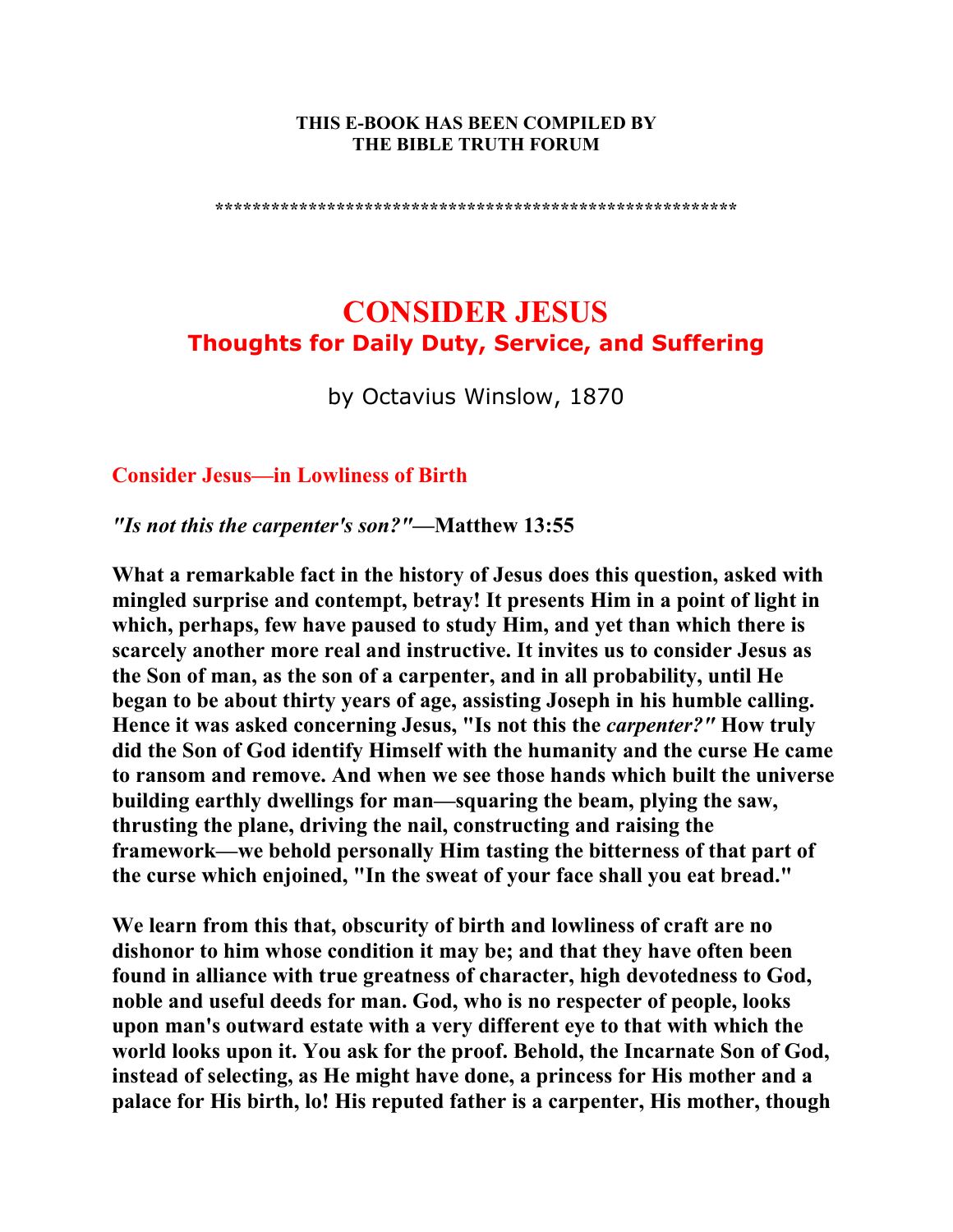**THIS E-BOOK HAS BEEN COMPILED BY**
**THE BIBLE TRUTH FORUM**

**\*\*\*\*\*\*\*\*\*\*\*\*\*\*\*\*\*\*\*\*\*\*\*\*\*\*\*\*\*\*\*\*\*\*\*\*\*\*\*\*\*\*\*\*\*\*\*\*\*\*\*\*\*\*\***

# CONSIDER JESUS
## Thoughts for Daily Duty, Service, and Suffering

by Octavius Winslow, 1870

### Consider Jesus—in Lowliness of Birth

***"Is not this the carpenter's son?"*—Matthew 13:55**

**What a remarkable fact in the history of Jesus does this question, asked with mingled surprise and contempt, betray! It presents Him in a point of light in which, perhaps, few have paused to study Him, and yet than which there is scarcely another more real and instructive. It invites us to consider Jesus as the Son of man, as the son of a carpenter, and in all probability, until He began to be about thirty years of age, assisting Joseph in his humble calling. Hence it was asked concerning Jesus, "Is not this the *carpenter?"* How truly did the Son of God identify Himself with the humanity and the curse He came to ransom and remove. And when we see those hands which built the universe building earthly dwellings for man—squaring the beam, plying the saw, thrusting the plane, driving the nail, constructing and raising the framework—we behold personally Him tasting the bitterness of that part of the curse which enjoined, "In the sweat of your face shall you eat bread."**

**We learn from this that, obscurity of birth and lowliness of craft are no dishonor to him whose condition it may be; and that they have often been found in alliance with true greatness of character, high devotedness to God, noble and useful deeds for man. God, who is no respecter of people, looks upon man's outward estate with a very different eye to that with which the world looks upon it. You ask for the proof. Behold, the Incarnate Son of God, instead of selecting, as He might have done, a princess for His mother and a palace for His birth, lo! His reputed father is a carpenter, His mother, though**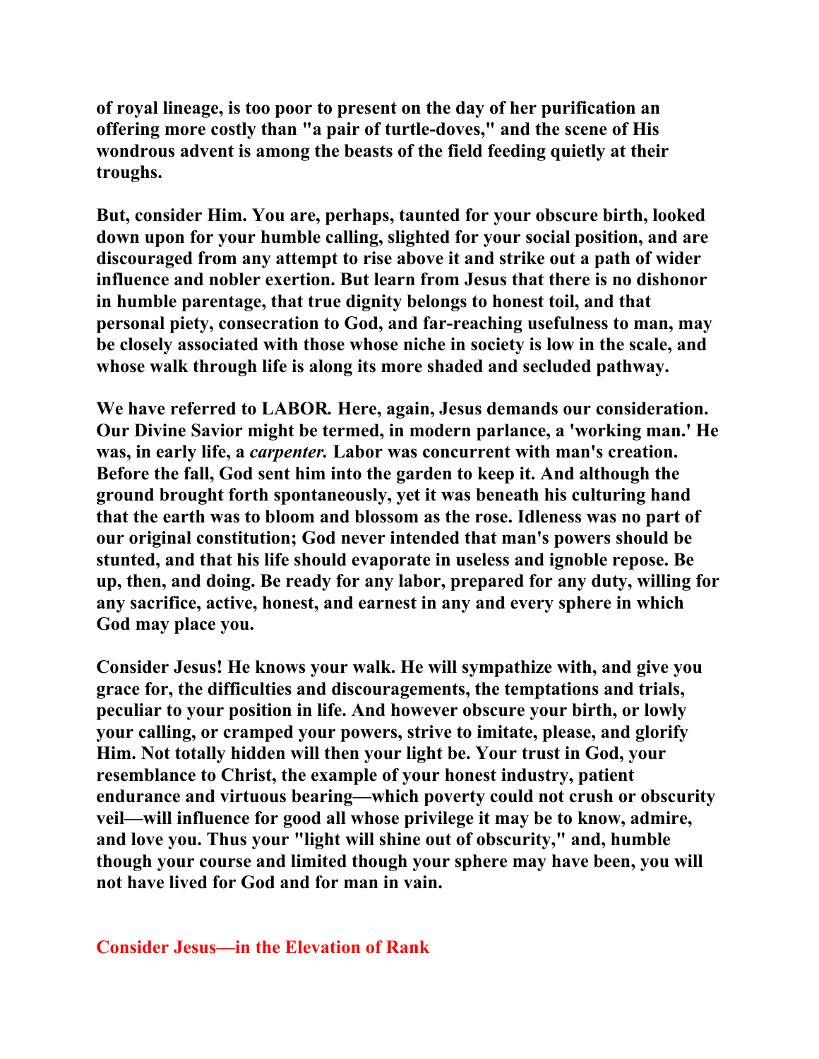**of royal lineage, is too poor to present on the day of her purification an offering more costly than "a pair of turtle-doves," and the scene of His wondrous advent is among the beasts of the field feeding quietly at their troughs.**

**But, consider Him. You are, perhaps, taunted for your obscure birth, looked down upon for your humble calling, slighted for your social position, and are discouraged from any attempt to rise above it and strike out a path of wider influence and nobler exertion. But learn from Jesus that there is no dishonor in humble parentage, that true dignity belongs to honest toil, and that personal piety, consecration to God, and far-reaching usefulness to man, may be closely associated with those whose niche in society is low in the scale, and whose walk through life is along its more shaded and secluded pathway.**

**We have referred to LABOR. Here, again, Jesus demands our consideration. Our Divine Savior might be termed, in modern parlance, a 'working man.' He was, in early life, a *carpenter.* Labor was concurrent with man's creation. Before the fall, God sent him into the garden to keep it. And although the ground brought forth spontaneously, yet it was beneath his culturing hand that the earth was to bloom and blossom as the rose. Idleness was no part of our original constitution; God never intended that man's powers should be stunted, and that his life should evaporate in useless and ignoble repose. Be up, then, and doing. Be ready for any labor, prepared for any duty, willing for any sacrifice, active, honest, and earnest in any and every sphere in which God may place you.**

**Consider Jesus! He knows your walk. He will sympathize with, and give you grace for, the difficulties and discouragements, the temptations and trials, peculiar to your position in life. And however obscure your birth, or lowly your calling, or cramped your powers, strive to imitate, please, and glorify Him. Not totally hidden will then your light be. Your trust in God, your resemblance to Christ, the example of your honest industry, patient endurance and virtuous bearing—which poverty could not crush or obscurity veil—will influence for good all whose privilege it may be to know, admire, and love you. Thus your "light will shine out of obscurity," and, humble though your course and limited though your sphere may have been, you will not have lived for God and for man in vain.**

## Consider Jesus—in the Elevation of Rank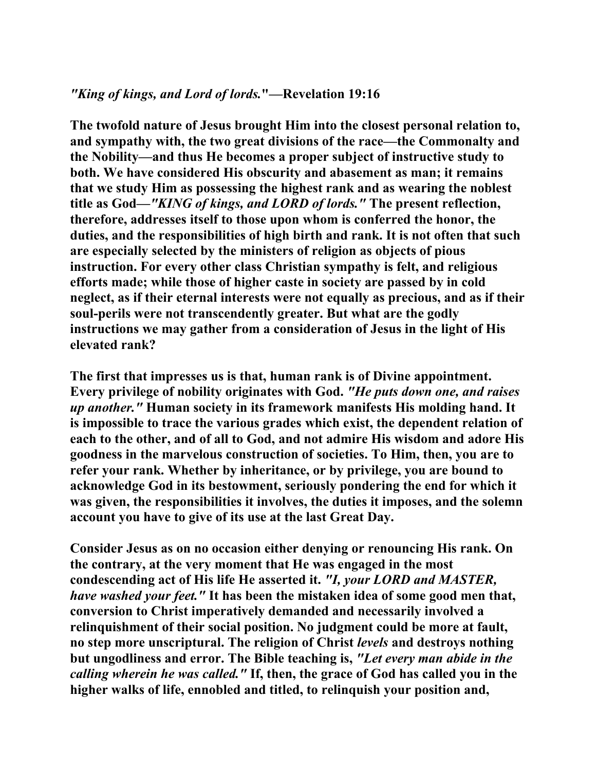***"King of kings, and Lord of lords."*—Revelation 19:16**

**The twofold nature of Jesus brought Him into the closest personal relation to, and sympathy with, the two great divisions of the race—the Commonalty and the Nobility—and thus He becomes a proper subject of instructive study to both. We have considered His obscurity and abasement as man; it remains that we study Him as possessing the highest rank and as wearing the noblest title as God—*"KING of kings, and LORD of lords."* The present reflection, therefore, addresses itself to those upon whom is conferred the honor, the duties, and the responsibilities of high birth and rank. It is not often that such are especially selected by the ministers of religion as objects of pious instruction. For every other class Christian sympathy is felt, and religious efforts made; while those of higher caste in society are passed by in cold neglect, as if their eternal interests were not equally as precious, and as if their soul-perils were not transcendently greater. But what are the godly instructions we may gather from a consideration of Jesus in the light of His elevated rank?**

**The first that impresses us is that, human rank is of Divine appointment. Every privilege of nobility originates with God. *"He puts down one, and raises up another."* Human society in its framework manifests His molding hand. It is impossible to trace the various grades which exist, the dependent relation of each to the other, and of all to God, and not admire His wisdom and adore His goodness in the marvelous construction of societies. To Him, then, you are to refer your rank. Whether by inheritance, or by privilege, you are bound to acknowledge God in its bestowment, seriously pondering the end for which it was given, the responsibilities it involves, the duties it imposes, and the solemn account you have to give of its use at the last Great Day.**

**Consider Jesus as on no occasion either denying or renouncing His rank. On the contrary, at the very moment that He was engaged in the most condescending act of His life He asserted it. *"I, your LORD and MASTER, have washed your feet."* It has been the mistaken idea of some good men that, conversion to Christ imperatively demanded and necessarily involved a relinquishment of their social position. No judgment could be more at fault, no step more unscriptural. The religion of Christ *levels* and destroys nothing but ungodliness and error. The Bible teaching is, *"Let every man abide in the calling wherein he was called."* If, then, the grace of God has called you in the higher walks of life, ennobled and titled, to relinquish your position and,**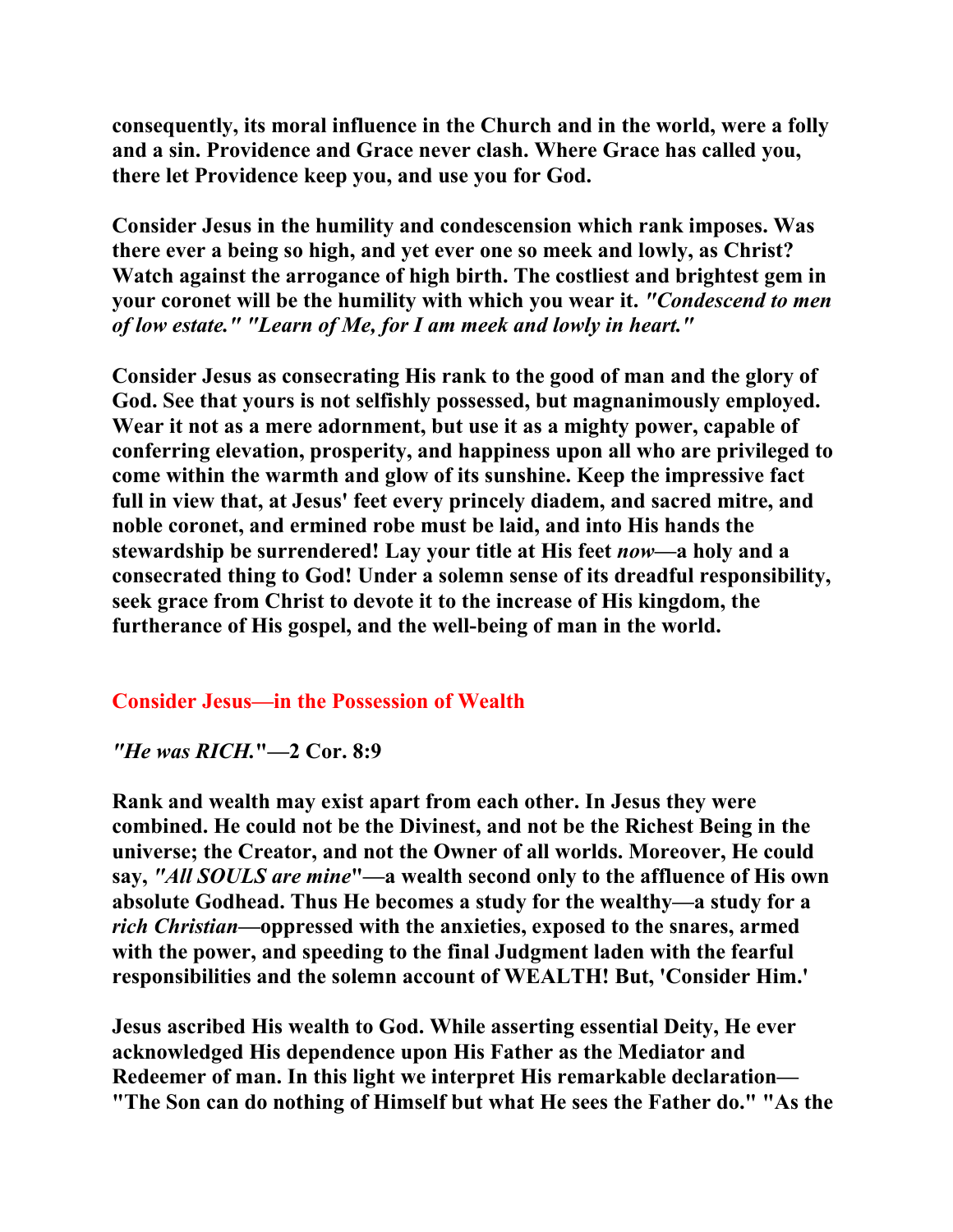**consequently, its moral influence in the Church and in the world, were a folly and a sin. Providence and Grace never clash. Where Grace has called you, there let Providence keep you, and use you for God.**

**Consider Jesus in the humility and condescension which rank imposes. Was there ever a being so high, and yet ever one so meek and lowly, as Christ? Watch against the arrogance of high birth. The costliest and brightest gem in your coronet will be the humility with which you wear it. *"Condescend to men of low estate." "Learn of Me, for I am meek and lowly in heart."***

**Consider Jesus as consecrating His rank to the good of man and the glory of God. See that yours is not selfishly possessed, but magnanimously employed. Wear it not as a mere adornment, but use it as a mighty power, capable of conferring elevation, prosperity, and happiness upon all who are privileged to come within the warmth and glow of its sunshine. Keep the impressive fact full in view that, at Jesus' feet every princely diadem, and sacred mitre, and noble coronet, and ermined robe must be laid, and into His hands the stewardship be surrendered! Lay your title at His feet *now*—a holy and a consecrated thing to God! Under a solemn sense of its dreadful responsibility, seek grace from Christ to devote it to the increase of His kingdom, the furtherance of His gospel, and the well-being of man in the world.**

## Consider Jesus—in the Possession of Wealth

***"He was RICH.*"—2 Cor. 8:9**

**Rank and wealth may exist apart from each other. In Jesus they were combined. He could not be the Divinest, and not be the Richest Being in the universe; the Creator, and not the Owner of all worlds. Moreover, He could say, *"All SOULS are mine*"—a wealth second only to the affluence of His own absolute Godhead. Thus He becomes a study for the wealthy—a study for a *rich Christian*—oppressed with the anxieties, exposed to the snares, armed with the power, and speeding to the final Judgment laden with the fearful responsibilities and the solemn account of WEALTH! But, 'Consider Him.'**

**Jesus ascribed His wealth to God. While asserting essential Deity, He ever acknowledged His dependence upon His Father as the Mediator and Redeemer of man. In this light we interpret His remarkable declaration—"The Son can do nothing of Himself but what He sees the Father do." "As the**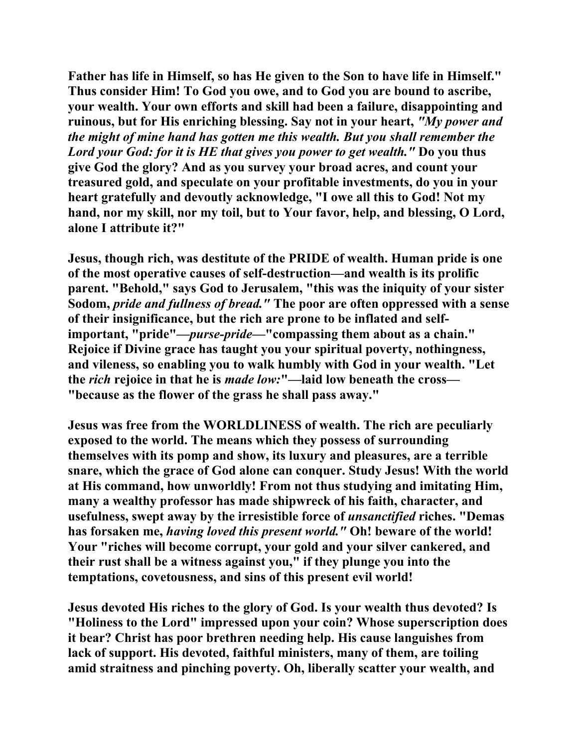Father has life in Himself, so has He given to the Son to have life in Himself." Thus consider Him! To God you owe, and to God you are bound to ascribe, your wealth. Your own efforts and skill had been a failure, disappointing and ruinous, but for His enriching blessing. Say not in your heart, *"My power and the might of mine hand has gotten me this wealth. But you shall remember the Lord your God: for it is HE that gives you power to get wealth."* Do you thus give God the glory? And as you survey your broad acres, and count your treasured gold, and speculate on your profitable investments, do you in your heart gratefully and devoutly acknowledge, "I owe all this to God! Not my hand, nor my skill, nor my toil, but to Your favor, help, and blessing, O Lord, alone I attribute it?"

Jesus, though rich, was destitute of the PRIDE of wealth. Human pride is one of the most operative causes of self-destruction—and wealth is its prolific parent. "Behold," says God to Jerusalem, "this was the iniquity of your sister Sodom, *pride and fullness of bread."* The poor are often oppressed with a sense of their insignificance, but the rich are prone to be inflated and self-important, "pride"—*purse-pride*—"compassing them about as a chain." Rejoice if Divine grace has taught you your spiritual poverty, nothingness, and vileness, so enabling you to walk humbly with God in your wealth. "Let the *rich* rejoice in that he is *made low:*"—laid low beneath the cross—"because as the flower of the grass he shall pass away."

Jesus was free from the WORLDLINESS of wealth. The rich are peculiarly exposed to the world. The means which they possess of surrounding themselves with its pomp and show, its luxury and pleasures, are a terrible snare, which the grace of God alone can conquer. Study Jesus! With the world at His command, how unworldly! From not thus studying and imitating Him, many a wealthy professor has made shipwreck of his faith, character, and usefulness, swept away by the irresistible force of *unsanctified* riches. "Demas has forsaken me, *having loved this present world."* Oh! beware of the world! Your "riches will become corrupt, your gold and your silver cankered, and their rust shall be a witness against you," if they plunge you into the temptations, covetousness, and sins of this present evil world!

Jesus devoted His riches to the glory of God. Is your wealth thus devoted? Is "Holiness to the Lord" impressed upon your coin? Whose superscription does it bear? Christ has poor brethren needing help. His cause languishes from lack of support. His devoted, faithful ministers, many of them, are toiling amid straitness and pinching poverty. Oh, liberally scatter your wealth, and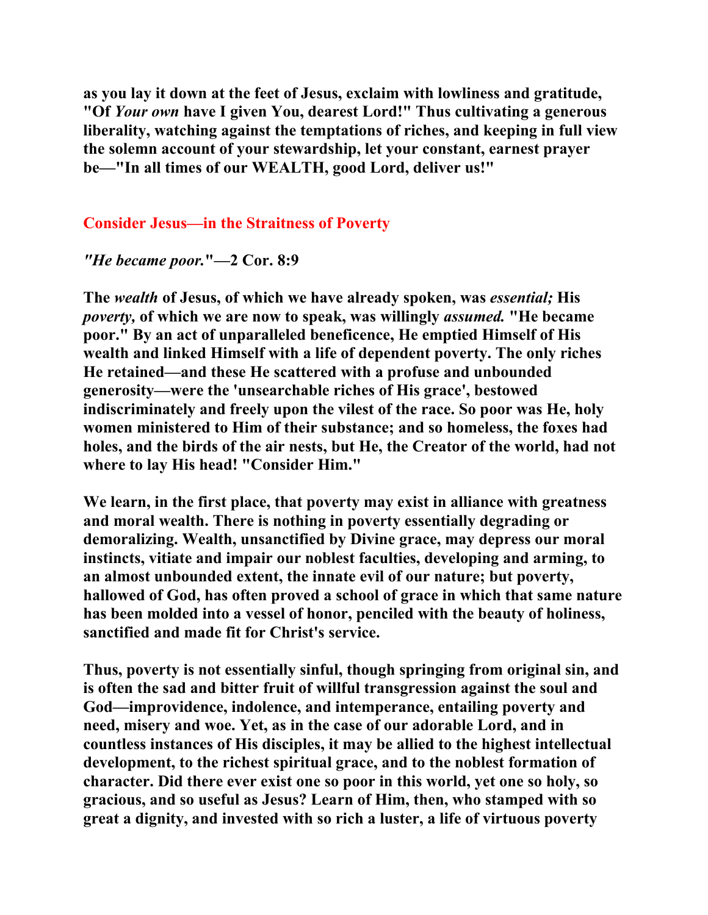**as you lay it down at the feet of Jesus, exclaim with lowliness and gratitude, "Of *Your own* have I given You, dearest Lord!" Thus cultivating a generous liberality, watching against the temptations of riches, and keeping in full view the solemn account of your stewardship, let your constant, earnest prayer be—"In all times of our WEALTH, good Lord, deliver us!"**

## Consider Jesus—in the Straitness of Poverty

***"He became poor."*—2 Cor. 8:9**

**The *wealth* of Jesus, of which we have already spoken, was *essential;* His *poverty,* of which we are now to speak, was willingly *assumed.* "He became poor." By an act of unparalleled beneficence, He emptied Himself of His wealth and linked Himself with a life of dependent poverty. The only riches He retained—and these He scattered with a profuse and unbounded generosity—were the 'unsearchable riches of His grace', bestowed indiscriminately and freely upon the vilest of the race. So poor was He, holy women ministered to Him of their substance; and so homeless, the foxes had holes, and the birds of the air nests, but He, the Creator of the world, had not where to lay His head! "Consider Him."**

**We learn, in the first place, that poverty may exist in alliance with greatness and moral wealth. There is nothing in poverty essentially degrading or demoralizing. Wealth, unsanctified by Divine grace, may depress our moral instincts, vitiate and impair our noblest faculties, developing and arming, to an almost unbounded extent, the innate evil of our nature; but poverty, hallowed of God, has often proved a school of grace in which that same nature has been molded into a vessel of honor, penciled with the beauty of holiness, sanctified and made fit for Christ's service.**

**Thus, poverty is not essentially sinful, though springing from original sin, and is often the sad and bitter fruit of willful transgression against the soul and God—improvidence, indolence, and intemperance, entailing poverty and need, misery and woe. Yet, as in the case of our adorable Lord, and in countless instances of His disciples, it may be allied to the highest intellectual development, to the richest spiritual grace, and to the noblest formation of character. Did there ever exist one so poor in this world, yet one so holy, so gracious, and so useful as Jesus? Learn of Him, then, who stamped with so great a dignity, and invested with so rich a luster, a life of virtuous poverty**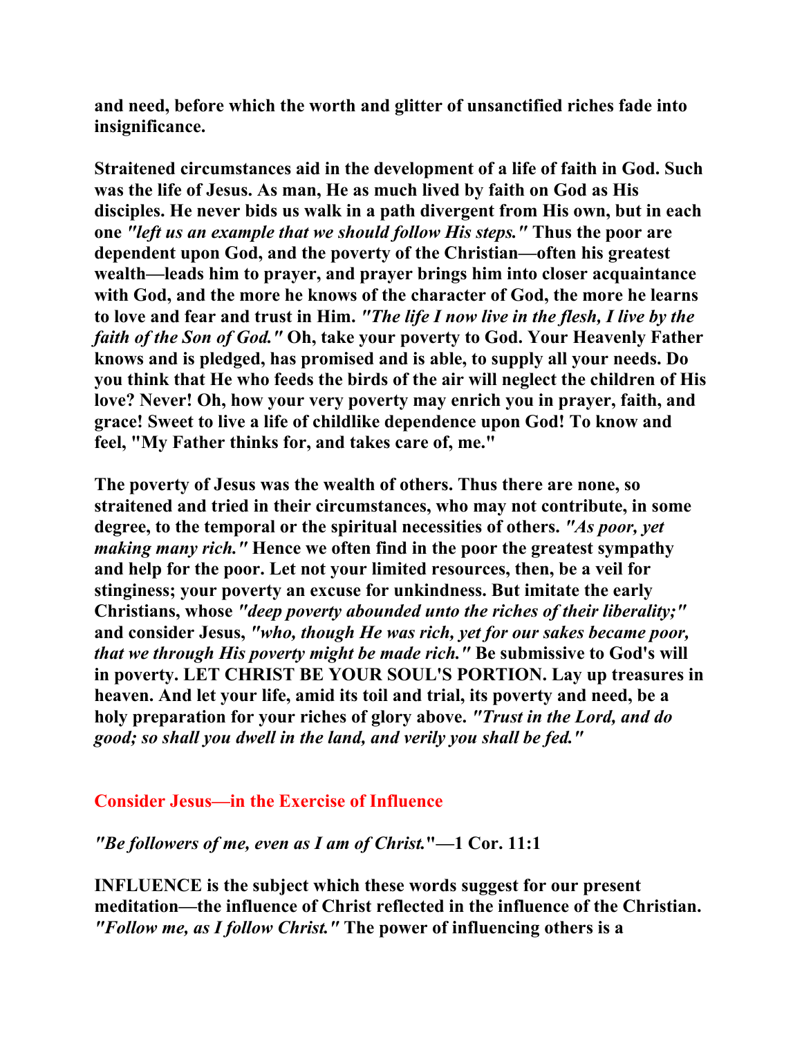**and need, before which the worth and glitter of unsanctified riches fade into insignificance.**

**Straitened circumstances aid in the development of a life of faith in God. Such was the life of Jesus. As man, He as much lived by faith on God as His disciples. He never bids us walk in a path divergent from His own, but in each one *"left us an example that we should follow His steps."* Thus the poor are dependent upon God, and the poverty of the Christian—often his greatest wealth—leads him to prayer, and prayer brings him into closer acquaintance with God, and the more he knows of the character of God, the more he learns to love and fear and trust in Him. *"The life I now live in the flesh, I live by the faith of the Son of God."* Oh, take your poverty to God. Your Heavenly Father knows and is pledged, has promised and is able, to supply all your needs. Do you think that He who feeds the birds of the air will neglect the children of His love? Never! Oh, how your very poverty may enrich you in prayer, faith, and grace! Sweet to live a life of childlike dependence upon God! To know and feel, "My Father thinks for, and takes care of, me."**

**The poverty of Jesus was the wealth of others. Thus there are none, so straitened and tried in their circumstances, who may not contribute, in some degree, to the temporal or the spiritual necessities of others. *"As poor, yet making many rich."* Hence we often find in the poor the greatest sympathy and help for the poor. Let not your limited resources, then, be a veil for stinginess; your poverty an excuse for unkindness. But imitate the early Christians, whose *"deep poverty abounded unto the riches of their liberality;"* and consider Jesus, *"who, though He was rich, yet for our sakes became poor, that we through His poverty might be made rich."* Be submissive to God's will in poverty. LET CHRIST BE YOUR SOUL'S PORTION. Lay up treasures in heaven. And let your life, amid its toil and trial, its poverty and need, be a holy preparation for your riches of glory above. *"Trust in the Lord, and do good; so shall you dwell in the land, and verily you shall be fed."***

## Consider Jesus—in the Exercise of Influence

***"Be followers of me, even as I am of Christ.*"—1 Cor. 11:1**

**INFLUENCE is the subject which these words suggest for our present meditation—the influence of Christ reflected in the influence of the Christian. *"Follow me, as I follow Christ."* The power of influencing others is a**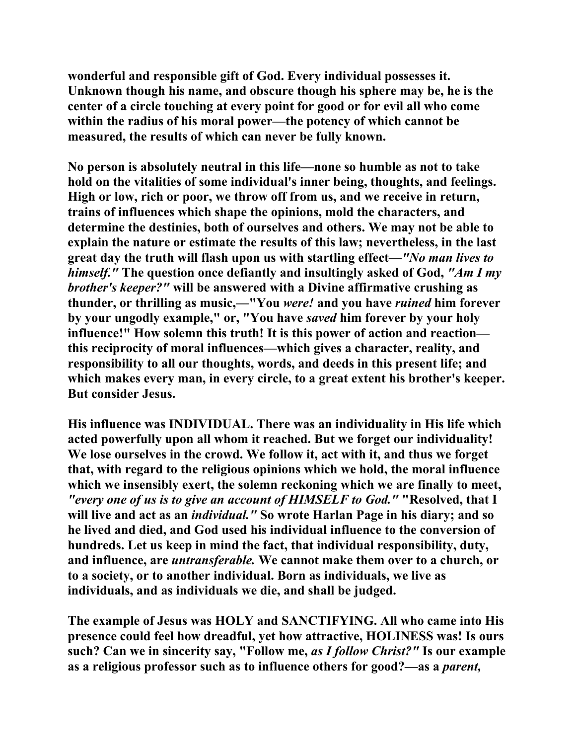**wonderful and responsible gift of God. Every individual possesses it. Unknown though his name, and obscure though his sphere may be, he is the center of a circle touching at every point for good or for evil all who come within the radius of his moral power—the potency of which cannot be measured, the results of which can never be fully known.**

**No person is absolutely neutral in this life—none so humble as not to take hold on the vitalities of some individual's inner being, thoughts, and feelings. High or low, rich or poor, we throw off from us, and we receive in return, trains of influences which shape the opinions, mold the characters, and determine the destinies, both of ourselves and others. We may not be able to explain the nature or estimate the results of this law; nevertheless, in the last great day the truth will flash upon us with startling effect—*"No man lives to himself."* The question once defiantly and insultingly asked of God, *"Am I my brother's keeper?"* will be answered with a Divine affirmative crushing as thunder, or thrilling as music,—"You *were!* and you have *ruined* him forever by your ungodly example," or, "You have *saved* him forever by your holy influence!" How solemn this truth! It is this power of action and reaction—this reciprocity of moral influences—which gives a character, reality, and responsibility to all our thoughts, words, and deeds in this present life; and which makes every man, in every circle, to a great extent his brother's keeper. But consider Jesus.**

**His influence was INDIVIDUAL. There was an individuality in His life which acted powerfully upon all whom it reached. But we forget our individuality! We lose ourselves in the crowd. We follow it, act with it, and thus we forget that, with regard to the religious opinions which we hold, the moral influence which we insensibly exert, the solemn reckoning which we are finally to meet, *"every one of us is to give an account of HIMSELF to God."* "Resolved, that I will live and act as an *individual."* So wrote Harlan Page in his diary; and so he lived and died, and God used his individual influence to the conversion of hundreds. Let us keep in mind the fact, that individual responsibility, duty, and influence, are *untransferable.* We cannot make them over to a church, or to a society, or to another individual. Born as individuals, we live as individuals, and as individuals we die, and shall be judged.**

**The example of Jesus was HOLY and SANCTIFYING. All who came into His presence could feel how dreadful, yet how attractive, HOLINESS was! Is ours such? Can we in sincerity say, "Follow me, *as I follow Christ?"* Is our example as a religious professor such as to influence others for good?—as a *parent,***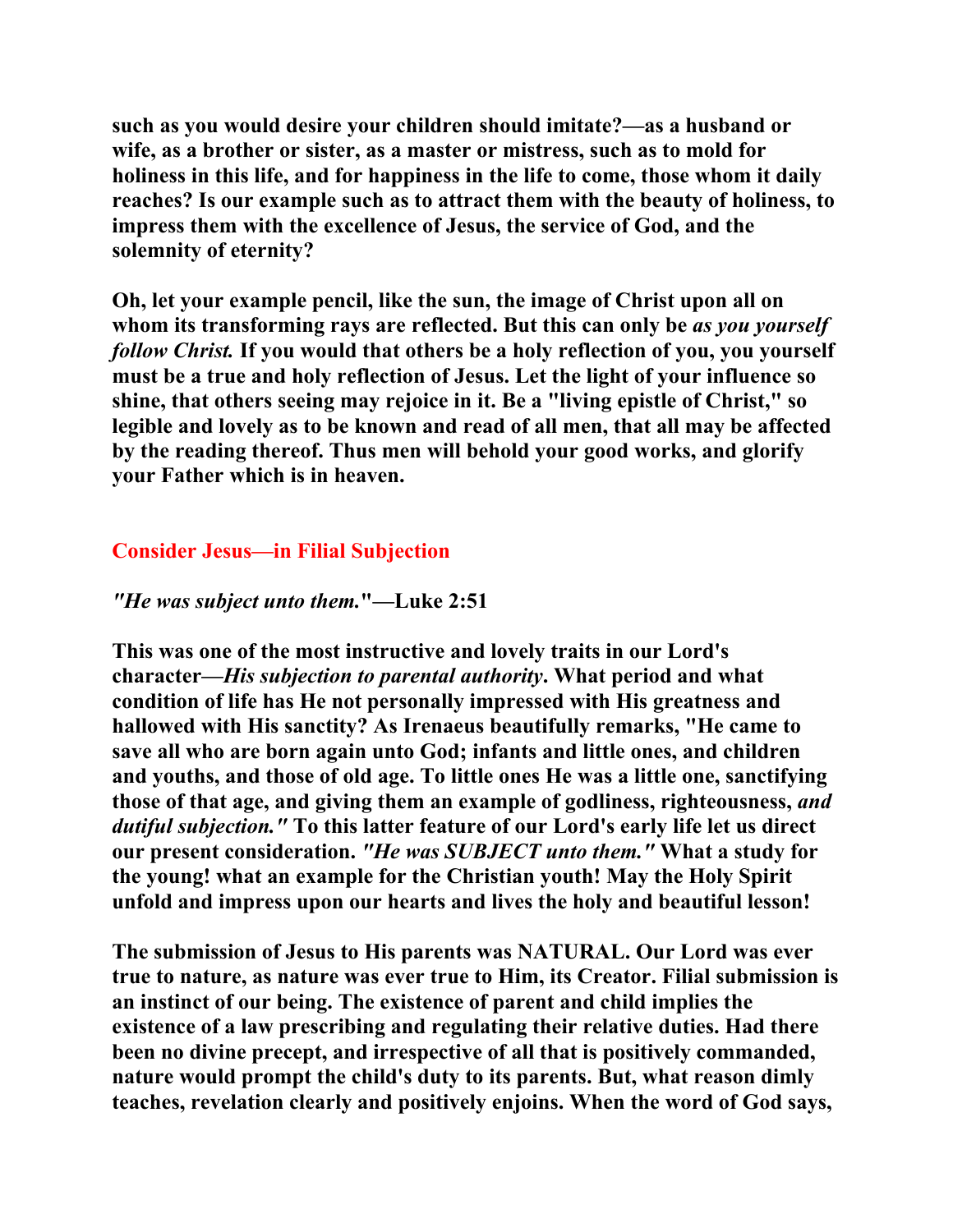**such as you would desire your children should imitate?—as a husband or wife, as a brother or sister, as a master or mistress, such as to mold for holiness in this life, and for happiness in the life to come, those whom it daily reaches? Is our example such as to attract them with the beauty of holiness, to impress them with the excellence of Jesus, the service of God, and the solemnity of eternity?**

**Oh, let your example pencil, like the sun, the image of Christ upon all on whom its transforming rays are reflected. But this can only be *as you yourself follow Christ.* If you would that others be a holy reflection of you, you yourself must be a true and holy reflection of Jesus. Let the light of your influence so shine, that others seeing may rejoice in it. Be a "living epistle of Christ," so legible and lovely as to be known and read of all men, that all may be affected by the reading thereof. Thus men will behold your good works, and glorify your Father which is in heaven.**

## Consider Jesus—in Filial Subjection

***"He was subject unto them."*—Luke 2:51**

**This was one of the most instructive and lovely traits in our Lord's character—*His subjection to parental authority*. What period and what condition of life has He not personally impressed with His greatness and hallowed with His sanctity? As Irenaeus beautifully remarks, "He came to save all who are born again unto God; infants and little ones, and children and youths, and those of old age. To little ones He was a little one, sanctifying those of that age, and giving them an example of godliness, righteousness, *and dutiful subjection."* To this latter feature of our Lord's early life let us direct our present consideration. *"He was SUBJECT unto them."* What a study for the young! what an example for the Christian youth! May the Holy Spirit unfold and impress upon our hearts and lives the holy and beautiful lesson!**

**The submission of Jesus to His parents was NATURAL. Our Lord was ever true to nature, as nature was ever true to Him, its Creator. Filial submission is an instinct of our being. The existence of parent and child implies the existence of a law prescribing and regulating their relative duties. Had there been no divine precept, and irrespective of all that is positively commanded, nature would prompt the child's duty to its parents. But, what reason dimly teaches, revelation clearly and positively enjoins. When the word of God says,**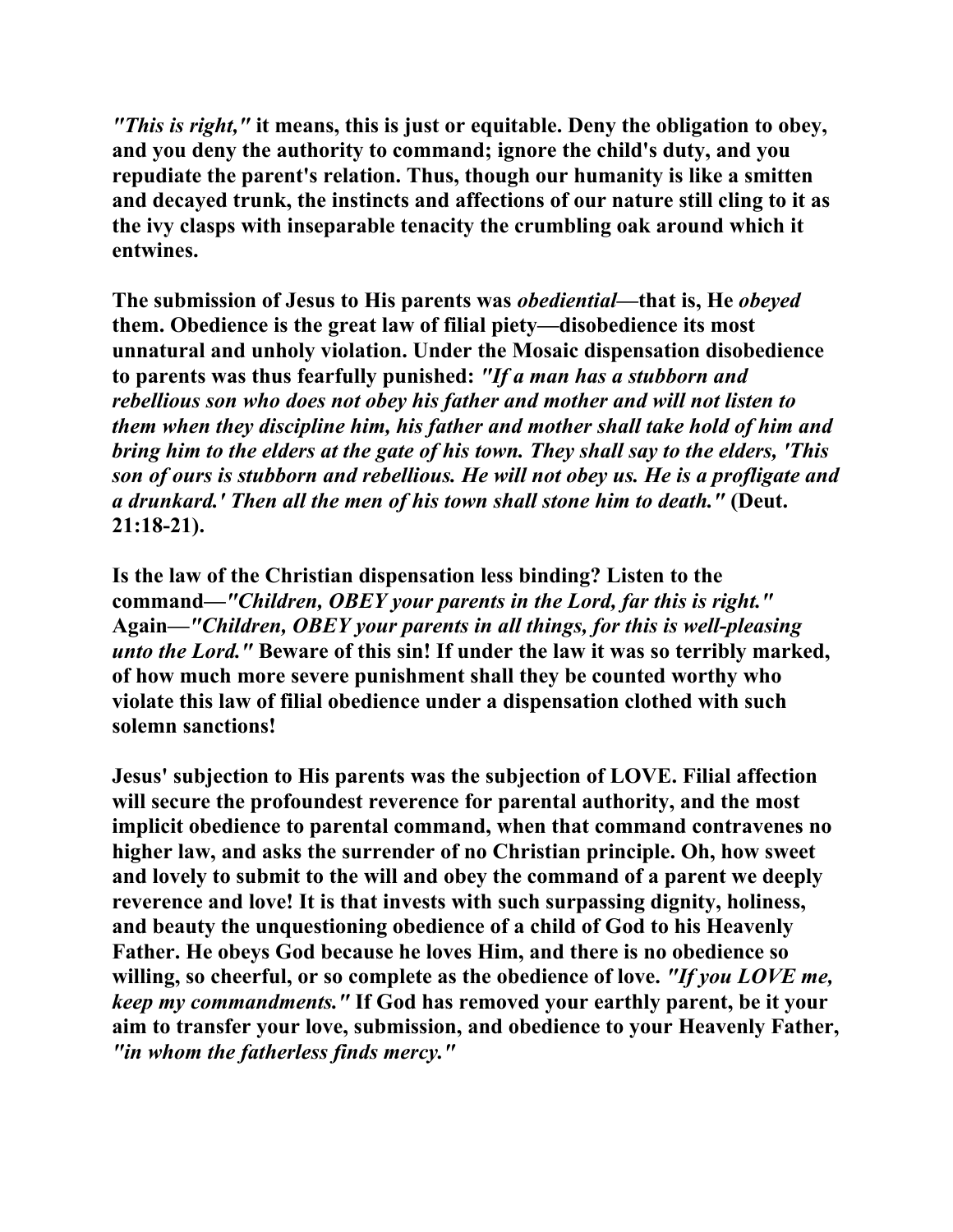*"This is right,"* **it means, this is just or equitable. Deny the obligation to obey, and you deny the authority to command; ignore the child's duty, and you repudiate the parent's relation. Thus, though our humanity is like a smitten and decayed trunk, the instincts and affections of our nature still cling to it as the ivy clasps with inseparable tenacity the crumbling oak around which it entwines.**

**The submission of Jesus to His parents was** ***obediential*****—that is, He** ***obeyed*** **them. Obedience is the great law of filial piety—disobedience its most unnatural and unholy violation. Under the Mosaic dispensation disobedience to parents was thus fearfully punished:** *"If a man has a stubborn and rebellious son who does not obey his father and mother and will not listen to them when they discipline him, his father and mother shall take hold of him and bring him to the elders at the gate of his town. They shall say to the elders, 'This son of ours is stubborn and rebellious. He will not obey us. He is a profligate and a drunkard.' Then all the men of his town shall stone him to death."* **(Deut. 21:18-21).**

**Is the law of the Christian dispensation less binding? Listen to the command—***"Children, OBEY your parents in the Lord, far this is right."* **Again—***"Children, OBEY your parents in all things, for this is well-pleasing unto the Lord."* **Beware of this sin! If under the law it was so terribly marked, of how much more severe punishment shall they be counted worthy who violate this law of filial obedience under a dispensation clothed with such solemn sanctions!**

**Jesus' subjection to His parents was the subjection of LOVE. Filial affection will secure the profoundest reverence for parental authority, and the most implicit obedience to parental command, when that command contravenes no higher law, and asks the surrender of no Christian principle. Oh, how sweet and lovely to submit to the will and obey the command of a parent we deeply reverence and love! It is that invests with such surpassing dignity, holiness, and beauty the unquestioning obedience of a child of God to his Heavenly Father. He obeys God because he loves Him, and there is no obedience so willing, so cheerful, or so complete as the obedience of love.** *"If you LOVE me, keep my commandments."* **If God has removed your earthly parent, be it your aim to transfer your love, submission, and obedience to your Heavenly Father,** *"in whom the fatherless finds mercy."*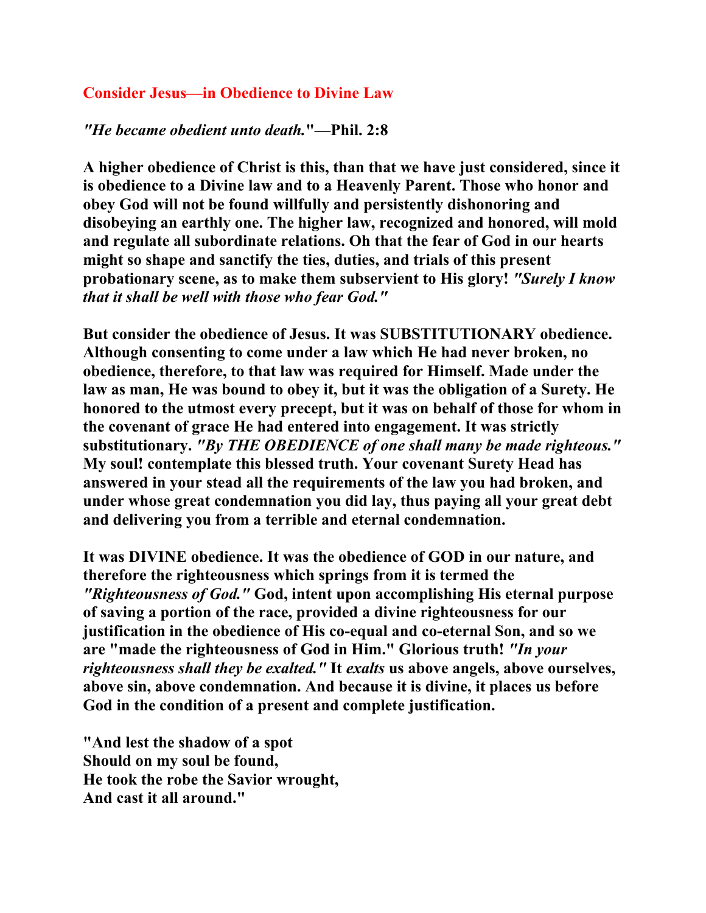## Consider Jesus—in Obedience to Divine Law

***"He became obedient unto death."*—Phil. 2:8**

**A higher obedience of Christ is this, than that we have just considered, since it is obedience to a Divine law and to a Heavenly Parent. Those who honor and obey God will not be found willfully and persistently dishonoring and disobeying an earthly one. The higher law, recognized and honored, will mold and regulate all subordinate relations. Oh that the fear of God in our hearts might so shape and sanctify the ties, duties, and trials of this present probationary scene, as to make them subservient to His glory! *"Surely I know that it shall be well with those who fear God."***

**But consider the obedience of Jesus. It was SUBSTITUTIONARY obedience. Although consenting to come under a law which He had never broken, no obedience, therefore, to that law was required for Himself. Made under the law as man, He was bound to obey it, but it was the obligation of a Surety. He honored to the utmost every precept, but it was on behalf of those for whom in the covenant of grace He had entered into engagement. It was strictly substitutionary. *"By THE OBEDIENCE of one shall many be made righteous."* My soul! contemplate this blessed truth. Your covenant Surety Head has answered in your stead all the requirements of the law you had broken, and under whose great condemnation you did lay, thus paying all your great debt and delivering you from a terrible and eternal condemnation.**

**It was DIVINE obedience. It was the obedience of GOD in our nature, and therefore the righteousness which springs from it is termed the *"Righteousness of God."* God, intent upon accomplishing His eternal purpose of saving a portion of the race, provided a divine righteousness for our justification in the obedience of His co-equal and co-eternal Son, and so we are "made the righteousness of God in Him." Glorious truth! *"In your righteousness shall they be exalted."* It *exalts* us above angels, above ourselves, above sin, above condemnation. And because it is divine, it places us before God in the condition of a present and complete justification.**

**"And lest the shadow of a spot  
Should on my soul be found,  
He took the robe the Savior wrought,  
And cast it all around."**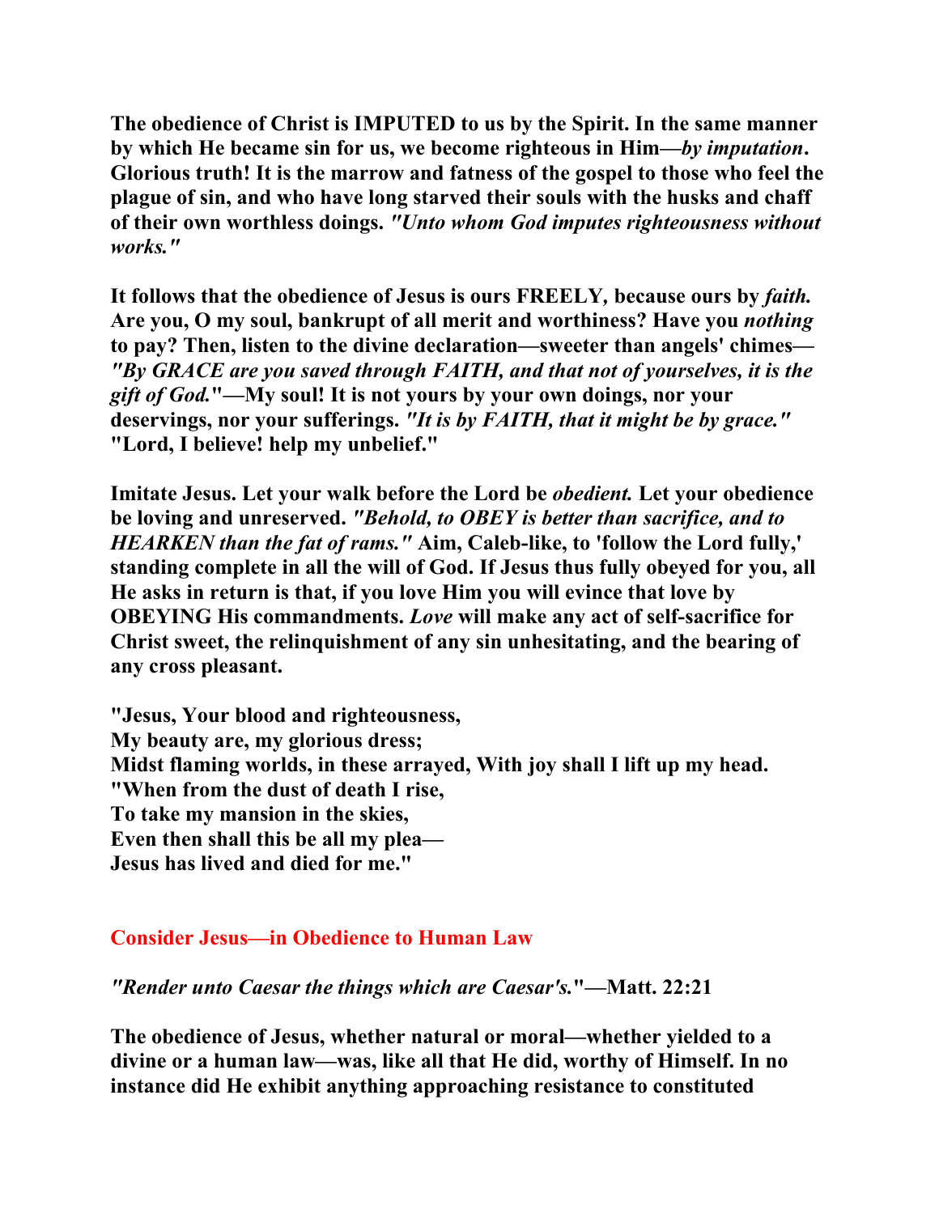**The obedience of Christ is IMPUTED to us by the Spirit. In the same manner by which He became sin for us, we become righteous in Him—*by imputation*. Glorious truth! It is the marrow and fatness of the gospel to those who feel the plague of sin, and who have long starved their souls with the husks and chaff of their own worthless doings. *"Unto whom God imputes righteousness without works."***

**It follows that the obedience of Jesus is ours FREELY, because ours by *faith.* Are you, O my soul, bankrupt of all merit and worthiness? Have you *nothing* to pay? Then, listen to the divine declaration—sweeter than angels' chimes—*"By GRACE are you saved through FAITH, and that not of yourselves, it is the gift of God."*—My soul! It is not yours by your own doings, nor your deservings, nor your sufferings. *"It is by FAITH, that it might be by grace."* "Lord, I believe! help my unbelief."**

**Imitate Jesus. Let your walk before the Lord be *obedient.* Let your obedience be loving and unreserved. *"Behold, to OBEY is better than sacrifice, and to HEARKEN than the fat of rams."* Aim, Caleb-like, to 'follow the Lord fully,' standing complete in all the will of God. If Jesus thus fully obeyed for you, all He asks in return is that, if you love Him you will evince that love by OBEYING His commandments. *Love* will make any act of self-sacrifice for Christ sweet, the relinquishment of any sin unhesitating, and the bearing of any cross pleasant.**

**"Jesus, Your blood and righteousness,**
**My beauty are, my glorious dress;**
**Midst flaming worlds, in these arrayed, With joy shall I lift up my head.**
**"When from the dust of death I rise,**
**To take my mansion in the skies,**
**Even then shall this be all my plea—**
**Jesus has lived and died for me."**

## Consider Jesus—in Obedience to Human Law

***"Render unto Caesar the things which are Caesar's."*—Matt. 22:21**

**The obedience of Jesus, whether natural or moral—whether yielded to a divine or a human law—was, like all that He did, worthy of Himself. In no instance did He exhibit anything approaching resistance to constituted**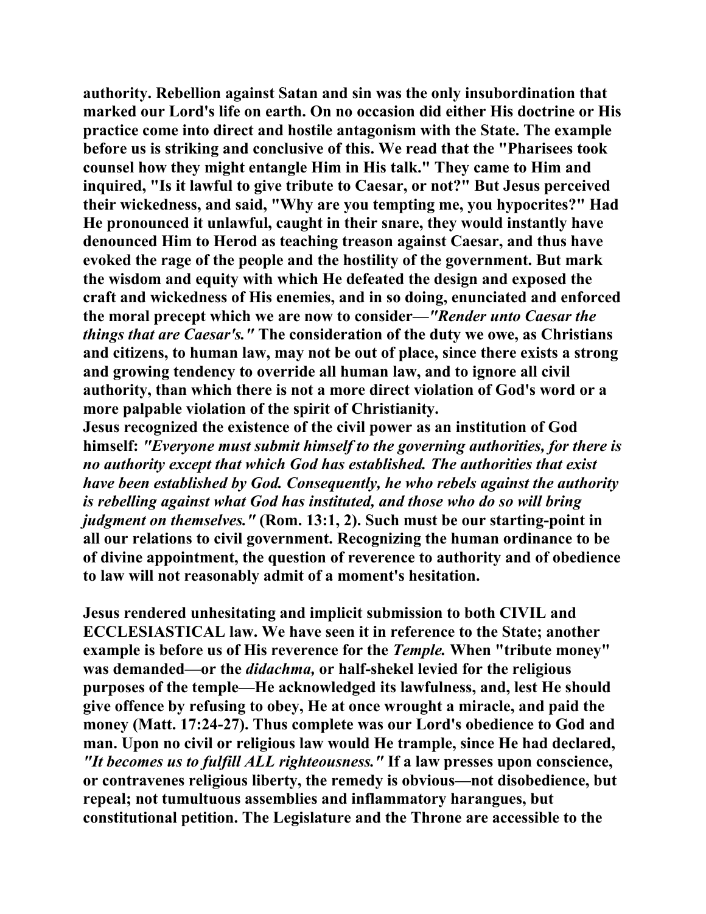**authority. Rebellion against Satan and sin was the only insubordination that marked our Lord's life on earth. On no occasion did either His doctrine or His practice come into direct and hostile antagonism with the State. The example before us is striking and conclusive of this. We read that the "Pharisees took counsel how they might entangle Him in His talk." They came to Him and inquired, "Is it lawful to give tribute to Caesar, or not?" But Jesus perceived their wickedness, and said, "Why are you tempting me, you hypocrites?" Had He pronounced it unlawful, caught in their snare, they would instantly have denounced Him to Herod as teaching treason against Caesar, and thus have evoked the rage of the people and the hostility of the government. But mark the wisdom and equity with which He defeated the design and exposed the craft and wickedness of His enemies, and in so doing, enunciated and enforced the moral precept which we are now to consider—*"Render unto Caesar the things that are Caesar's."* The consideration of the duty we owe, as Christians and citizens, to human law, may not be out of place, since there exists a strong and growing tendency to override all human law, and to ignore all civil authority, than which there is not a more direct violation of God's word or a more palpable violation of the spirit of Christianity.**

**Jesus recognized the existence of the civil power as an institution of God himself: *"Everyone must submit himself to the governing authorities, for there is no authority except that which God has established. The authorities that exist have been established by God. Consequently, he who rebels against the authority is rebelling against what God has instituted, and those who do so will bring judgment on themselves."* (Rom. 13:1, 2). Such must be our starting-point in all our relations to civil government. Recognizing the human ordinance to be of divine appointment, the question of reverence to authority and of obedience to law will not reasonably admit of a moment's hesitation.**

**Jesus rendered unhesitating and implicit submission to both CIVIL and ECCLESIASTICAL law. We have seen it in reference to the State; another example is before us of His reverence for the *Temple.* When "tribute money" was demanded—or the *didachma,* or half-shekel levied for the religious purposes of the temple—He acknowledged its lawfulness, and, lest He should give offence by refusing to obey, He at once wrought a miracle, and paid the money (Matt. 17:24-27). Thus complete was our Lord's obedience to God and man. Upon no civil or religious law would He trample, since He had declared, *"It becomes us to fulfill ALL righteousness."* If a law presses upon conscience, or contravenes religious liberty, the remedy is obvious—not disobedience, but repeal; not tumultuous assemblies and inflammatory harangues, but constitutional petition. The Legislature and the Throne are accessible to the**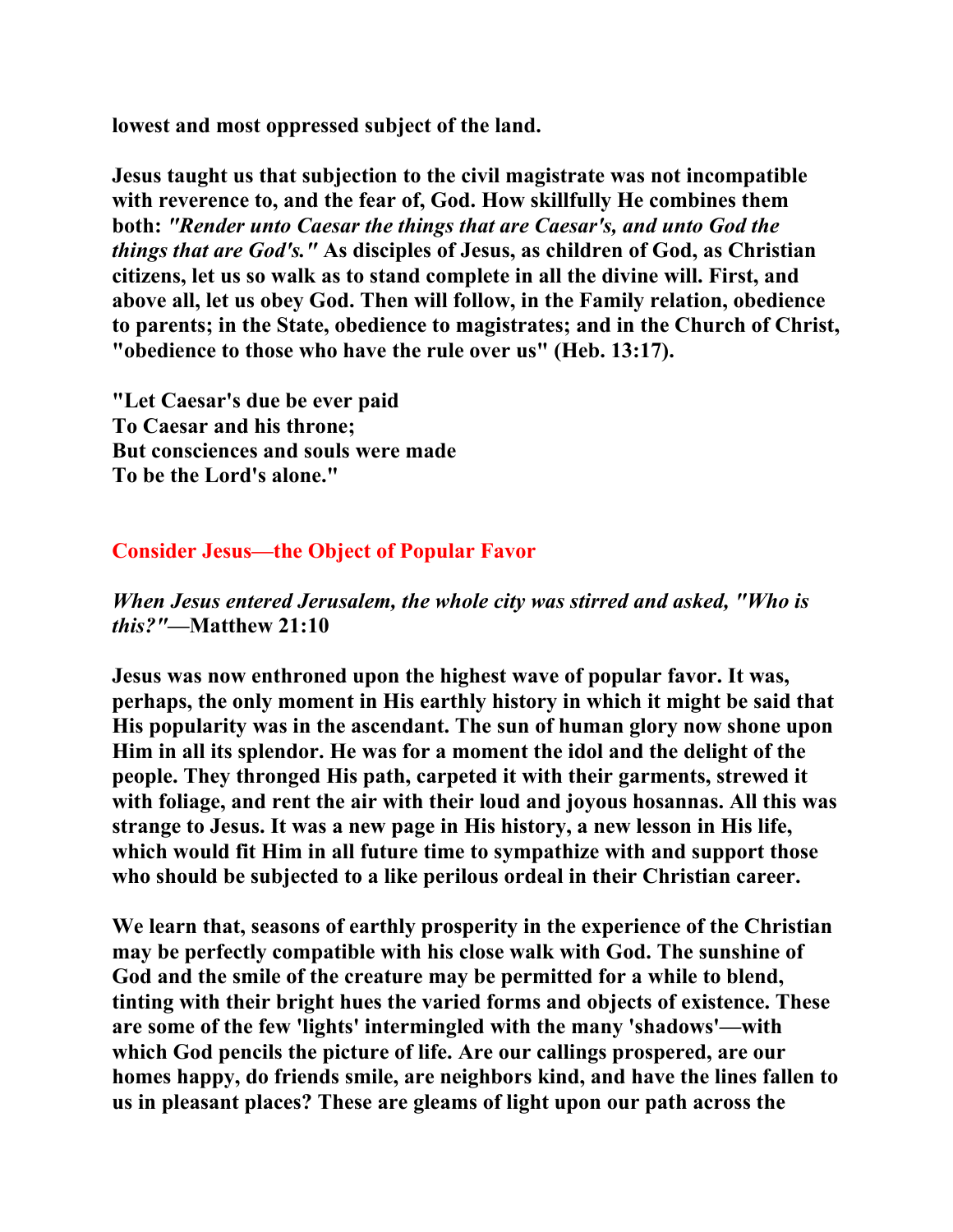**lowest and most oppressed subject of the land.**

**Jesus taught us that subjection to the civil magistrate was not incompatible with reverence to, and the fear of, God. How skillfully He combines them both:** ***"Render unto Caesar the things that are Caesar's, and unto God the things that are God's."*** **As disciples of Jesus, as children of God, as Christian citizens, let us so walk as to stand complete in all the divine will. First, and above all, let us obey God. Then will follow, in the Family relation, obedience to parents; in the State, obedience to magistrates; and in the Church of Christ, "obedience to those who have the rule over us" (Heb. 13:17).**

**"Let Caesar's due be ever paid**
**To Caesar and his throne;**
**But consciences and souls were made**
**To be the Lord's alone."**

## Consider Jesus—the Object of Popular Favor

***When Jesus entered Jerusalem, the whole city was stirred and asked, "Who is this?"*****—Matthew 21:10**

**Jesus was now enthroned upon the highest wave of popular favor. It was, perhaps, the only moment in His earthly history in which it might be said that His popularity was in the ascendant. The sun of human glory now shone upon Him in all its splendor. He was for a moment the idol and the delight of the people. They thronged His path, carpeted it with their garments, strewed it with foliage, and rent the air with their loud and joyous hosannas. All this was strange to Jesus. It was a new page in His history, a new lesson in His life, which would fit Him in all future time to sympathize with and support those who should be subjected to a like perilous ordeal in their Christian career.**

**We learn that, seasons of earthly prosperity in the experience of the Christian may be perfectly compatible with his close walk with God. The sunshine of God and the smile of the creature may be permitted for a while to blend, tinting with their bright hues the varied forms and objects of existence. These are some of the few 'lights' intermingled with the many 'shadows'—with which God pencils the picture of life. Are our callings prospered, are our homes happy, do friends smile, are neighbors kind, and have the lines fallen to us in pleasant places? These are gleams of light upon our path across the**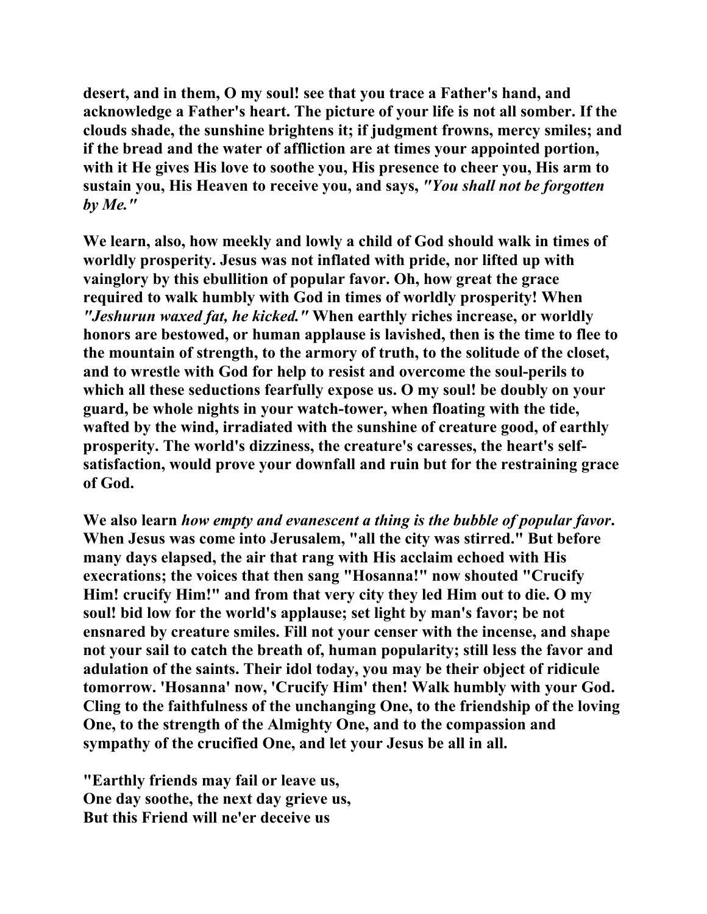**desert, and in them, O my soul! see that you trace a Father's hand, and acknowledge a Father's heart. The picture of your life is not all somber. If the clouds shade, the sunshine brightens it; if judgment frowns, mercy smiles; and if the bread and the water of affliction are at times your appointed portion, with it He gives His love to soothe you, His presence to cheer you, His arm to sustain you, His Heaven to receive you, and says, *"You shall not be forgotten by Me."***

**We learn, also, how meekly and lowly a child of God should walk in times of worldly prosperity. Jesus was not inflated with pride, nor lifted up with vainglory by this ebullition of popular favor. Oh, how great the grace required to walk humbly with God in times of worldly prosperity! When *"Jeshurun waxed fat, he kicked."* When earthly riches increase, or worldly honors are bestowed, or human applause is lavished, then is the time to flee to the mountain of strength, to the armory of truth, to the solitude of the closet, and to wrestle with God for help to resist and overcome the soul-perils to which all these seductions fearfully expose us. O my soul! be doubly on your guard, be whole nights in your watch-tower, when floating with the tide, wafted by the wind, irradiated with the sunshine of creature good, of earthly prosperity. The world's dizziness, the creature's caresses, the heart's self-satisfaction, would prove your downfall and ruin but for the restraining grace of God.**

**We also learn *how empty and evanescent a thing is the bubble of popular favor*. When Jesus was come into Jerusalem, "all the city was stirred." But before many days elapsed, the air that rang with His acclaim echoed with His execrations; the voices that then sang "Hosanna!" now shouted "Crucify Him! crucify Him!" and from that very city they led Him out to die. O my soul! bid low for the world's applause; set light by man's favor; be not ensnared by creature smiles. Fill not your censer with the incense, and shape not your sail to catch the breath of, human popularity; still less the favor and adulation of the saints. Their idol today, you may be their object of ridicule tomorrow. 'Hosanna' now, 'Crucify Him' then! Walk humbly with your God. Cling to the faithfulness of the unchanging One, to the friendship of the loving One, to the strength of the Almighty One, and to the compassion and sympathy of the crucified One, and let your Jesus be all in all.**

**"Earthly friends may fail or leave us,
One day soothe, the next day grieve us,
But this Friend will ne'er deceive us**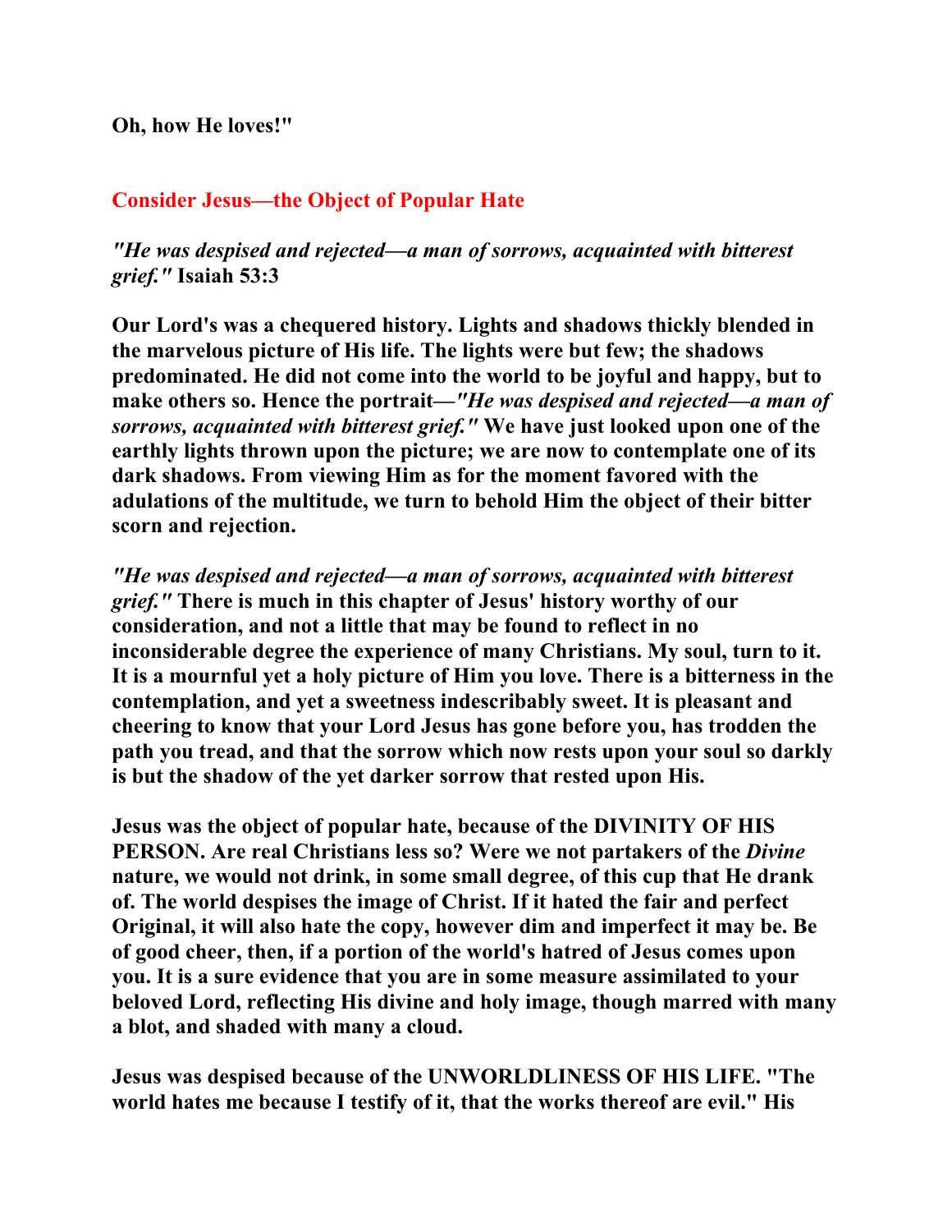**Oh, how He loves!"**

## Consider Jesus—the Object of Popular Hate

***"He was despised and rejected—a man of sorrows, acquainted with bitterest grief."* Isaiah 53:3**

**Our Lord's was a chequered history. Lights and shadows thickly blended in the marvelous picture of His life. The lights were but few; the shadows predominated. He did not come into the world to be joyful and happy, but to make others so. Hence the portrait—*"He was despised and rejected—a man of sorrows, acquainted with bitterest grief."* We have just looked upon one of the earthly lights thrown upon the picture; we are now to contemplate one of its dark shadows. From viewing Him as for the moment favored with the adulations of the multitude, we turn to behold Him the object of their bitter scorn and rejection.**

***"He was despised and rejected—a man of sorrows, acquainted with bitterest grief."* There is much in this chapter of Jesus' history worthy of our consideration, and not a little that may be found to reflect in no inconsiderable degree the experience of many Christians. My soul, turn to it. It is a mournful yet a holy picture of Him you love. There is a bitterness in the contemplation, and yet a sweetness indescribably sweet. It is pleasant and cheering to know that your Lord Jesus has gone before you, has trodden the path you tread, and that the sorrow which now rests upon your soul so darkly is but the shadow of the yet darker sorrow that rested upon His.**

**Jesus was the object of popular hate, because of the DIVINITY OF HIS PERSON. Are real Christians less so? Were we not partakers of the *Divine* nature, we would not drink, in some small degree, of this cup that He drank of. The world despises the image of Christ. If it hated the fair and perfect Original, it will also hate the copy, however dim and imperfect it may be. Be of good cheer, then, if a portion of the world's hatred of Jesus comes upon you. It is a sure evidence that you are in some measure assimilated to your beloved Lord, reflecting His divine and holy image, though marred with many a blot, and shaded with many a cloud.**

**Jesus was despised because of the UNWORLDLINESS OF HIS LIFE. "The world hates me because I testify of it, that the works thereof are evil." His**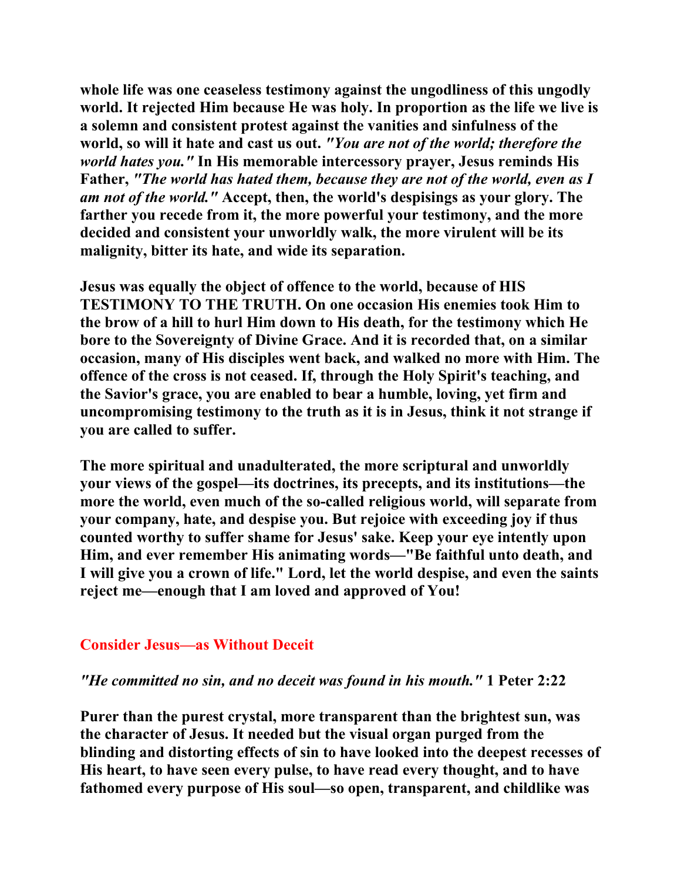**whole life was one ceaseless testimony against the ungodliness of this ungodly world. It rejected Him because He was holy. In proportion as the life we live is a solemn and consistent protest against the vanities and sinfulness of the world, so will it hate and cast us out. *"You are not of the world; therefore the world hates you."* In His memorable intercessory prayer, Jesus reminds His Father, *"The world has hated them, because they are not of the world, even as I am not of the world."* Accept, then, the world's despisings as your glory. The farther you recede from it, the more powerful your testimony, and the more decided and consistent your unworldly walk, the more virulent will be its malignity, bitter its hate, and wide its separation.**

**Jesus was equally the object of offence to the world, because of HIS TESTIMONY TO THE TRUTH. On one occasion His enemies took Him to the brow of a hill to hurl Him down to His death, for the testimony which He bore to the Sovereignty of Divine Grace. And it is recorded that, on a similar occasion, many of His disciples went back, and walked no more with Him. The offence of the cross is not ceased. If, through the Holy Spirit's teaching, and the Savior's grace, you are enabled to bear a humble, loving, yet firm and uncompromising testimony to the truth as it is in Jesus, think it not strange if you are called to suffer.**

**The more spiritual and unadulterated, the more scriptural and unworldly your views of the gospel—its doctrines, its precepts, and its institutions—the more the world, even much of the so-called religious world, will separate from your company, hate, and despise you. But rejoice with exceeding joy if thus counted worthy to suffer shame for Jesus' sake. Keep your eye intently upon Him, and ever remember His animating words—"Be faithful unto death, and I will give you a crown of life." Lord, let the world despise, and even the saints reject me—enough that I am loved and approved of You!**

## Consider Jesus—as Without Deceit

***"He committed no sin, and no deceit was found in his mouth."* 1 Peter 2:22**

**Purer than the purest crystal, more transparent than the brightest sun, was the character of Jesus. It needed but the visual organ purged from the blinding and distorting effects of sin to have looked into the deepest recesses of His heart, to have seen every pulse, to have read every thought, and to have fathomed every purpose of His soul—so open, transparent, and childlike was**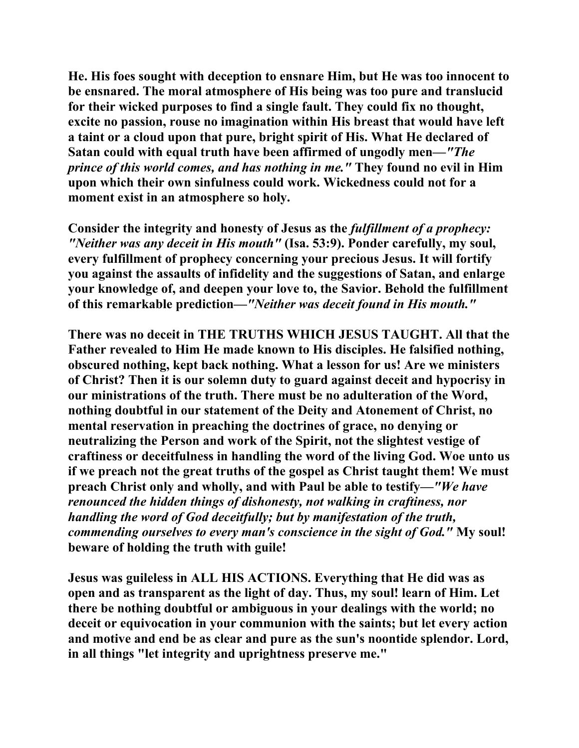He. His foes sought with deception to ensnare Him, but He was too innocent to be ensnared. The moral atmosphere of His being was too pure and translucid for their wicked purposes to find a single fault. They could fix no thought, excite no passion, rouse no imagination within His breast that would have left a taint or a cloud upon that pure, bright spirit of His. What He declared of Satan could with equal truth have been affirmed of ungodly men—*"The prince of this world comes, and has nothing in me."* They found no evil in Him upon which their own sinfulness could work. Wickedness could not for a moment exist in an atmosphere so holy.

Consider the integrity and honesty of Jesus as the *fulfillment of a prophecy: "Neither was any deceit in His mouth"* (Isa. 53:9). Ponder carefully, my soul, every fulfillment of prophecy concerning your precious Jesus. It will fortify you against the assaults of infidelity and the suggestions of Satan, and enlarge your knowledge of, and deepen your love to, the Savior. Behold the fulfillment of this remarkable prediction—*"Neither was deceit found in His mouth."*

There was no deceit in THE TRUTHS WHICH JESUS TAUGHT. All that the Father revealed to Him He made known to His disciples. He falsified nothing, obscured nothing, kept back nothing. What a lesson for us! Are we ministers of Christ? Then it is our solemn duty to guard against deceit and hypocrisy in our ministrations of the truth. There must be no adulteration of the Word, nothing doubtful in our statement of the Deity and Atonement of Christ, no mental reservation in preaching the doctrines of grace, no denying or neutralizing the Person and work of the Spirit, not the slightest vestige of craftiness or deceitfulness in handling the word of the living God. Woe unto us if we preach not the great truths of the gospel as Christ taught them! We must preach Christ only and wholly, and with Paul be able to testify—*"We have renounced the hidden things of dishonesty, not walking in craftiness, nor handling the word of God deceitfully; but by manifestation of the truth, commending ourselves to every man's conscience in the sight of God."* My soul! beware of holding the truth with guile!

Jesus was guileless in ALL HIS ACTIONS. Everything that He did was as open and as transparent as the light of day. Thus, my soul! learn of Him. Let there be nothing doubtful or ambiguous in your dealings with the world; no deceit or equivocation in your communion with the saints; but let every action and motive and end be as clear and pure as the sun's noontide splendor. Lord, in all things "let integrity and uprightness preserve me."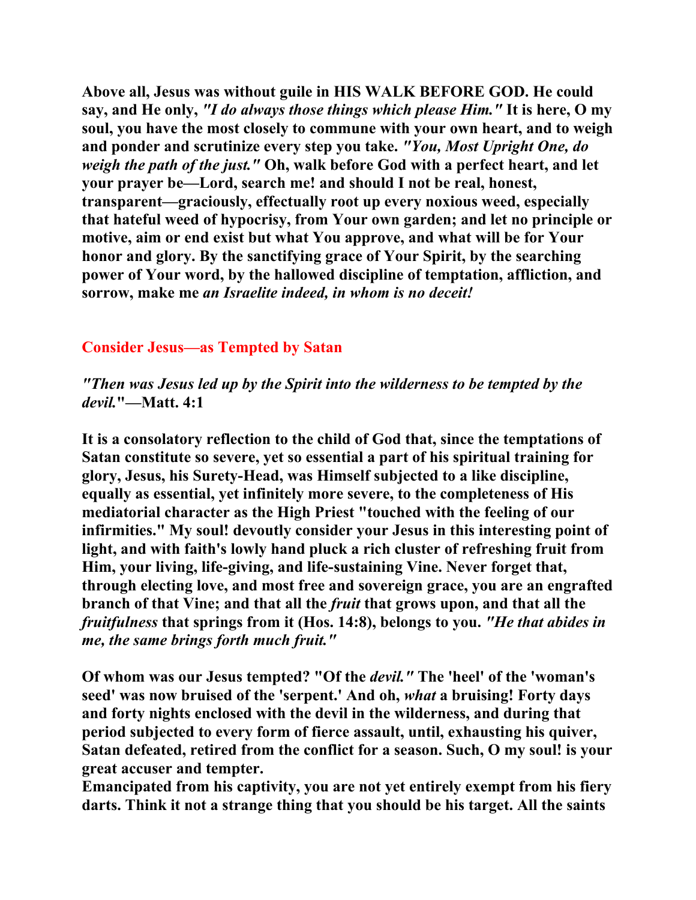**Above all, Jesus was without guile in HIS WALK BEFORE GOD. He could say, and He only, *"I do always those things which please Him."* It is here, O my soul, you have the most closely to commune with your own heart, and to weigh and ponder and scrutinize every step you take. *"You, Most Upright One, do weigh the path of the just."* Oh, walk before God with a perfect heart, and let your prayer be—Lord, search me! and should I not be real, honest, transparent—graciously, effectually root up every noxious weed, especially that hateful weed of hypocrisy, from Your own garden; and let no principle or motive, aim or end exist but what You approve, and what will be for Your honor and glory. By the sanctifying grace of Your Spirit, by the searching power of Your word, by the hallowed discipline of temptation, affliction, and sorrow, make me *an Israelite indeed, in whom is no deceit!***

## Consider Jesus—as Tempted by Satan

***"Then was Jesus led up by the Spirit into the wilderness to be tempted by the devil."*—Matt. 4:1**

**It is a consolatory reflection to the child of God that, since the temptations of Satan constitute so severe, yet so essential a part of his spiritual training for glory, Jesus, his Surety-Head, was Himself subjected to a like discipline, equally as essential, yet infinitely more severe, to the completeness of His mediatorial character as the High Priest "touched with the feeling of our infirmities." My soul! devoutly consider your Jesus in this interesting point of light, and with faith's lowly hand pluck a rich cluster of refreshing fruit from Him, your living, life-giving, and life-sustaining Vine. Never forget that, through electing love, and most free and sovereign grace, you are an engrafted branch of that Vine; and that all the *fruit* that grows upon, and that all the *fruitfulness* that springs from it (Hos. 14:8), belongs to you. *"He that abides in me, the same brings forth much fruit."***

**Of whom was our Jesus tempted? "Of the *devil."* The 'heel' of the 'woman's seed' was now bruised of the 'serpent.' And oh, *what* a bruising! Forty days and forty nights enclosed with the devil in the wilderness, and during that period subjected to every form of fierce assault, until, exhausting his quiver, Satan defeated, retired from the conflict for a season. Such, O my soul! is your great accuser and tempter.**

**Emancipated from his captivity, you are not yet entirely exempt from his fiery darts. Think it not a strange thing that you should be his target. All the saints**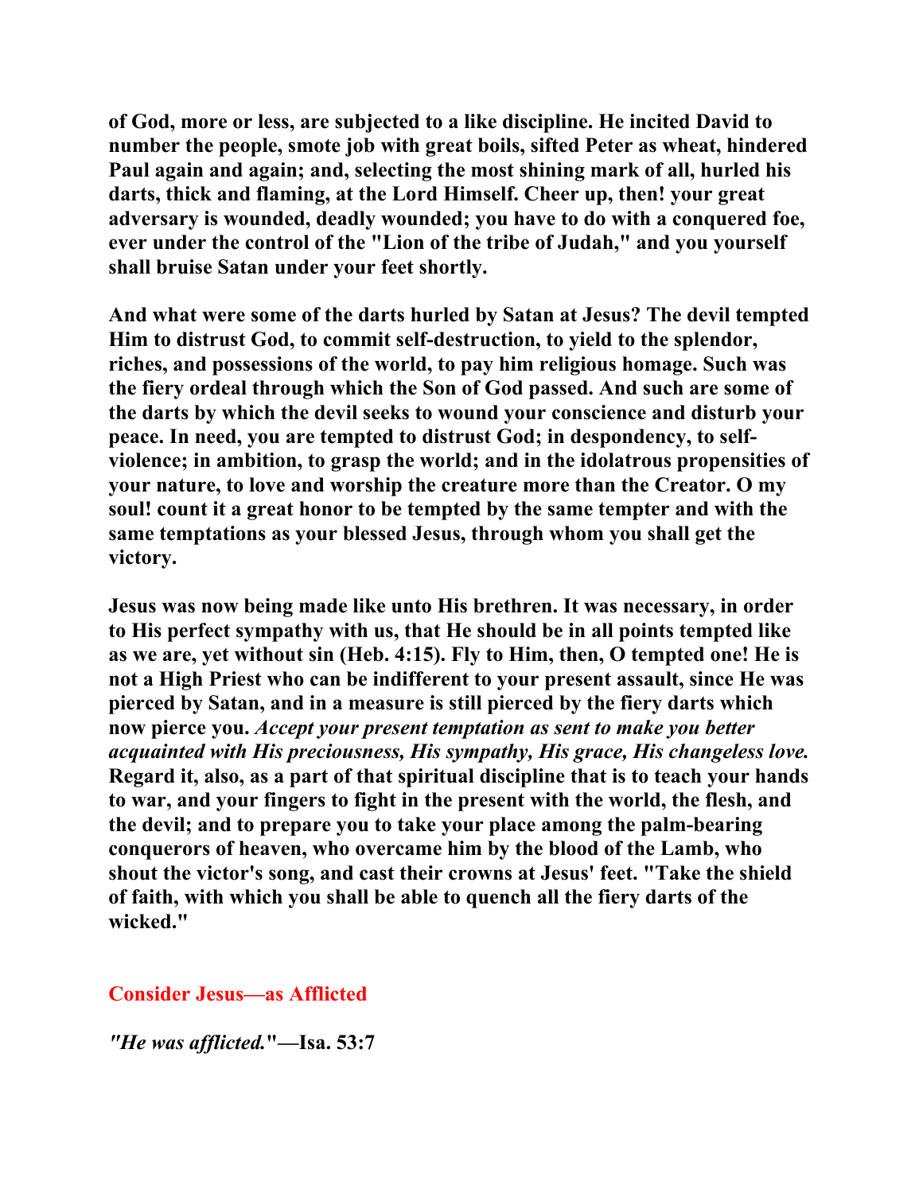**of God, more or less, are subjected to a like discipline. He incited David to number the people, smote job with great boils, sifted Peter as wheat, hindered Paul again and again; and, selecting the most shining mark of all, hurled his darts, thick and flaming, at the Lord Himself. Cheer up, then! your great adversary is wounded, deadly wounded; you have to do with a conquered foe, ever under the control of the "Lion of the tribe of Judah," and you yourself shall bruise Satan under your feet shortly.**

**And what were some of the darts hurled by Satan at Jesus? The devil tempted Him to distrust God, to commit self-destruction, to yield to the splendor, riches, and possessions of the world, to pay him religious homage. Such was the fiery ordeal through which the Son of God passed. And such are some of the darts by which the devil seeks to wound your conscience and disturb your peace. In need, you are tempted to distrust God; in despondency, to self-violence; in ambition, to grasp the world; and in the idolatrous propensities of your nature, to love and worship the creature more than the Creator. O my soul! count it a great honor to be tempted by the same tempter and with the same temptations as your blessed Jesus, through whom you shall get the victory.**

**Jesus was now being made like unto His brethren. It was necessary, in order to His perfect sympathy with us, that He should be in all points tempted like as we are, yet without sin (Heb. 4:15). Fly to Him, then, O tempted one! He is not a High Priest who can be indifferent to your present assault, since He was pierced by Satan, and in a measure is still pierced by the fiery darts which now pierce you.** ***Accept your present temptation as sent to make you better acquainted with His preciousness, His sympathy, His grace, His changeless love.*** **Regard it, also, as a part of that spiritual discipline that is to teach your hands to war, and your fingers to fight in the present with the world, the flesh, and the devil; and to prepare you to take your place among the palm-bearing conquerors of heaven, who overcame him by the blood of the Lamb, who shout the victor's song, and cast their crowns at Jesus' feet. "Take the shield of faith, with which you shall be able to quench all the fiery darts of the wicked."**

## Consider Jesus—as Afflicted

***"He was afflicted."*****—Isa. 53:7**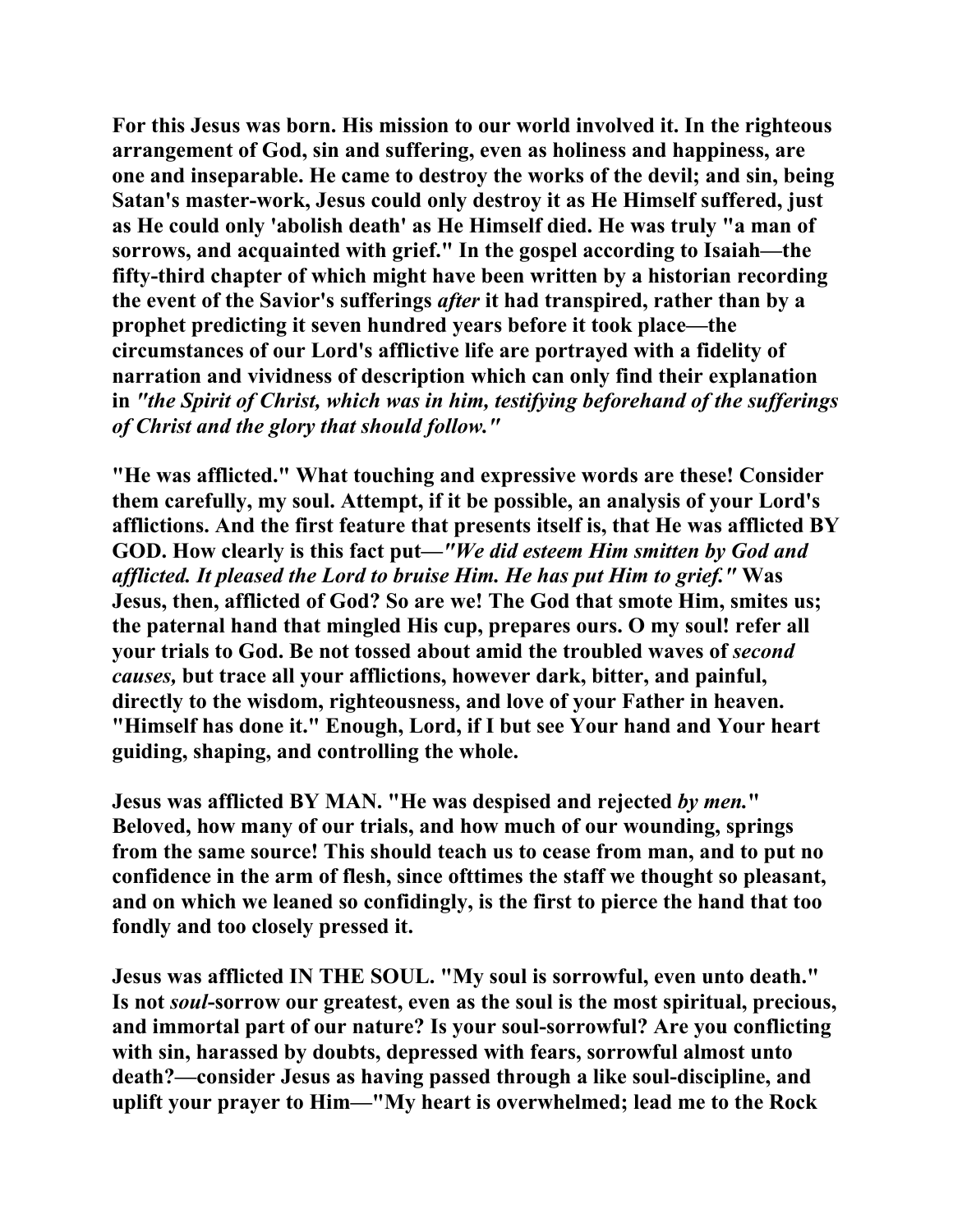For this Jesus was born. His mission to our world involved it. In the righteous arrangement of God, sin and suffering, even as holiness and happiness, are one and inseparable. He came to destroy the works of the devil; and sin, being Satan's master-work, Jesus could only destroy it as He Himself suffered, just as He could only 'abolish death' as He Himself died. He was truly "a man of sorrows, and acquainted with grief." In the gospel according to Isaiah—the fifty-third chapter of which might have been written by a historian recording the event of the Savior's sufferings *after* it had transpired, rather than by a prophet predicting it seven hundred years before it took place—the circumstances of our Lord's afflictive life are portrayed with a fidelity of narration and vividness of description which can only find their explanation in *"the Spirit of Christ, which was in him, testifying beforehand of the sufferings of Christ and the glory that should follow."*

"He was afflicted." What touching and expressive words are these! Consider them carefully, my soul. Attempt, if it be possible, an analysis of your Lord's afflictions. And the first feature that presents itself is, that He was afflicted BY GOD. How clearly is this fact put—*"We did esteem Him smitten by God and afflicted. It pleased the Lord to bruise Him. He has put Him to grief."* Was Jesus, then, afflicted of God? So are we! The God that smote Him, smites us; the paternal hand that mingled His cup, prepares ours. O my soul! refer all your trials to God. Be not tossed about amid the troubled waves of *second causes,* but trace all your afflictions, however dark, bitter, and painful, directly to the wisdom, righteousness, and love of your Father in heaven. "Himself has done it." Enough, Lord, if I but see Your hand and Your heart guiding, shaping, and controlling the whole.

Jesus was afflicted BY MAN. "He was despised and rejected *by men.*" Beloved, how many of our trials, and how much of our wounding, springs from the same source! This should teach us to cease from man, and to put no confidence in the arm of flesh, since ofttimes the staff we thought so pleasant, and on which we leaned so confidingly, is the first to pierce the hand that too fondly and too closely pressed it.

Jesus was afflicted IN THE SOUL. "My soul is sorrowful, even unto death." Is not *soul*-sorrow our greatest, even as the soul is the most spiritual, precious, and immortal part of our nature? Is your soul-sorrowful? Are you conflicting with sin, harassed by doubts, depressed with fears, sorrowful almost unto death?—consider Jesus as having passed through a like soul-discipline, and uplift your prayer to Him—"My heart is overwhelmed; lead me to the Rock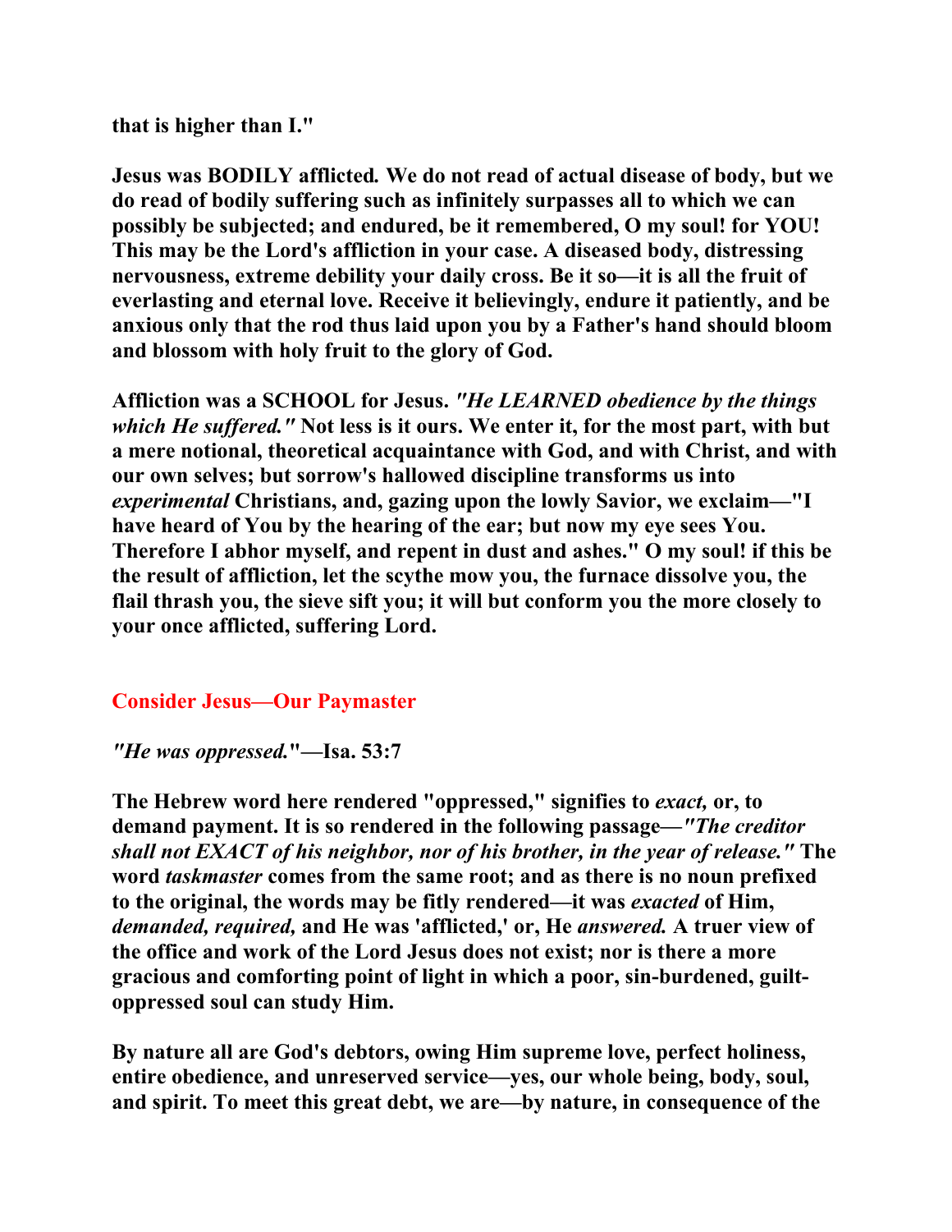that is higher than I."

Jesus was BODILY afflicted*.* We do not read of actual disease of body, but we do read of bodily suffering such as infinitely surpasses all to which we can possibly be subjected; and endured, be it remembered, O my soul! for YOU! This may be the Lord's affliction in your case. A diseased body, distressing nervousness, extreme debility your daily cross. Be it so—it is all the fruit of everlasting and eternal love. Receive it believingly, endure it patiently, and be anxious only that the rod thus laid upon you by a Father's hand should bloom and blossom with holy fruit to the glory of God.

Affliction was a SCHOOL for Jesus. *"He LEARNED obedience by the things which He suffered."* Not less is it ours. We enter it, for the most part, with but a mere notional, theoretical acquaintance with God, and with Christ, and with our own selves; but sorrow's hallowed discipline transforms us into *experimental* Christians, and, gazing upon the lowly Savior, we exclaim—"I have heard of You by the hearing of the ear; but now my eye sees You. Therefore I abhor myself, and repent in dust and ashes." O my soul! if this be the result of affliction, let the scythe mow you, the furnace dissolve you, the flail thrash you, the sieve sift you; it will but conform you the more closely to your once afflicted, suffering Lord.

## Consider Jesus—Our Paymaster

*"He was oppressed."*—Isa. 53:7

The Hebrew word here rendered "oppressed," signifies to *exact,* or, to demand payment. It is so rendered in the following passage—*"The creditor shall not EXACT of his neighbor, nor of his brother, in the year of release."* The word *taskmaster* comes from the same root; and as there is no noun prefixed to the original, the words may be fitly rendered—it was *exacted* of Him, *demanded, required,* and He was 'afflicted,' or, He *answered.* A truer view of the office and work of the Lord Jesus does not exist; nor is there a more gracious and comforting point of light in which a poor, sin-burdened, guilt-oppressed soul can study Him.

By nature all are God's debtors, owing Him supreme love, perfect holiness, entire obedience, and unreserved service—yes, our whole being, body, soul, and spirit. To meet this great debt, we are—by nature, in consequence of the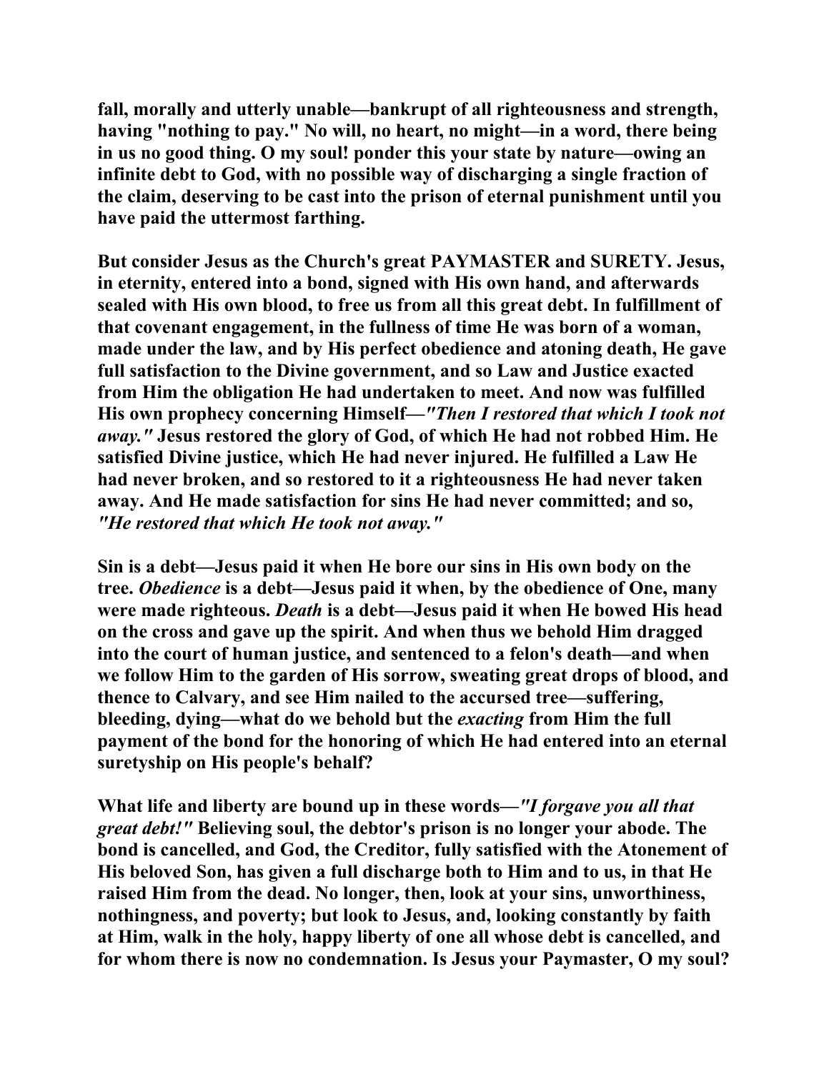**fall, morally and utterly unable—bankrupt of all righteousness and strength, having "nothing to pay." No will, no heart, no might—in a word, there being in us no good thing. O my soul! ponder this your state by nature—owing an infinite debt to God, with no possible way of discharging a single fraction of the claim, deserving to be cast into the prison of eternal punishment until you have paid the uttermost farthing.**

**But consider Jesus as the Church's great PAYMASTER and SURETY. Jesus, in eternity, entered into a bond, signed with His own hand, and afterwards sealed with His own blood, to free us from all this great debt. In fulfillment of that covenant engagement, in the fullness of time He was born of a woman, made under the law, and by His perfect obedience and atoning death, He gave full satisfaction to the Divine government, and so Law and Justice exacted from Him the obligation He had undertaken to meet. And now was fulfilled His own prophecy concerning Himself—*"Then I restored that which I took not away."* Jesus restored the glory of God, of which He had not robbed Him. He satisfied Divine justice, which He had never injured. He fulfilled a Law He had never broken, and so restored to it a righteousness He had never taken away. And He made satisfaction for sins He had never committed; and so, *"He restored that which He took not away."***

**Sin is a debt—Jesus paid it when He bore our sins in His own body on the tree. *Obedience* is a debt—Jesus paid it when, by the obedience of One, many were made righteous. *Death* is a debt—Jesus paid it when He bowed His head on the cross and gave up the spirit. And when thus we behold Him dragged into the court of human justice, and sentenced to a felon's death—and when we follow Him to the garden of His sorrow, sweating great drops of blood, and thence to Calvary, and see Him nailed to the accursed tree—suffering, bleeding, dying—what do we behold but the *exacting* from Him the full payment of the bond for the honoring of which He had entered into an eternal suretyship on His people's behalf?**

**What life and liberty are bound up in these words—*"I forgave you all that great debt!"* Believing soul, the debtor's prison is no longer your abode. The bond is cancelled, and God, the Creditor, fully satisfied with the Atonement of His beloved Son, has given a full discharge both to Him and to us, in that He raised Him from the dead. No longer, then, look at your sins, unworthiness, nothingness, and poverty; but look to Jesus, and, looking constantly by faith at Him, walk in the holy, happy liberty of one all whose debt is cancelled, and for whom there is now no condemnation. Is Jesus your Paymaster, O my soul?**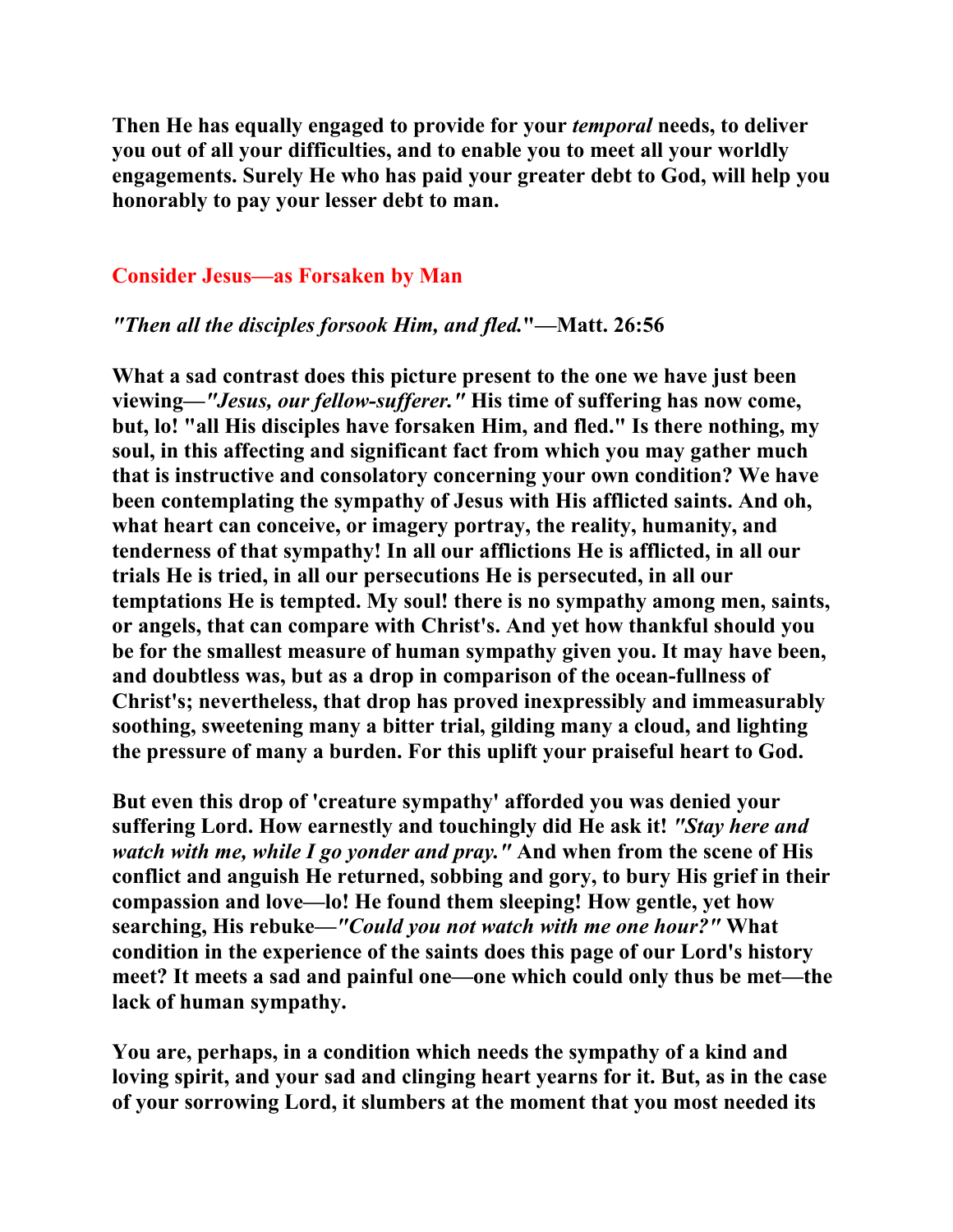**Then He has equally engaged to provide for your *temporal* needs, to deliver you out of all your difficulties, and to enable you to meet all your worldly engagements. Surely He who has paid your greater debt to God, will help you honorably to pay your lesser debt to man.**

## Consider Jesus—as Forsaken by Man

***"Then all the disciples forsook Him, and fled."*—Matt. 26:56**

**What a sad contrast does this picture present to the one we have just been viewing—*"Jesus, our fellow-sufferer."* His time of suffering has now come, but, lo! "all His disciples have forsaken Him, and fled." Is there nothing, my soul, in this affecting and significant fact from which you may gather much that is instructive and consolatory concerning your own condition? We have been contemplating the sympathy of Jesus with His afflicted saints. And oh, what heart can conceive, or imagery portray, the reality, humanity, and tenderness of that sympathy! In all our afflictions He is afflicted, in all our trials He is tried, in all our persecutions He is persecuted, in all our temptations He is tempted. My soul! there is no sympathy among men, saints, or angels, that can compare with Christ's. And yet how thankful should you be for the smallest measure of human sympathy given you. It may have been, and doubtless was, but as a drop in comparison of the ocean-fullness of Christ's; nevertheless, that drop has proved inexpressibly and immeasurably soothing, sweetening many a bitter trial, gilding many a cloud, and lighting the pressure of many a burden. For this uplift your praiseful heart to God.**

**But even this drop of 'creature sympathy' afforded you was denied your suffering Lord. How earnestly and touchingly did He ask it! *"Stay here and watch with me, while I go yonder and pray."* And when from the scene of His conflict and anguish He returned, sobbing and gory, to bury His grief in their compassion and love—lo! He found them sleeping! How gentle, yet how searching, His rebuke—*"Could you not watch with me one hour?"* What condition in the experience of the saints does this page of our Lord's history meet? It meets a sad and painful one—one which could only thus be met—the lack of human sympathy.**

**You are, perhaps, in a condition which needs the sympathy of a kind and loving spirit, and your sad and clinging heart yearns for it. But, as in the case of your sorrowing Lord, it slumbers at the moment that you most needed its**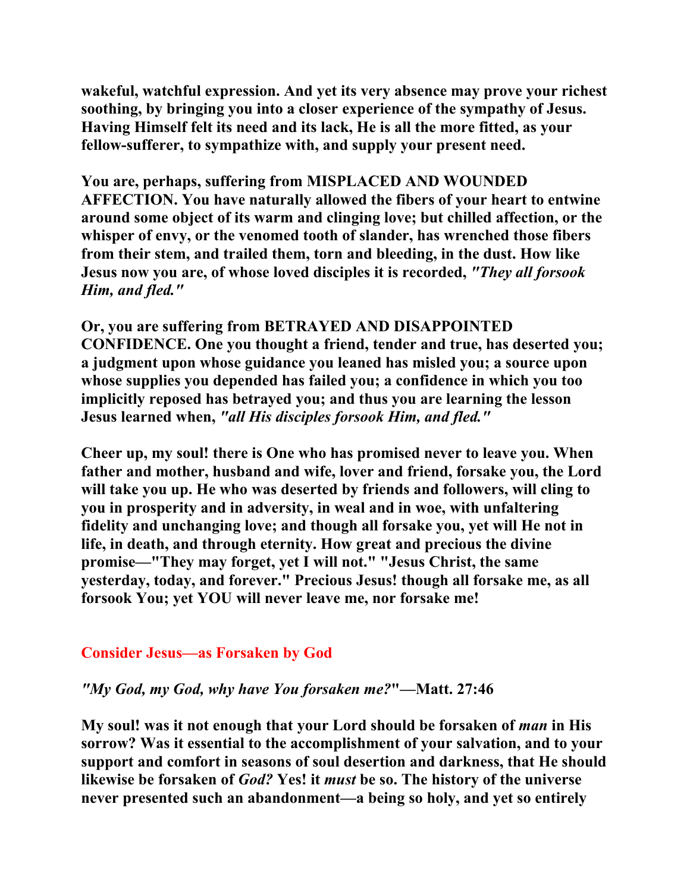**wakeful, watchful expression. And yet its very absence may prove your richest soothing, by bringing you into a closer experience of the sympathy of Jesus. Having Himself felt its need and its lack, He is all the more fitted, as your fellow-sufferer, to sympathize with, and supply your present need.**

**You are, perhaps, suffering from MISPLACED AND WOUNDED AFFECTION. You have naturally allowed the fibers of your heart to entwine around some object of its warm and clinging love; but chilled affection, or the whisper of envy, or the venomed tooth of slander, has wrenched those fibers from their stem, and trailed them, torn and bleeding, in the dust. How like Jesus now you are, of whose loved disciples it is recorded, *"They all forsook Him, and fled."***

**Or, you are suffering from BETRAYED AND DISAPPOINTED CONFIDENCE. One you thought a friend, tender and true, has deserted you; a judgment upon whose guidance you leaned has misled you; a source upon whose supplies you depended has failed you; a confidence in which you too implicitly reposed has betrayed you; and thus you are learning the lesson Jesus learned when, *"all His disciples forsook Him, and fled."***

**Cheer up, my soul! there is One who has promised never to leave you. When father and mother, husband and wife, lover and friend, forsake you, the Lord will take you up. He who was deserted by friends and followers, will cling to you in prosperity and in adversity, in weal and in woe, with unfaltering fidelity and unchanging love; and though all forsake you, yet will He not in life, in death, and through eternity. How great and precious the divine promise—"They may forget, yet I will not." "Jesus Christ, the same yesterday, today, and forever." Precious Jesus! though all forsake me, as all forsook You; yet YOU will never leave me, nor forsake me!**

## Consider Jesus—as Forsaken by God

***"My God, my God, why have You forsaken me?"*—Matt. 27:46**

**My soul! was it not enough that your Lord should be forsaken of *man* in His sorrow? Was it essential to the accomplishment of your salvation, and to your support and comfort in seasons of soul desertion and darkness, that He should likewise be forsaken of *God?* Yes! it *must* be so. The history of the universe never presented such an abandonment—a being so holy, and yet so entirely**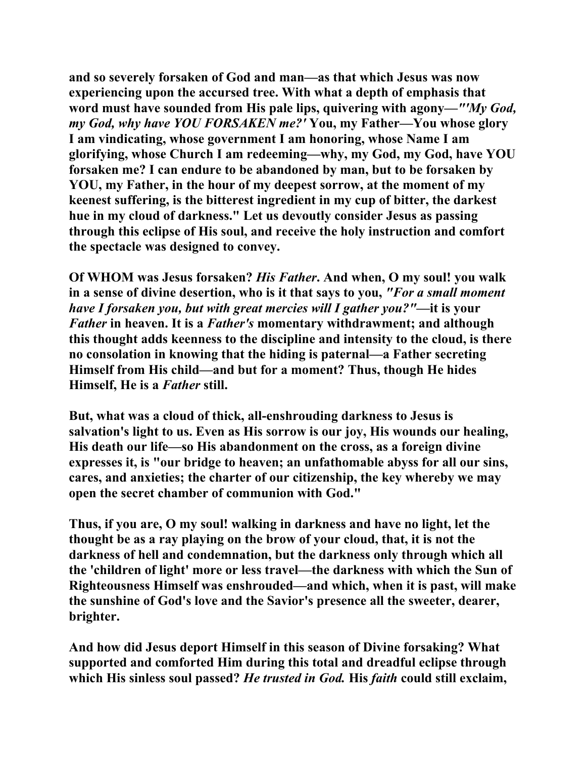**and so severely forsaken of God and man—as that which Jesus was now experiencing upon the accursed tree. With what a depth of emphasis that word must have sounded from His pale lips, quivering with agony—*"'My God, my God, why have YOU FORSAKEN me?'* You, my Father—You whose glory I am vindicating, whose government I am honoring, whose Name I am glorifying, whose Church I am redeeming—why, my God, my God, have YOU forsaken me? I can endure to be abandoned by man, but to be forsaken by YOU, my Father, in the hour of my deepest sorrow, at the moment of my keenest suffering, is the bitterest ingredient in my cup of bitter, the darkest hue in my cloud of darkness." Let us devoutly consider Jesus as passing through this eclipse of His soul, and receive the holy instruction and comfort the spectacle was designed to convey.**

**Of WHOM was Jesus forsaken? *His Father*. And when, O my soul! you walk in a sense of divine desertion, who is it that says to you, *"For a small moment have I forsaken you, but with great mercies will I gather you?"*—it is your *Father* in heaven. It is a *Father's* momentary withdrawment; and although this thought adds keenness to the discipline and intensity to the cloud, is there no consolation in knowing that the hiding is paternal—a Father secreting Himself from His child—and but for a moment? Thus, though He hides Himself, He is a *Father* still.**

**But, what was a cloud of thick, all-enshrouding darkness to Jesus is salvation's light to us. Even as His sorrow is our joy, His wounds our healing, His death our life—so His abandonment on the cross, as a foreign divine expresses it, is "our bridge to heaven; an unfathomable abyss for all our sins, cares, and anxieties; the charter of our citizenship, the key whereby we may open the secret chamber of communion with God."**

**Thus, if you are, O my soul! walking in darkness and have no light, let the thought be as a ray playing on the brow of your cloud, that, it is not the darkness of hell and condemnation, but the darkness only through which all the 'children of light' more or less travel—the darkness with which the Sun of Righteousness Himself was enshrouded—and which, when it is past, will make the sunshine of God's love and the Savior's presence all the sweeter, dearer, brighter.**

**And how did Jesus deport Himself in this season of Divine forsaking? What supported and comforted Him during this total and dreadful eclipse through which His sinless soul passed? *He trusted in God.* His *faith* could still exclaim,**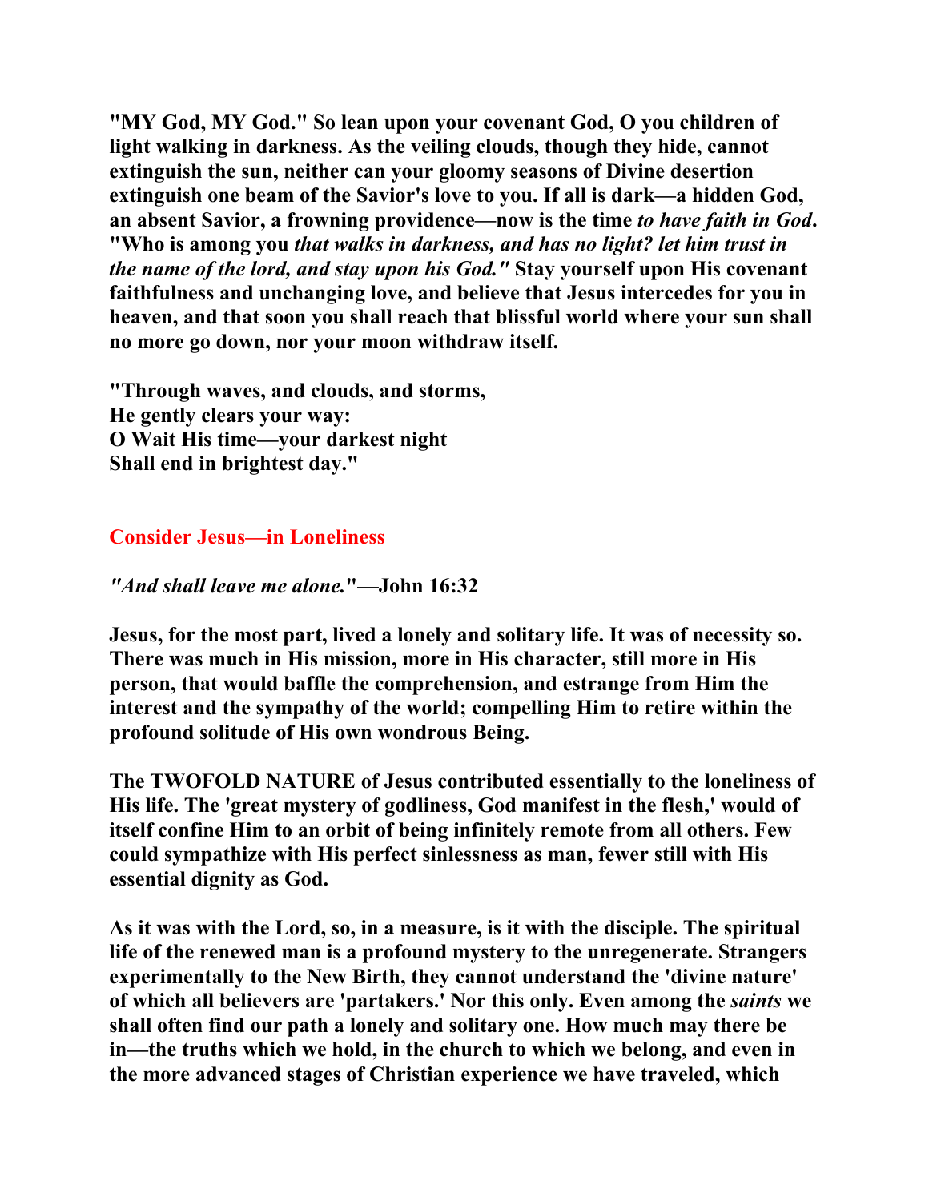**"MY God, MY God." So lean upon your covenant God, O you children of light walking in darkness. As the veiling clouds, though they hide, cannot extinguish the sun, neither can your gloomy seasons of Divine desertion extinguish one beam of the Savior's love to you. If all is dark—a hidden God, an absent Savior, a frowning providence—now is the time *to have faith in God*. "Who is among you *that walks in darkness, and has no light? let him trust in the name of the lord, and stay upon his God."* Stay yourself upon His covenant faithfulness and unchanging love, and believe that Jesus intercedes for you in heaven, and that soon you shall reach that blissful world where your sun shall no more go down, nor your moon withdraw itself.**

**"Through waves, and clouds, and storms,**
**He gently clears your way:**
**O Wait His time—your darkest night**
**Shall end in brightest day."**

## Consider Jesus—in Loneliness

***"And shall leave me alone."*"—John 16:32**

**Jesus, for the most part, lived a lonely and solitary life. It was of necessity so. There was much in His mission, more in His character, still more in His person, that would baffle the comprehension, and estrange from Him the interest and the sympathy of the world; compelling Him to retire within the profound solitude of His own wondrous Being.**

**The TWOFOLD NATURE of Jesus contributed essentially to the loneliness of His life. The 'great mystery of godliness, God manifest in the flesh,' would of itself confine Him to an orbit of being infinitely remote from all others. Few could sympathize with His perfect sinlessness as man, fewer still with His essential dignity as God.**

**As it was with the Lord, so, in a measure, is it with the disciple. The spiritual life of the renewed man is a profound mystery to the unregenerate. Strangers experimentally to the New Birth, they cannot understand the 'divine nature' of which all believers are 'partakers.' Nor this only. Even among the *saints* we shall often find our path a lonely and solitary one. How much may there be in—the truths which we hold, in the church to which we belong, and even in the more advanced stages of Christian experience we have traveled, which**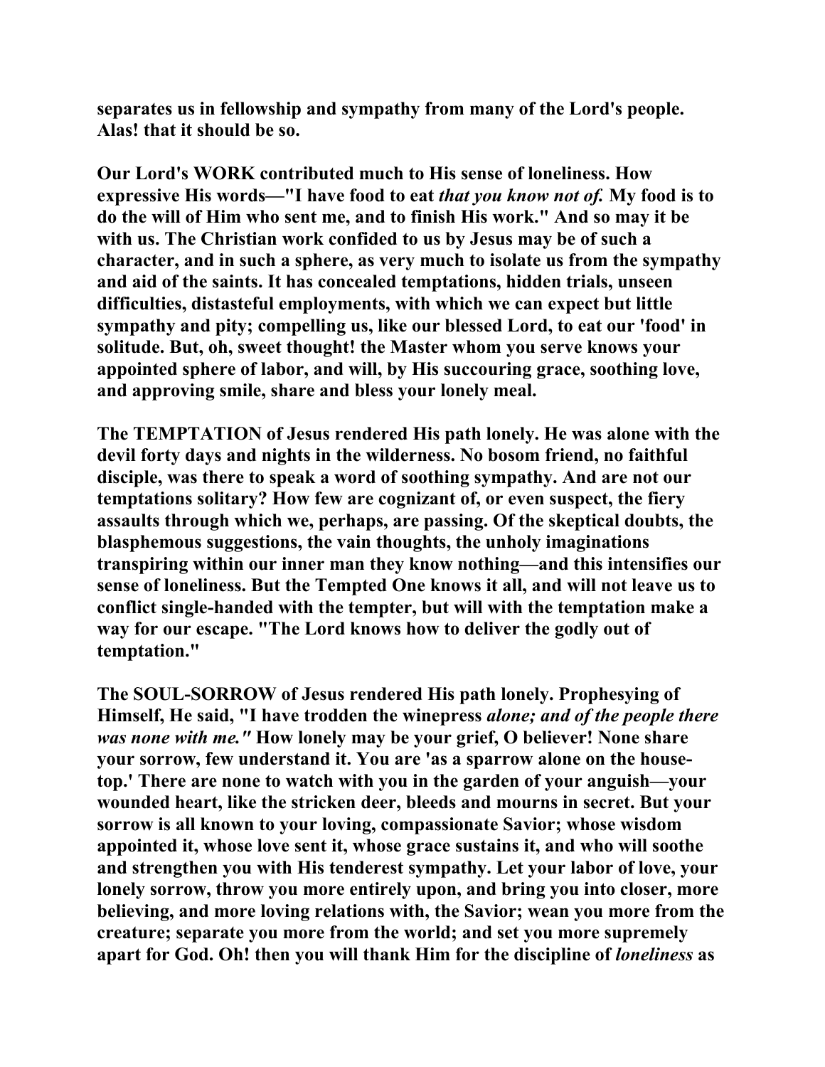**separates us in fellowship and sympathy from many of the Lord's people. Alas! that it should be so.**

**Our Lord's WORK contributed much to His sense of loneliness. How expressive His words—"I have food to eat *that you know not of.* My food is to do the will of Him who sent me, and to finish His work." And so may it be with us. The Christian work confided to us by Jesus may be of such a character, and in such a sphere, as very much to isolate us from the sympathy and aid of the saints. It has concealed temptations, hidden trials, unseen difficulties, distasteful employments, with which we can expect but little sympathy and pity; compelling us, like our blessed Lord, to eat our 'food' in solitude. But, oh, sweet thought! the Master whom you serve knows your appointed sphere of labor, and will, by His succouring grace, soothing love, and approving smile, share and bless your lonely meal.**

**The TEMPTATION of Jesus rendered His path lonely. He was alone with the devil forty days and nights in the wilderness. No bosom friend, no faithful disciple, was there to speak a word of soothing sympathy. And are not our temptations solitary? How few are cognizant of, or even suspect, the fiery assaults through which we, perhaps, are passing. Of the skeptical doubts, the blasphemous suggestions, the vain thoughts, the unholy imaginations transpiring within our inner man they know nothing—and this intensifies our sense of loneliness. But the Tempted One knows it all, and will not leave us to conflict single-handed with the tempter, but will with the temptation make a way for our escape. "The Lord knows how to deliver the godly out of temptation."**

**The SOUL-SORROW of Jesus rendered His path lonely. Prophesying of Himself, He said, "I have trodden the winepress *alone; and of the people there was none with me."* How lonely may be your grief, O believer! None share your sorrow, few understand it. You are 'as a sparrow alone on the house-top.' There are none to watch with you in the garden of your anguish—your wounded heart, like the stricken deer, bleeds and mourns in secret. But your sorrow is all known to your loving, compassionate Savior; whose wisdom appointed it, whose love sent it, whose grace sustains it, and who will soothe and strengthen you with His tenderest sympathy. Let your labor of love, your lonely sorrow, throw you more entirely upon, and bring you into closer, more believing, and more loving relations with, the Savior; wean you more from the creature; separate you more from the world; and set you more supremely apart for God. Oh! then you will thank Him for the discipline of *loneliness* as**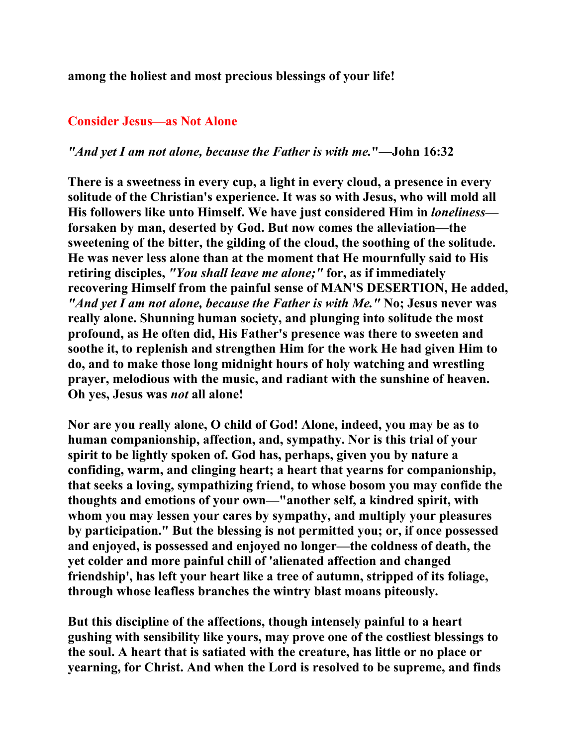**among the holiest and most precious blessings of your life!**

## Consider Jesus—as Not Alone

***"And yet I am not alone, because the Father is with me."*—John 16:32**

**There is a sweetness in every cup, a light in every cloud, a presence in every solitude of the Christian's experience. It was so with Jesus, who will mold all His followers like unto Himself. We have just considered Him in *loneliness*—forsaken by man, deserted by God. But now comes the alleviation—the sweetening of the bitter, the gilding of the cloud, the soothing of the solitude. He was never less alone than at the moment that He mournfully said to His retiring disciples, *"You shall leave me alone;"* for, as if immediately recovering Himself from the painful sense of MAN'S DESERTION, He added, *"And yet I am not alone, because the Father is with Me."* No; Jesus never was really alone. Shunning human society, and plunging into solitude the most profound, as He often did, His Father's presence was there to sweeten and soothe it, to replenish and strengthen Him for the work He had given Him to do, and to make those long midnight hours of holy watching and wrestling prayer, melodious with the music, and radiant with the sunshine of heaven. Oh yes, Jesus was *not* all alone!**

**Nor are you really alone, O child of God! Alone, indeed, you may be as to human companionship, affection, and, sympathy. Nor is this trial of your spirit to be lightly spoken of. God has, perhaps, given you by nature a confiding, warm, and clinging heart; a heart that yearns for companionship, that seeks a loving, sympathizing friend, to whose bosom you may confide the thoughts and emotions of your own—"another self, a kindred spirit, with whom you may lessen your cares by sympathy, and multiply your pleasures by participation." But the blessing is not permitted you; or, if once possessed and enjoyed, is possessed and enjoyed no longer—the coldness of death, the yet colder and more painful chill of 'alienated affection and changed friendship', has left your heart like a tree of autumn, stripped of its foliage, through whose leafless branches the wintry blast moans piteously.**

**But this discipline of the affections, though intensely painful to a heart gushing with sensibility like yours, may prove one of the costliest blessings to the soul. A heart that is satiated with the creature, has little or no place or yearning, for Christ. And when the Lord is resolved to be supreme, and finds**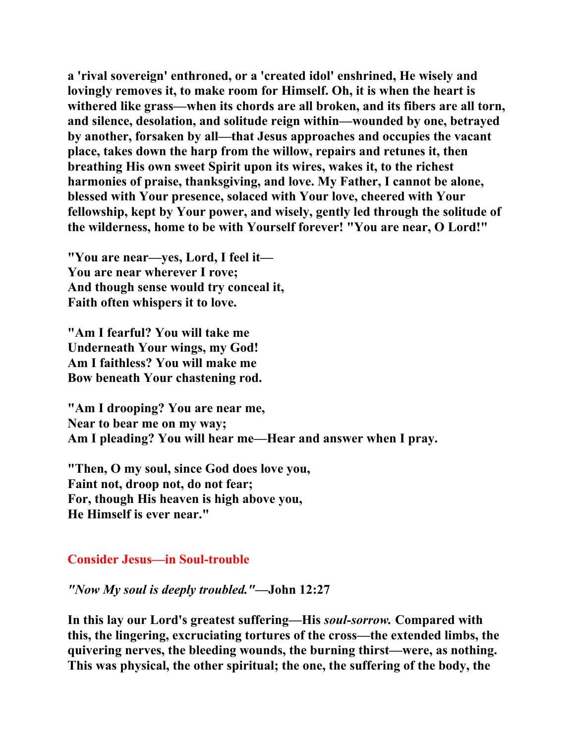**a 'rival sovereign' enthroned, or a 'created idol' enshrined, He wisely and lovingly removes it, to make room for Himself. Oh, it is when the heart is withered like grass—when its chords are all broken, and its fibers are all torn, and silence, desolation, and solitude reign within—wounded by one, betrayed by another, forsaken by all—that Jesus approaches and occupies the vacant place, takes down the harp from the willow, repairs and retunes it, then breathing His own sweet Spirit upon its wires, wakes it, to the richest harmonies of praise, thanksgiving, and love. My Father, I cannot be alone, blessed with Your presence, solaced with Your love, cheered with Your fellowship, kept by Your power, and wisely, gently led through the solitude of the wilderness, home to be with Yourself forever! "You are near, O Lord!"**

**"You are near—yes, Lord, I feel it—**
**You are near wherever I rove;**
**And though sense would try conceal it,**
**Faith often whispers it to love.**

**"Am I fearful? You will take me**
**Underneath Your wings, my God!**
**Am I faithless? You will make me**
**Bow beneath Your chastening rod.**

**"Am I drooping? You are near me,**
**Near to bear me on my way;**
**Am I pleading? You will hear me—Hear and answer when I pray.**

**"Then, O my soul, since God does love you,**
**Faint not, droop not, do not fear;**
**For, though His heaven is high above you,**
**He Himself is ever near."**

## Consider Jesus—in Soul-trouble

***"Now My soul is deeply troubled."*—John 12:27**

**In this lay our Lord's greatest suffering—His *soul-sorrow.* Compared with this, the lingering, excruciating tortures of the cross—the extended limbs, the quivering nerves, the bleeding wounds, the burning thirst—were, as nothing. This was physical, the other spiritual; the one, the suffering of the body, the**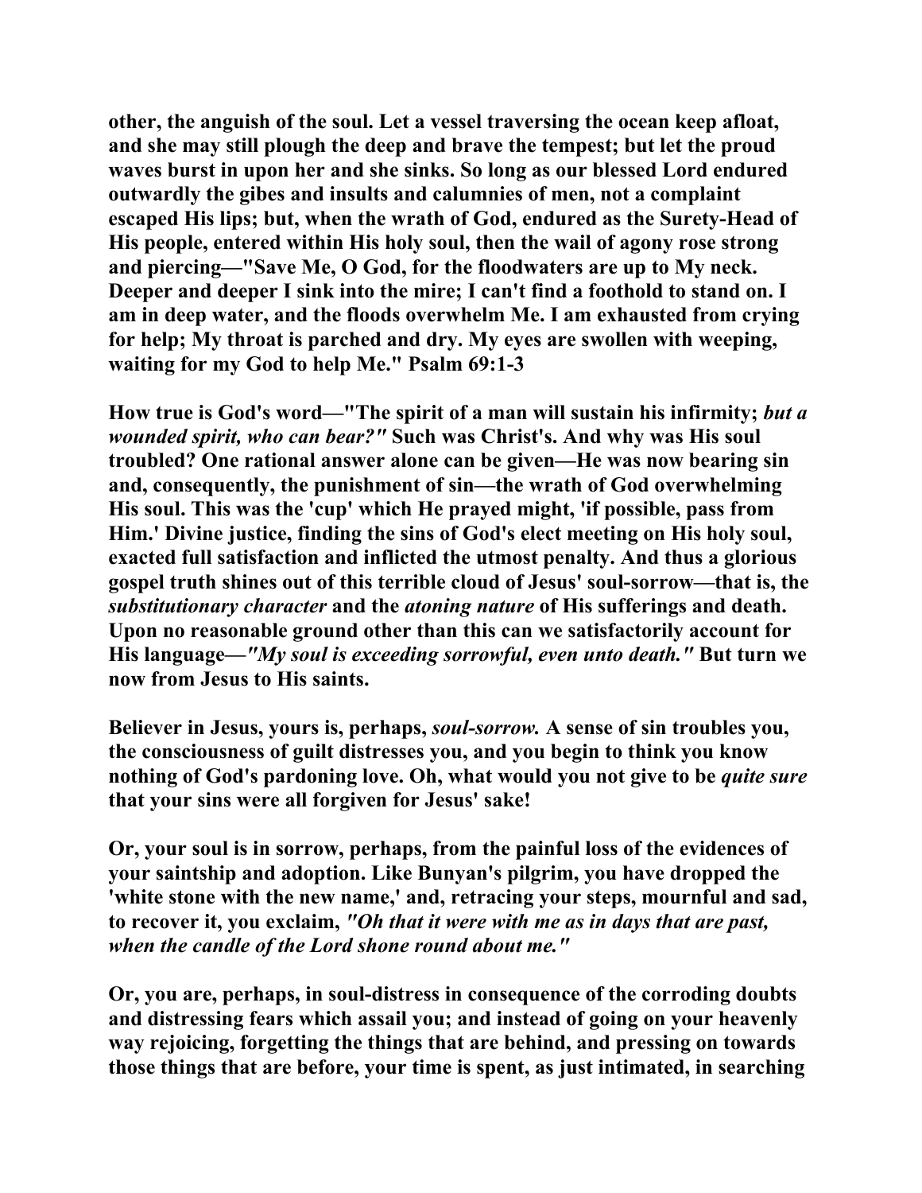**other, the anguish of the soul. Let a vessel traversing the ocean keep afloat, and she may still plough the deep and brave the tempest; but let the proud waves burst in upon her and she sinks. So long as our blessed Lord endured outwardly the gibes and insults and calumnies of men, not a complaint escaped His lips; but, when the wrath of God, endured as the Surety-Head of His people, entered within His holy soul, then the wail of agony rose strong and piercing—"Save Me, O God, for the floodwaters are up to My neck. Deeper and deeper I sink into the mire; I can't find a foothold to stand on. I am in deep water, and the floods overwhelm Me. I am exhausted from crying for help; My throat is parched and dry. My eyes are swollen with weeping, waiting for my God to help Me." Psalm 69:1-3**

**How true is God's word—"The spirit of a man will sustain his infirmity; *but a wounded spirit, who can bear?"* Such was Christ's. And why was His soul troubled? One rational answer alone can be given—He was now bearing sin and, consequently, the punishment of sin—the wrath of God overwhelming His soul. This was the 'cup' which He prayed might, 'if possible, pass from Him.' Divine justice, finding the sins of God's elect meeting on His holy soul, exacted full satisfaction and inflicted the utmost penalty. And thus a glorious gospel truth shines out of this terrible cloud of Jesus' soul-sorrow—that is, the *substitutionary character* and the *atoning nature* of His sufferings and death. Upon no reasonable ground other than this can we satisfactorily account for His language—*"My soul is exceeding sorrowful, even unto death."* But turn we now from Jesus to His saints.**

**Believer in Jesus, yours is, perhaps, *soul-sorrow.* A sense of sin troubles you, the consciousness of guilt distresses you, and you begin to think you know nothing of God's pardoning love. Oh, what would you not give to be *quite sure* that your sins were all forgiven for Jesus' sake!**

**Or, your soul is in sorrow, perhaps, from the painful loss of the evidences of your saintship and adoption. Like Bunyan's pilgrim, you have dropped the 'white stone with the new name,' and, retracing your steps, mournful and sad, to recover it, you exclaim, *"Oh that it were with me as in days that are past, when the candle of the Lord shone round about me."***

**Or, you are, perhaps, in soul-distress in consequence of the corroding doubts and distressing fears which assail you; and instead of going on your heavenly way rejoicing, forgetting the things that are behind, and pressing on towards those things that are before, your time is spent, as just intimated, in searching**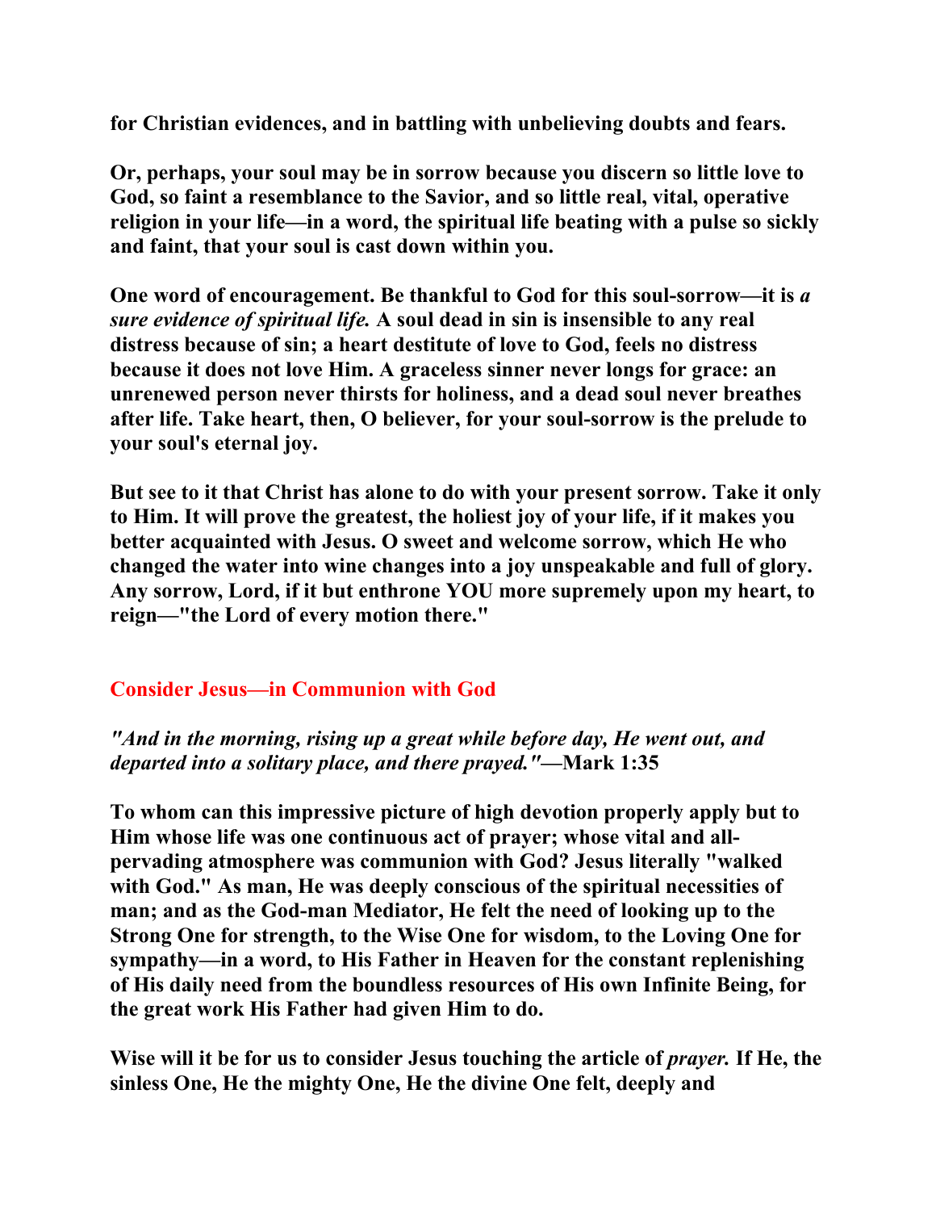for Christian evidences, and in battling with unbelieving doubts and fears.

Or, perhaps, your soul may be in sorrow because you discern so little love to God, so faint a resemblance to the Savior, and so little real, vital, operative religion in your life—in a word, the spiritual life beating with a pulse so sickly and faint, that your soul is cast down within you.

One word of encouragement. Be thankful to God for this soul-sorrow—it is *a sure evidence of spiritual life.* A soul dead in sin is insensible to any real distress because of sin; a heart destitute of love to God, feels no distress because it does not love Him. A graceless sinner never longs for grace: an unrenewed person never thirsts for holiness, and a dead soul never breathes after life. Take heart, then, O believer, for your soul-sorrow is the prelude to your soul's eternal joy.

But see to it that Christ has alone to do with your present sorrow. Take it only to Him. It will prove the greatest, the holiest joy of your life, if it makes you better acquainted with Jesus. O sweet and welcome sorrow, which He who changed the water into wine changes into a joy unspeakable and full of glory. Any sorrow, Lord, if it but enthrone YOU more supremely upon my heart, to reign—"the Lord of every motion there."

## Consider Jesus—in Communion with God

*"And in the morning, rising up a great while before day, He went out, and departed into a solitary place, and there prayed."*—Mark 1:35

To whom can this impressive picture of high devotion properly apply but to Him whose life was one continuous act of prayer; whose vital and all-pervading atmosphere was communion with God? Jesus literally "walked with God." As man, He was deeply conscious of the spiritual necessities of man; and as the God-man Mediator, He felt the need of looking up to the Strong One for strength, to the Wise One for wisdom, to the Loving One for sympathy—in a word, to His Father in Heaven for the constant replenishing of His daily need from the boundless resources of His own Infinite Being, for the great work His Father had given Him to do.

Wise will it be for us to consider Jesus touching the article of *prayer.* If He, the sinless One, He the mighty One, He the divine One felt, deeply and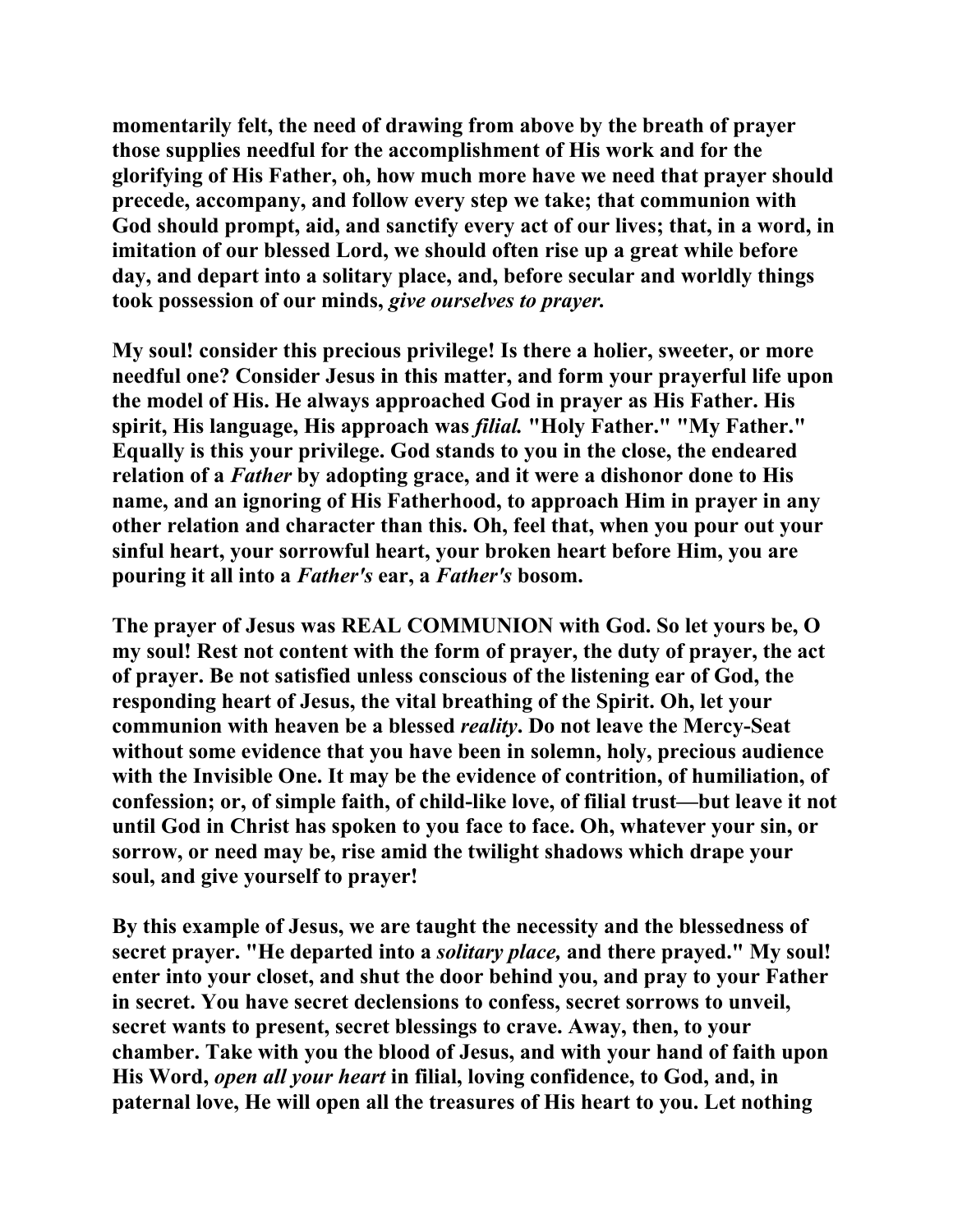momentarily felt, the need of drawing from above by the breath of prayer those supplies needful for the accomplishment of His work and for the glorifying of His Father, oh, how much more have we need that prayer should precede, accompany, and follow every step we take; that communion with God should prompt, aid, and sanctify every act of our lives; that, in a word, in imitation of our blessed Lord, we should often rise up a great while before day, and depart into a solitary place, and, before secular and worldly things took possession of our minds, *give ourselves to prayer.*

My soul! consider this precious privilege! Is there a holier, sweeter, or more needful one? Consider Jesus in this matter, and form your prayerful life upon the model of His. He always approached God in prayer as His Father. His spirit, His language, His approach was *filial.* "Holy Father." "My Father." Equally is this your privilege. God stands to you in the close, the endeared relation of a *Father* by adopting grace, and it were a dishonor done to His name, and an ignoring of His Fatherhood, to approach Him in prayer in any other relation and character than this. Oh, feel that, when you pour out your sinful heart, your sorrowful heart, your broken heart before Him, you are pouring it all into a *Father's* ear, a *Father's* bosom.

The prayer of Jesus was REAL COMMUNION with God. So let yours be, O my soul! Rest not content with the form of prayer, the duty of prayer, the act of prayer. Be not satisfied unless conscious of the listening ear of God, the responding heart of Jesus, the vital breathing of the Spirit. Oh, let your communion with heaven be a blessed *reality*. Do not leave the Mercy-Seat without some evidence that you have been in solemn, holy, precious audience with the Invisible One. It may be the evidence of contrition, of humiliation, of confession; or, of simple faith, of child-like love, of filial trust—but leave it not until God in Christ has spoken to you face to face. Oh, whatever your sin, or sorrow, or need may be, rise amid the twilight shadows which drape your soul, and give yourself to prayer!

By this example of Jesus, we are taught the necessity and the blessedness of secret prayer. "He departed into a *solitary place,* and there prayed." My soul! enter into your closet, and shut the door behind you, and pray to your Father in secret. You have secret declensions to confess, secret sorrows to unveil, secret wants to present, secret blessings to crave. Away, then, to your chamber. Take with you the blood of Jesus, and with your hand of faith upon His Word, *open all your heart* in filial, loving confidence, to God, and, in paternal love, He will open all the treasures of His heart to you. Let nothing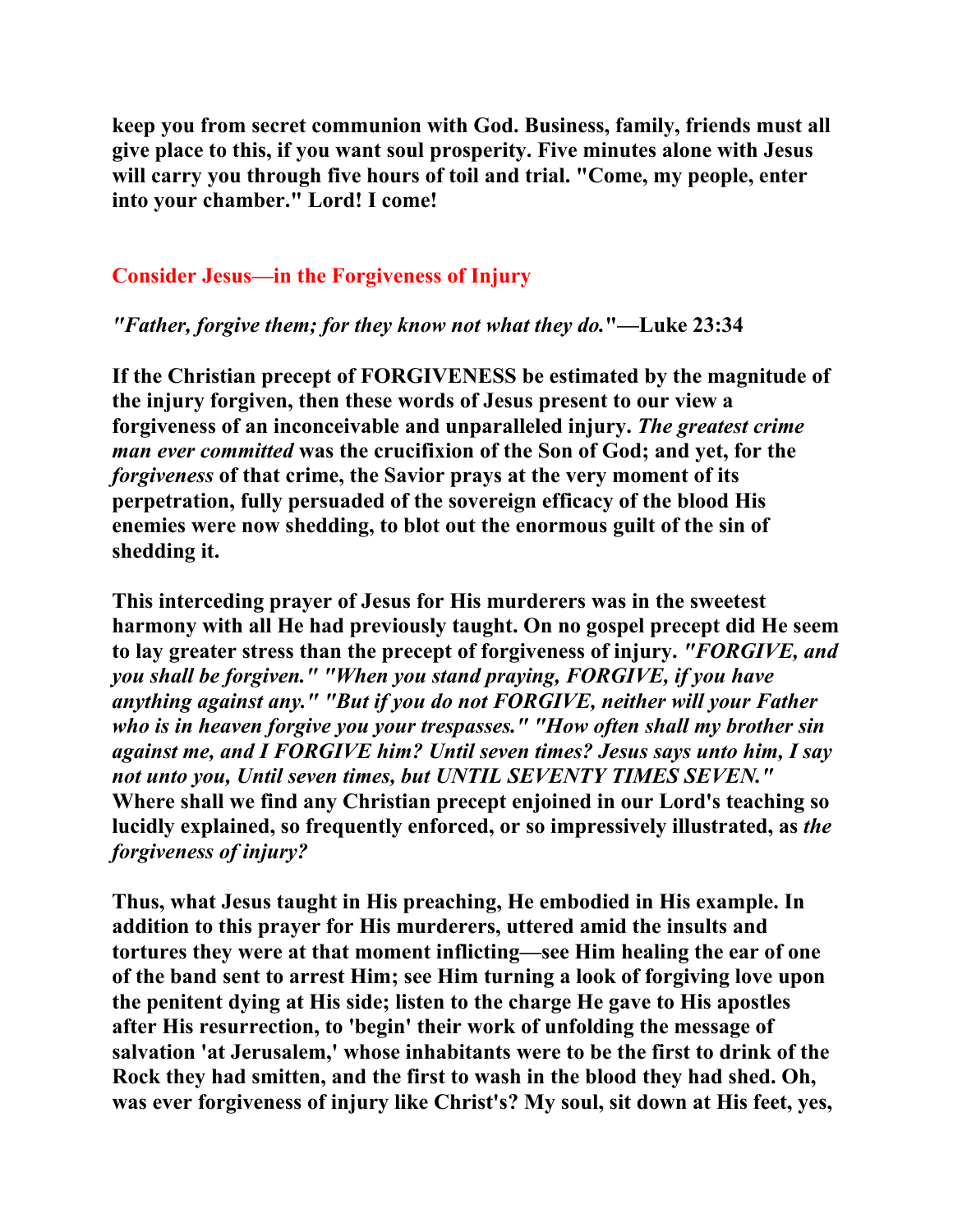**keep you from secret communion with God. Business, family, friends must all give place to this, if you want soul prosperity. Five minutes alone with Jesus will carry you through five hours of toil and trial. "Come, my people, enter into your chamber." Lord! I come!**

## Consider Jesus—in the Forgiveness of Injury

***"Father, forgive them; for they know not what they do."*—Luke 23:34**

**If the Christian precept of FORGIVENESS be estimated by the magnitude of the injury forgiven, then these words of Jesus present to our view a forgiveness of an inconceivable and unparalleled injury. *The greatest crime man ever committed* was the crucifixion of the Son of God; and yet, for the *forgiveness* of that crime, the Savior prays at the very moment of its perpetration, fully persuaded of the sovereign efficacy of the blood His enemies were now shedding, to blot out the enormous guilt of the sin of shedding it.**

**This interceding prayer of Jesus for His murderers was in the sweetest harmony with all He had previously taught. On no gospel precept did He seem to lay greater stress than the precept of forgiveness of injury. *"FORGIVE, and you shall be forgiven." "When you stand praying, FORGIVE, if you have anything against any." "But if you do not FORGIVE, neither will your Father who is in heaven forgive you your trespasses." "How often shall my brother sin against me, and I FORGIVE him? Until seven times? Jesus says unto him, I say not unto you, Until seven times, but UNTIL SEVENTY TIMES SEVEN."* Where shall we find any Christian precept enjoined in our Lord's teaching so lucidly explained, so frequently enforced, or so impressively illustrated, as *the forgiveness of injury?***

**Thus, what Jesus taught in His preaching, He embodied in His example. In addition to this prayer for His murderers, uttered amid the insults and tortures they were at that moment inflicting—see Him healing the ear of one of the band sent to arrest Him; see Him turning a look of forgiving love upon the penitent dying at His side; listen to the charge He gave to His apostles after His resurrection, to 'begin' their work of unfolding the message of salvation 'at Jerusalem,' whose inhabitants were to be the first to drink of the Rock they had smitten, and the first to wash in the blood they had shed. Oh, was ever forgiveness of injury like Christ's? My soul, sit down at His feet, yes,**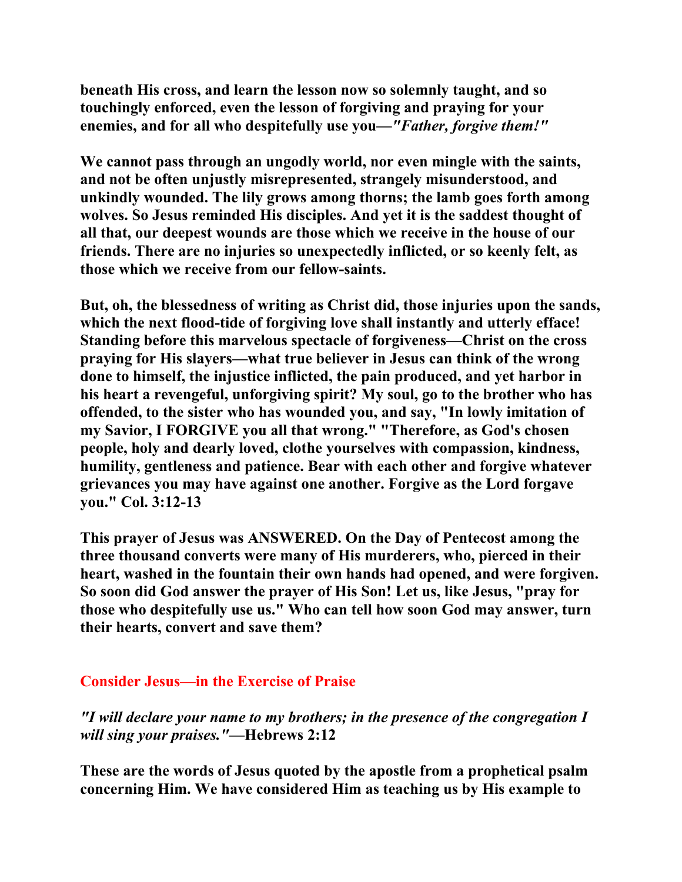**beneath His cross, and learn the lesson now so solemnly taught, and so touchingly enforced, even the lesson of forgiving and praying for your enemies, and for all who despitefully use you—*"Father, forgive them!"***

**We cannot pass through an ungodly world, nor even mingle with the saints, and not be often unjustly misrepresented, strangely misunderstood, and unkindly wounded. The lily grows among thorns; the lamb goes forth among wolves. So Jesus reminded His disciples. And yet it is the saddest thought of all that, our deepest wounds are those which we receive in the house of our friends. There are no injuries so unexpectedly inflicted, or so keenly felt, as those which we receive from our fellow-saints.**

**But, oh, the blessedness of writing as Christ did, those injuries upon the sands, which the next flood-tide of forgiving love shall instantly and utterly efface! Standing before this marvelous spectacle of forgiveness—Christ on the cross praying for His slayers—what true believer in Jesus can think of the wrong done to himself, the injustice inflicted, the pain produced, and yet harbor in his heart a revengeful, unforgiving spirit? My soul, go to the brother who has offended, to the sister who has wounded you, and say, "In lowly imitation of my Savior, I FORGIVE you all that wrong." "Therefore, as God's chosen people, holy and dearly loved, clothe yourselves with compassion, kindness, humility, gentleness and patience. Bear with each other and forgive whatever grievances you may have against one another. Forgive as the Lord forgave you." Col. 3:12-13**

**This prayer of Jesus was ANSWERED. On the Day of Pentecost among the three thousand converts were many of His murderers, who, pierced in their heart, washed in the fountain their own hands had opened, and were forgiven. So soon did God answer the prayer of His Son! Let us, like Jesus, "pray for those who despitefully use us." Who can tell how soon God may answer, turn their hearts, convert and save them?**

## Consider Jesus—in the Exercise of Praise

***"I will declare your name to my brothers; in the presence of the congregation I will sing your praises."*—Hebrews 2:12**

**These are the words of Jesus quoted by the apostle from a prophetical psalm concerning Him. We have considered Him as teaching us by His example to**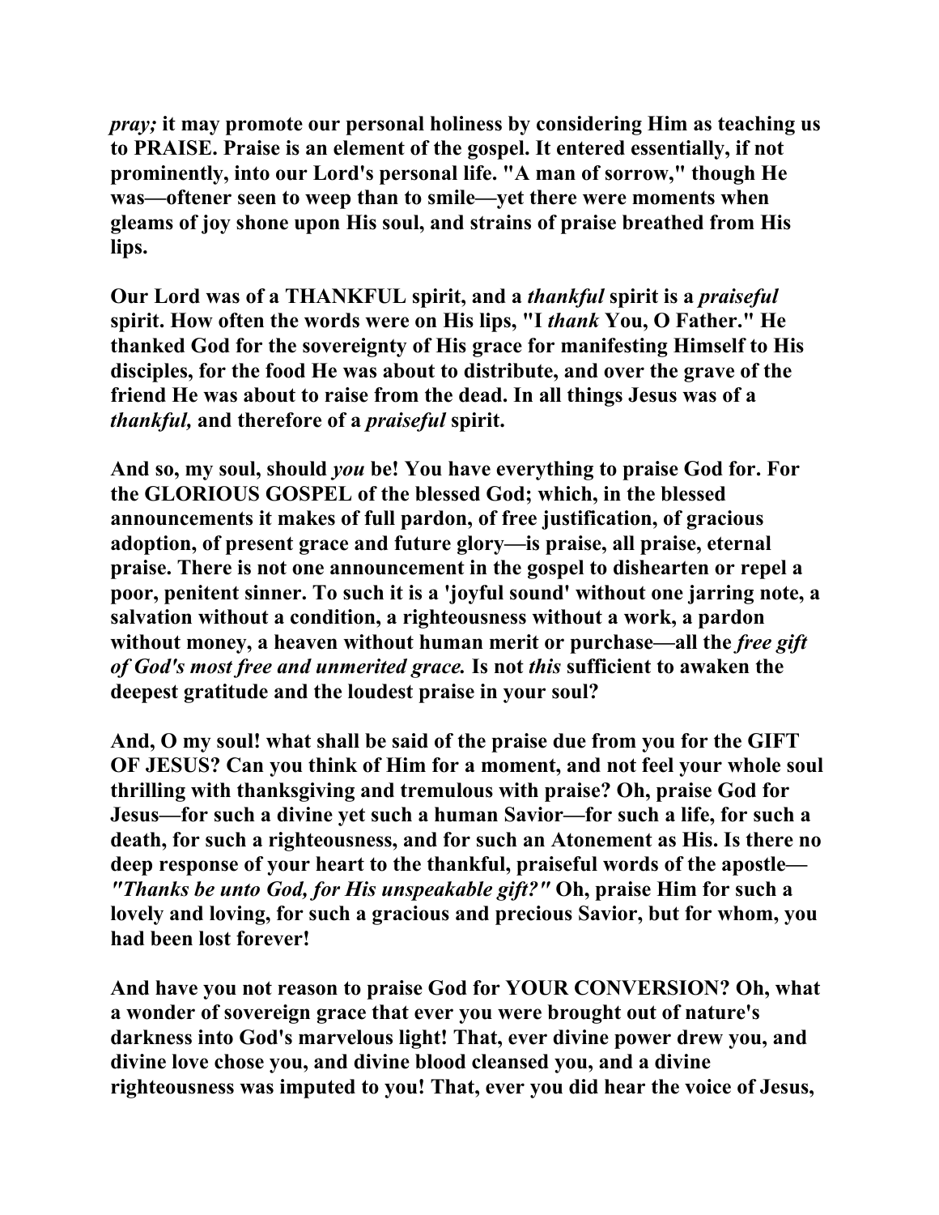*pray;* it may promote our personal holiness by considering Him as teaching us to PRAISE. Praise is an element of the gospel. It entered essentially, if not prominently, into our Lord's personal life. "A man of sorrow," though He was—oftener seen to weep than to smile—yet there were moments when gleams of joy shone upon His soul, and strains of praise breathed from His lips.

Our Lord was of a THANKFUL spirit, and a *thankful* spirit is a *praiseful* spirit. How often the words were on His lips, "I *thank* You, O Father." He thanked God for the sovereignty of His grace for manifesting Himself to His disciples, for the food He was about to distribute, and over the grave of the friend He was about to raise from the dead. In all things Jesus was of a *thankful,* and therefore of a *praiseful* spirit.

And so, my soul, should *you* be! You have everything to praise God for. For the GLORIOUS GOSPEL of the blessed God; which, in the blessed announcements it makes of full pardon, of free justification, of gracious adoption, of present grace and future glory—is praise, all praise, eternal praise. There is not one announcement in the gospel to dishearten or repel a poor, penitent sinner. To such it is a 'joyful sound' without one jarring note, a salvation without a condition, a righteousness without a work, a pardon without money, a heaven without human merit or purchase—all the *free gift of God's most free and unmerited grace.* Is not *this* sufficient to awaken the deepest gratitude and the loudest praise in your soul?

And, O my soul! what shall be said of the praise due from you for the GIFT OF JESUS? Can you think of Him for a moment, and not feel your whole soul thrilling with thanksgiving and tremulous with praise? Oh, praise God for Jesus—for such a divine yet such a human Savior—for such a life, for such a death, for such a righteousness, and for such an Atonement as His. Is there no deep response of your heart to the thankful, praiseful words of the apostle—*"Thanks be unto God, for His unspeakable gift?"* Oh, praise Him for such a lovely and loving, for such a gracious and precious Savior, but for whom, you had been lost forever!

And have you not reason to praise God for YOUR CONVERSION? Oh, what a wonder of sovereign grace that ever you were brought out of nature's darkness into God's marvelous light! That, ever divine power drew you, and divine love chose you, and divine blood cleansed you, and a divine righteousness was imputed to you! That, ever you did hear the voice of Jesus,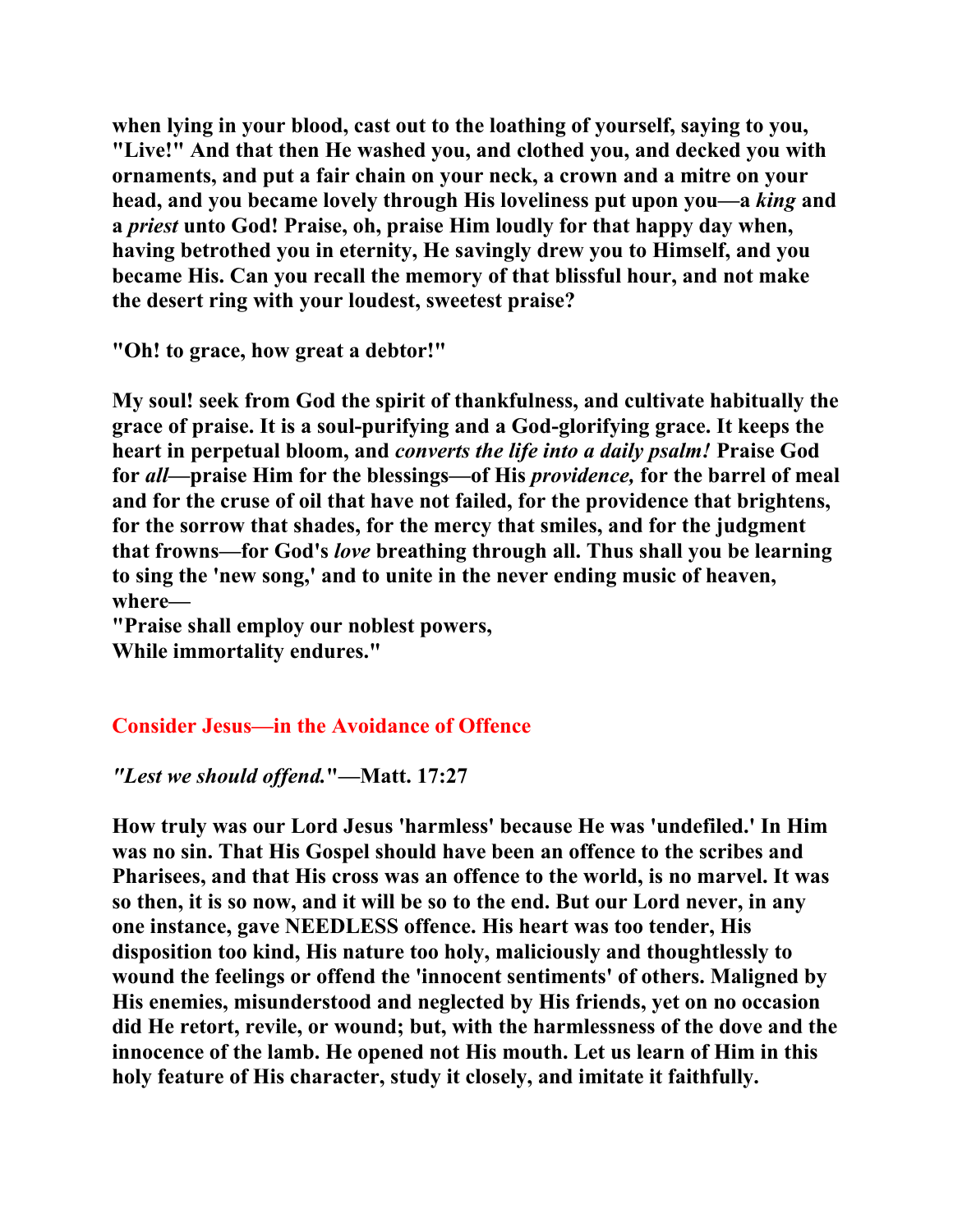**when lying in your blood, cast out to the loathing of yourself, saying to you, "Live!" And that then He washed you, and clothed you, and decked you with ornaments, and put a fair chain on your neck, a crown and a mitre on your head, and you became lovely through His loveliness put upon you—a *king* and a *priest* unto God! Praise, oh, praise Him loudly for that happy day when, having betrothed you in eternity, He savingly drew you to Himself, and you became His. Can you recall the memory of that blissful hour, and not make the desert ring with your loudest, sweetest praise?**

**"Oh! to grace, how great a debtor!"**

**My soul! seek from God the spirit of thankfulness, and cultivate habitually the grace of praise. It is a soul-purifying and a God-glorifying grace. It keeps the heart in perpetual bloom, and *converts the life into a daily psalm!* Praise God for *all*—praise Him for the blessings—of His *providence,* for the barrel of meal and for the cruse of oil that have not failed, for the providence that brightens, for the sorrow that shades, for the mercy that smiles, and for the judgment that frowns—for God's *love* breathing through all. Thus shall you be learning to sing the 'new song,' and to unite in the never ending music of heaven, where—**
**"Praise shall employ our noblest powers,**
**While immortality endures."**

## Consider Jesus—in the Avoidance of Offence

***"Lest we should offend."*—Matt. 17:27**

**How truly was our Lord Jesus 'harmless' because He was 'undefiled.' In Him was no sin. That His Gospel should have been an offence to the scribes and Pharisees, and that His cross was an offence to the world, is no marvel. It was so then, it is so now, and it will be so to the end. But our Lord never, in any one instance, gave NEEDLESS offence. His heart was too tender, His disposition too kind, His nature too holy, maliciously and thoughtlessly to wound the feelings or offend the 'innocent sentiments' of others. Maligned by His enemies, misunderstood and neglected by His friends, yet on no occasion did He retort, revile, or wound; but, with the harmlessness of the dove and the innocence of the lamb. He opened not His mouth. Let us learn of Him in this holy feature of His character, study it closely, and imitate it faithfully.**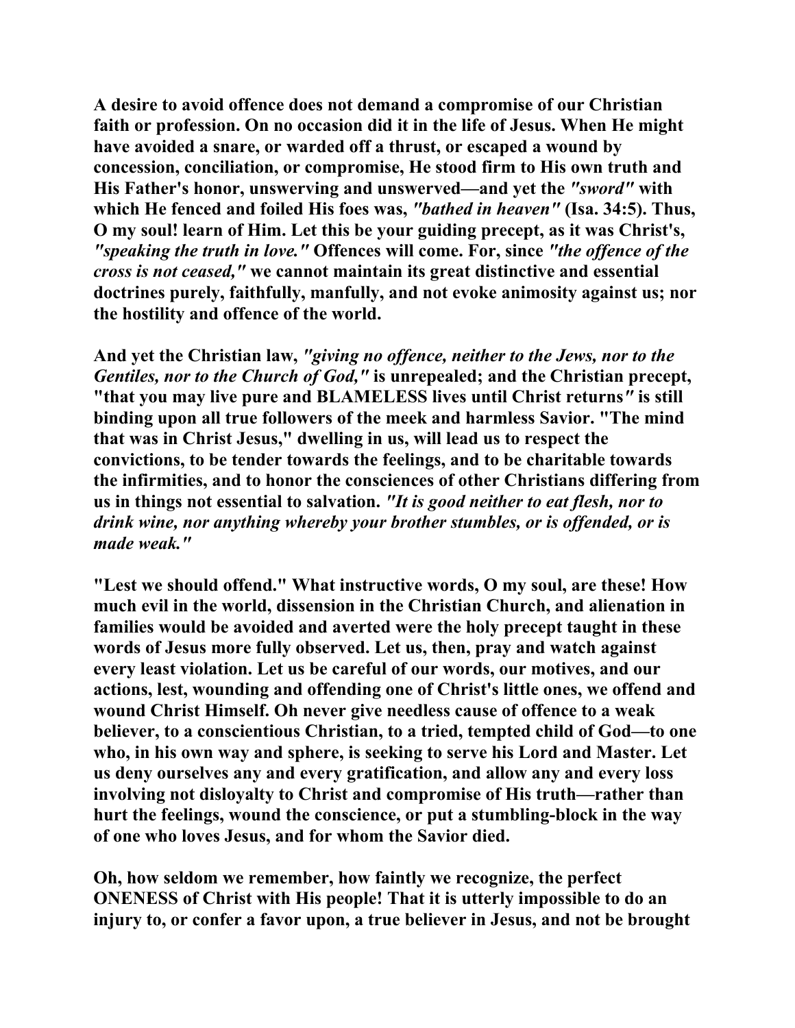**A desire to avoid offence does not demand a compromise of our Christian faith or profession. On no occasion did it in the life of Jesus. When He might have avoided a snare, or warded off a thrust, or escaped a wound by concession, conciliation, or compromise, He stood firm to His own truth and His Father's honor, unswerving and unswerved—and yet the *"sword"* with which He fenced and foiled His foes was, *"bathed in heaven"* (Isa. 34:5). Thus, O my soul! learn of Him. Let this be your guiding precept, as it was Christ's, *"speaking the truth in love."* Offences will come. For, since *"the offence of the cross is not ceased,"* we cannot maintain its great distinctive and essential doctrines purely, faithfully, manfully, and not evoke animosity against us; nor the hostility and offence of the world.**

**And yet the Christian law, *"giving no offence, neither to the Jews, nor to the Gentiles, nor to the Church of God,"* is unrepealed; and the Christian precept, "that you may live pure and BLAMELESS lives until Christ returns*"* is still binding upon all true followers of the meek and harmless Savior. "The mind that was in Christ Jesus," dwelling in us, will lead us to respect the convictions, to be tender towards the feelings, and to be charitable towards the infirmities, and to honor the consciences of other Christians differing from us in things not essential to salvation. *"It is good neither to eat flesh, nor to drink wine, nor anything whereby your brother stumbles, or is offended, or is made weak."***

**"Lest we should offend." What instructive words, O my soul, are these! How much evil in the world, dissension in the Christian Church, and alienation in families would be avoided and averted were the holy precept taught in these words of Jesus more fully observed. Let us, then, pray and watch against every least violation. Let us be careful of our words, our motives, and our actions, lest, wounding and offending one of Christ's little ones, we offend and wound Christ Himself. Oh never give needless cause of offence to a weak believer, to a conscientious Christian, to a tried, tempted child of God—to one who, in his own way and sphere, is seeking to serve his Lord and Master. Let us deny ourselves any and every gratification, and allow any and every loss involving not disloyalty to Christ and compromise of His truth—rather than hurt the feelings, wound the conscience, or put a stumbling-block in the way of one who loves Jesus, and for whom the Savior died.**

**Oh, how seldom we remember, how faintly we recognize, the perfect ONENESS of Christ with His people! That it is utterly impossible to do an injury to, or confer a favor upon, a true believer in Jesus, and not be brought**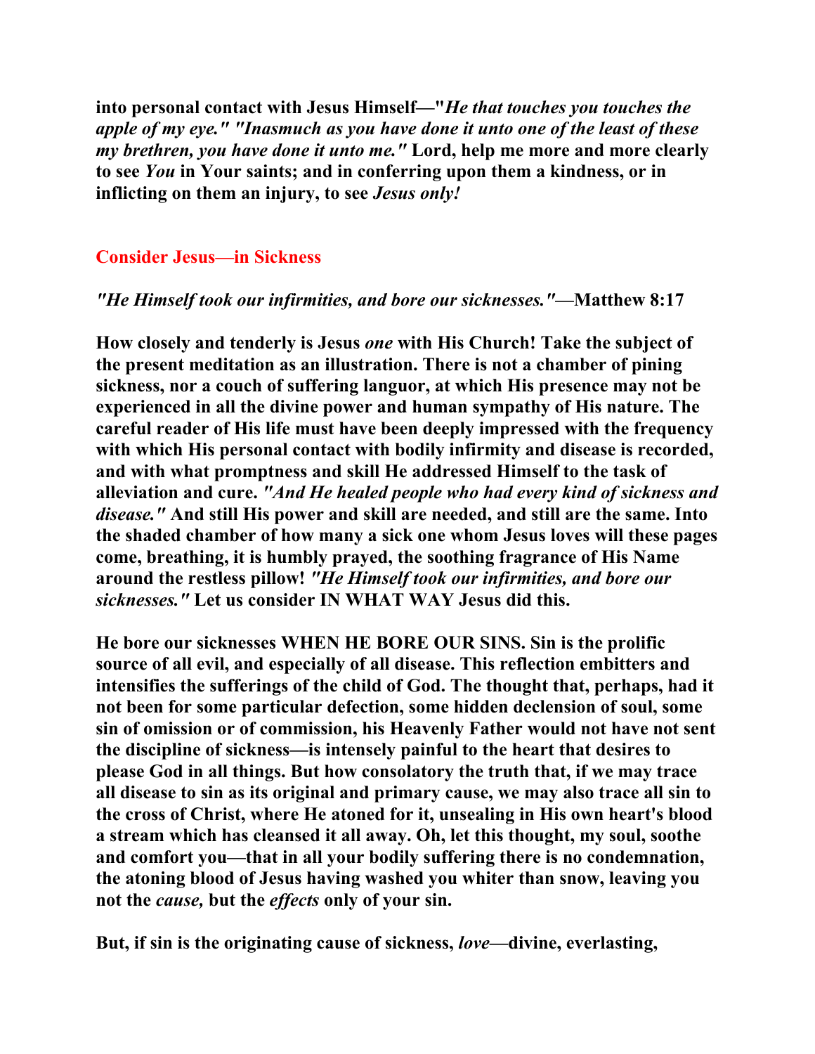**into personal contact with Jesus Himself—"*He that touches you touches the apple of my eye." "Inasmuch as you have done it unto one of the least of these my brethren, you have done it unto me."* Lord, help me more and more clearly to see *You* in Your saints; and in conferring upon them a kindness, or in inflicting on them an injury, to see *Jesus only!***

## Consider Jesus—in Sickness

***"He Himself took our infirmities, and bore our sicknesses."*—Matthew 8:17**

**How closely and tenderly is Jesus *one* with His Church! Take the subject of the present meditation as an illustration. There is not a chamber of pining sickness, nor a couch of suffering languor, at which His presence may not be experienced in all the divine power and human sympathy of His nature. The careful reader of His life must have been deeply impressed with the frequency with which His personal contact with bodily infirmity and disease is recorded, and with what promptness and skill He addressed Himself to the task of alleviation and cure. *"And He healed people who had every kind of sickness and disease."* And still His power and skill are needed, and still are the same. Into the shaded chamber of how many a sick one whom Jesus loves will these pages come, breathing, it is humbly prayed, the soothing fragrance of His Name around the restless pillow! *"He Himself took our infirmities, and bore our sicknesses."* Let us consider IN WHAT WAY Jesus did this.**

**He bore our sicknesses WHEN HE BORE OUR SINS. Sin is the prolific source of all evil, and especially of all disease. This reflection embitters and intensifies the sufferings of the child of God. The thought that, perhaps, had it not been for some particular defection, some hidden declension of soul, some sin of omission or of commission, his Heavenly Father would not have not sent the discipline of sickness—is intensely painful to the heart that desires to please God in all things. But how consolatory the truth that, if we may trace all disease to sin as its original and primary cause, we may also trace all sin to the cross of Christ, where He atoned for it, unsealing in His own heart's blood a stream which has cleansed it all away. Oh, let this thought, my soul, soothe and comfort you—that in all your bodily suffering there is no condemnation, the atoning blood of Jesus having washed you whiter than snow, leaving you not the *cause,* but the *effects* only of your sin.**

**But, if sin is the originating cause of sickness, *love*—divine, everlasting,**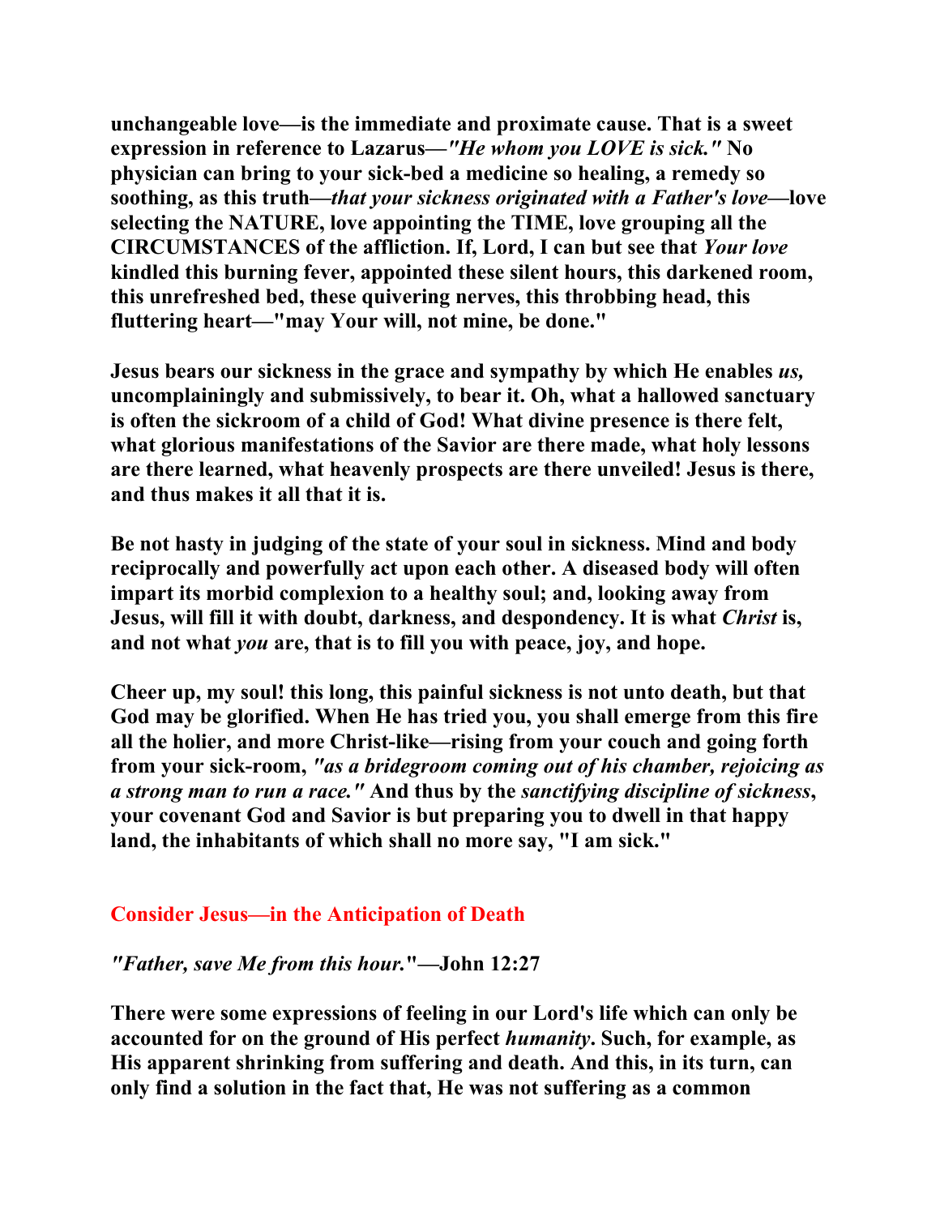**unchangeable love—is the immediate and proximate cause. That is a sweet expression in reference to Lazarus—*"He whom you LOVE is sick."* No physician can bring to your sick-bed a medicine so healing, a remedy so soothing, as this truth—*that your sickness originated with a Father's love*—love selecting the NATURE, love appointing the TIME, love grouping all the CIRCUMSTANCES of the affliction. If, Lord, I can but see that *Your love* kindled this burning fever, appointed these silent hours, this darkened room, this unrefreshed bed, these quivering nerves, this throbbing head, this fluttering heart—"may Your will, not mine, be done."**

**Jesus bears our sickness in the grace and sympathy by which He enables *us,* uncomplainingly and submissively, to bear it. Oh, what a hallowed sanctuary is often the sickroom of a child of God! What divine presence is there felt, what glorious manifestations of the Savior are there made, what holy lessons are there learned, what heavenly prospects are there unveiled! Jesus is there, and thus makes it all that it is.**

**Be not hasty in judging of the state of your soul in sickness. Mind and body reciprocally and powerfully act upon each other. A diseased body will often impart its morbid complexion to a healthy soul; and, looking away from Jesus, will fill it with doubt, darkness, and despondency. It is what *Christ* is, and not what *you* are, that is to fill you with peace, joy, and hope.**

**Cheer up, my soul! this long, this painful sickness is not unto death, but that God may be glorified. When He has tried you, you shall emerge from this fire all the holier, and more Christ-like—rising from your couch and going forth from your sick-room, *"as a bridegroom coming out of his chamber, rejoicing as a strong man to run a race."* And thus by the *sanctifying discipline of sickness*, your covenant God and Savior is but preparing you to dwell in that happy land, the inhabitants of which shall no more say, "I am sick."**

## Consider Jesus—in the Anticipation of Death

***"Father, save Me from this hour."*—John 12:27**

**There were some expressions of feeling in our Lord's life which can only be accounted for on the ground of His perfect *humanity*. Such, for example, as His apparent shrinking from suffering and death. And this, in its turn, can only find a solution in the fact that, He was not suffering as a common**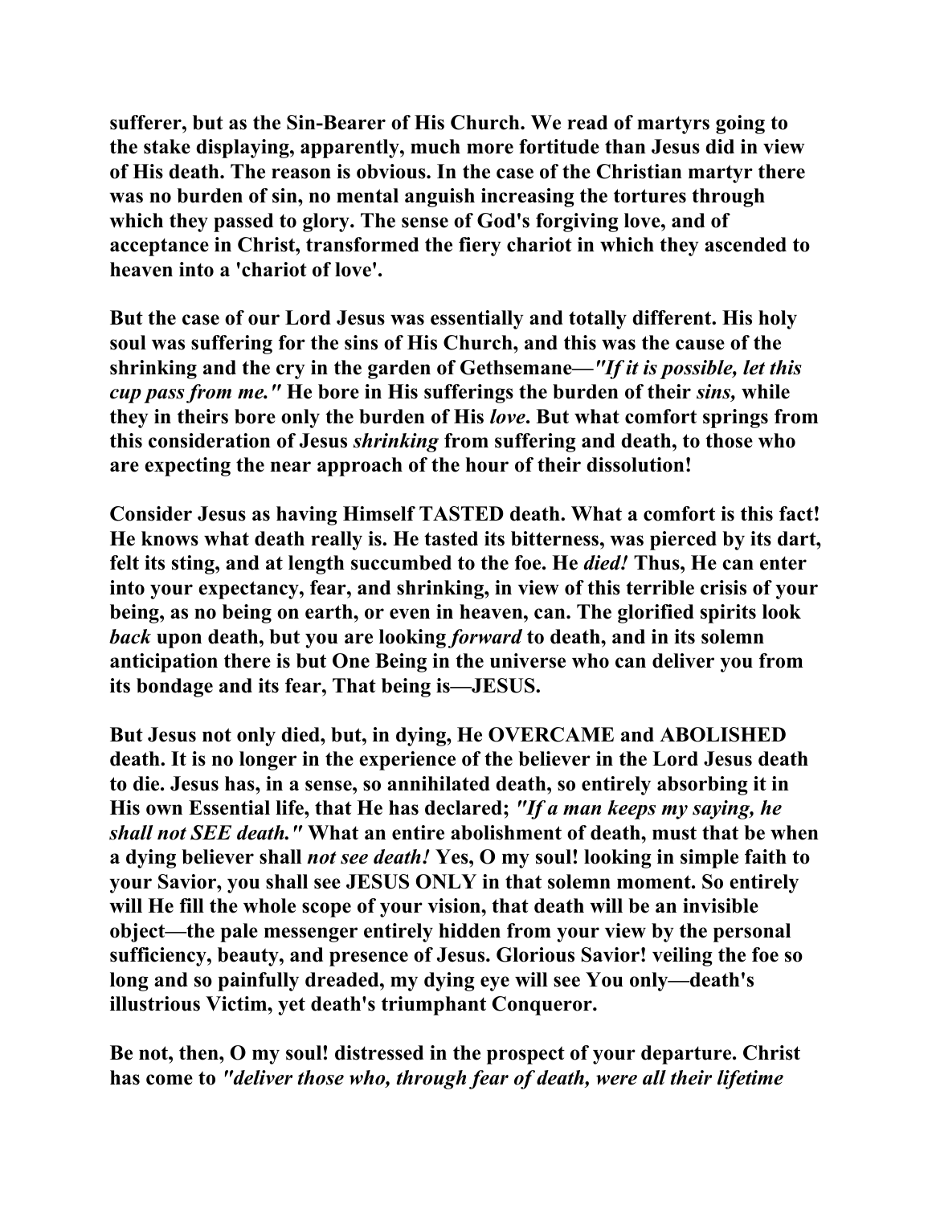**sufferer, but as the Sin-Bearer of His Church. We read of martyrs going to the stake displaying, apparently, much more fortitude than Jesus did in view of His death. The reason is obvious. In the case of the Christian martyr there was no burden of sin, no mental anguish increasing the tortures through which they passed to glory. The sense of God's forgiving love, and of acceptance in Christ, transformed the fiery chariot in which they ascended to heaven into a 'chariot of love'.**

**But the case of our Lord Jesus was essentially and totally different. His holy soul was suffering for the sins of His Church, and this was the cause of the shrinking and the cry in the garden of Gethsemane—*"If it is possible, let this cup pass from me."* He bore in His sufferings the burden of their *sins,* while they in theirs bore only the burden of His *love*. But what comfort springs from this consideration of Jesus *shrinking* from suffering and death, to those who are expecting the near approach of the hour of their dissolution!**

**Consider Jesus as having Himself TASTED death. What a comfort is this fact! He knows what death really is. He tasted its bitterness, was pierced by its dart, felt its sting, and at length succumbed to the foe. He *died!* Thus, He can enter into your expectancy, fear, and shrinking, in view of this terrible crisis of your being, as no being on earth, or even in heaven, can. The glorified spirits look *back* upon death, but you are looking *forward* to death, and in its solemn anticipation there is but One Being in the universe who can deliver you from its bondage and its fear, That being is—JESUS.**

**But Jesus not only died, but, in dying, He OVERCAME and ABOLISHED death. It is no longer in the experience of the believer in the Lord Jesus death to die. Jesus has, in a sense, so annihilated death, so entirely absorbing it in His own Essential life, that He has declared; *"If a man keeps my saying, he shall not SEE death."* What an entire abolishment of death, must that be when a dying believer shall *not see death!* Yes, O my soul! looking in simple faith to your Savior, you shall see JESUS ONLY in that solemn moment. So entirely will He fill the whole scope of your vision, that death will be an invisible object—the pale messenger entirely hidden from your view by the personal sufficiency, beauty, and presence of Jesus. Glorious Savior! veiling the foe so long and so painfully dreaded, my dying eye will see You only—death's illustrious Victim, yet death's triumphant Conqueror.**

**Be not, then, O my soul! distressed in the prospect of your departure. Christ has come to *"deliver those who, through fear of death, were all their lifetime***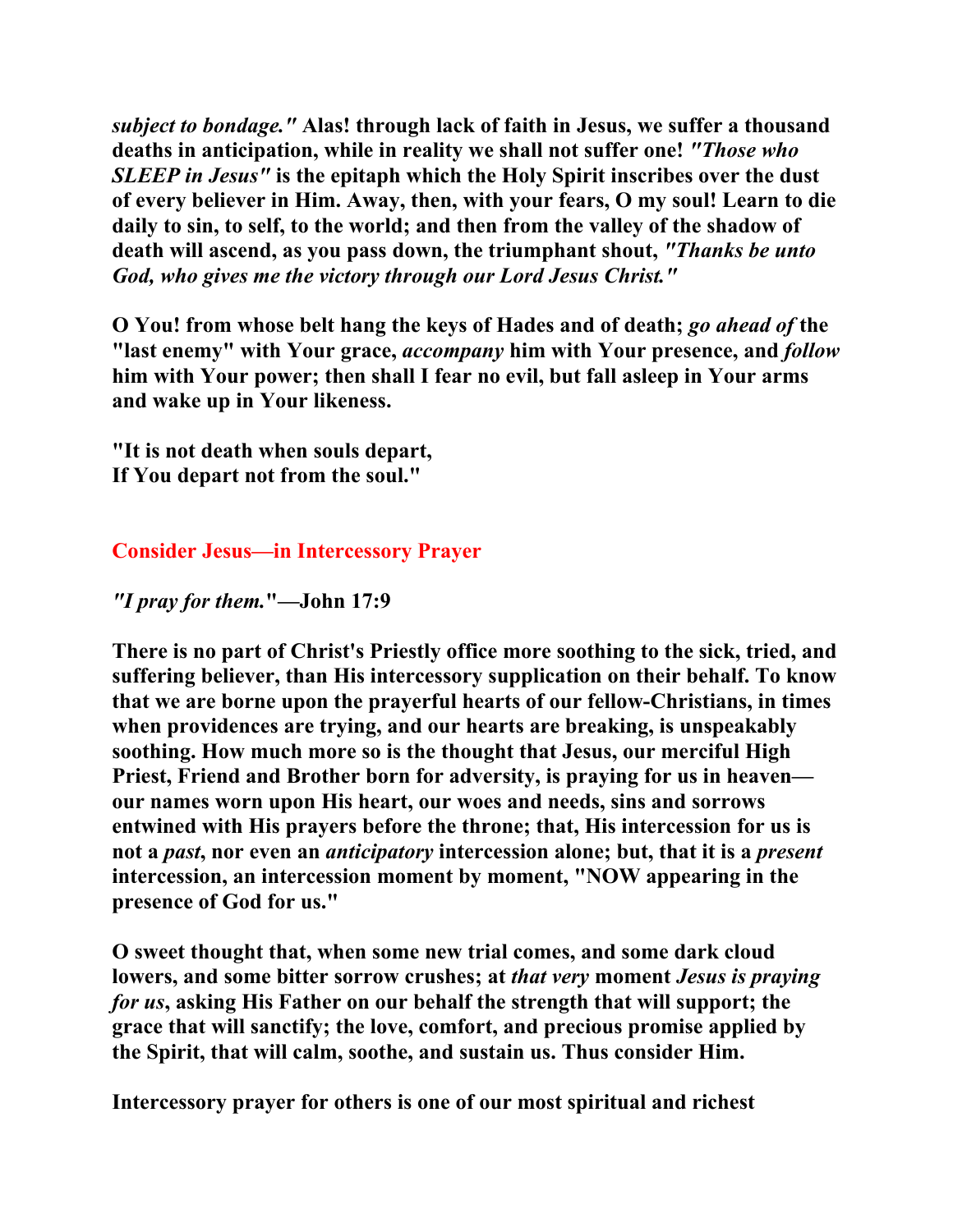*subject to bondage."* Alas! through lack of faith in Jesus, we suffer a thousand deaths in anticipation, while in reality we shall not suffer one! *"Those who SLEEP in Jesus"* is the epitaph which the Holy Spirit inscribes over the dust of every believer in Him. Away, then, with your fears, O my soul! Learn to die daily to sin, to self, to the world; and then from the valley of the shadow of death will ascend, as you pass down, the triumphant shout, *"Thanks be unto God, who gives me the victory through our Lord Jesus Christ."*

O You! from whose belt hang the keys of Hades and of death; *go ahead of* the "last enemy" with Your grace, *accompany* him with Your presence, and *follow* him with Your power; then shall I fear no evil, but fall asleep in Your arms and wake up in Your likeness.

"It is not death when souls depart,
If You depart not from the soul."

## Consider Jesus—in Intercessory Prayer

*"I pray for them."*—John 17:9

There is no part of Christ's Priestly office more soothing to the sick, tried, and suffering believer, than His intercessory supplication on their behalf. To know that we are borne upon the prayerful hearts of our fellow-Christians, in times when providences are trying, and our hearts are breaking, is unspeakably soothing. How much more so is the thought that Jesus, our merciful High Priest, Friend and Brother born for adversity, is praying for us in heaven—our names worn upon His heart, our woes and needs, sins and sorrows entwined with His prayers before the throne; that, His intercession for us is not a *past*, nor even an *anticipatory* intercession alone; but, that it is a *present* intercession, an intercession moment by moment, "NOW appearing in the presence of God for us."

O sweet thought that, when some new trial comes, and some dark cloud lowers, and some bitter sorrow crushes; at *that very* moment *Jesus is praying for us*, asking His Father on our behalf the strength that will support; the grace that will sanctify; the love, comfort, and precious promise applied by the Spirit, that will calm, soothe, and sustain us. Thus consider Him.

Intercessory prayer for others is one of our most spiritual and richest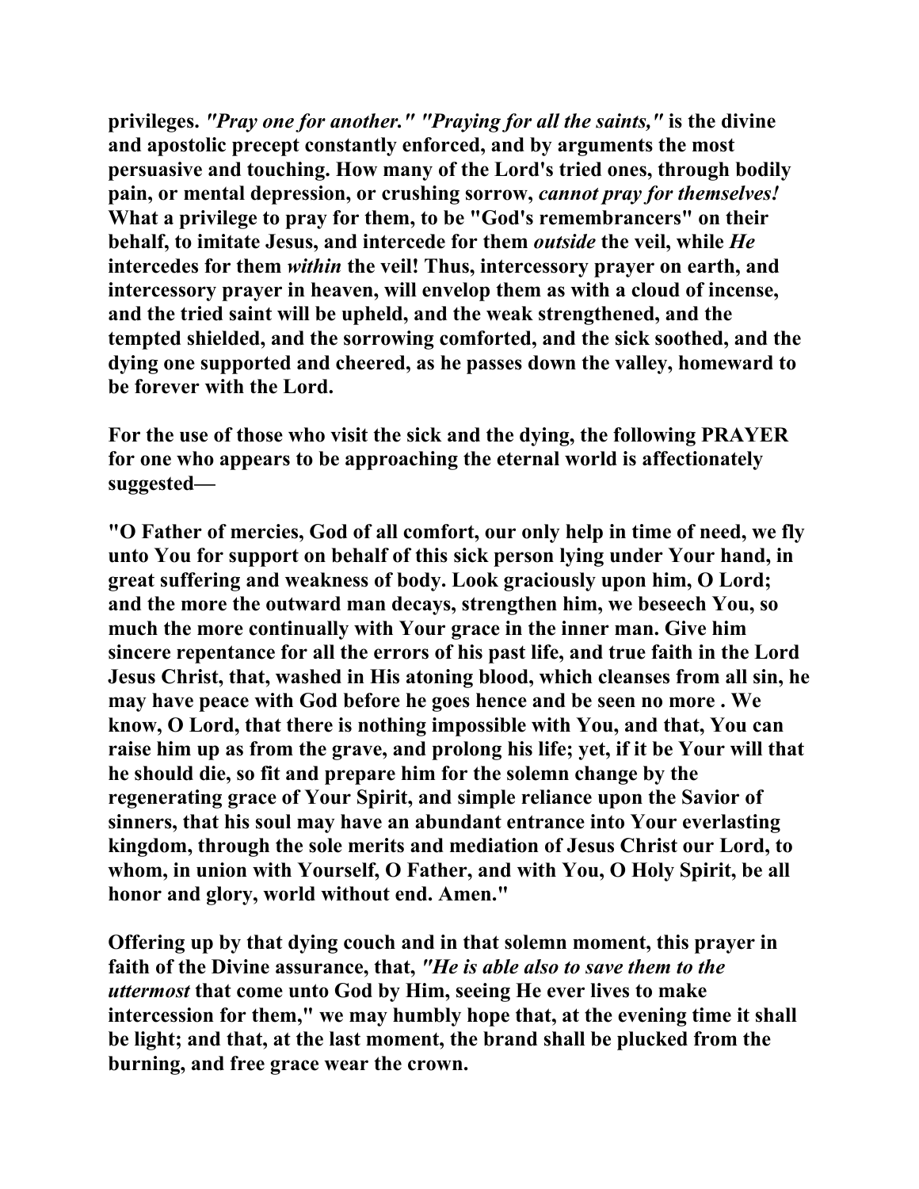**privileges.** ***"Pray one for another." "Praying for all the saints,"*** **is the divine and apostolic precept constantly enforced, and by arguments the most persuasive and touching. How many of the Lord's tried ones, through bodily pain, or mental depression, or crushing sorrow,** ***cannot pray for themselves!*** **What a privilege to pray for them, to be "God's remembrancers" on their behalf, to imitate Jesus, and intercede for them** ***outside*** **the veil, while** ***He*** **intercedes for them** ***within*** **the veil! Thus, intercessory prayer on earth, and intercessory prayer in heaven, will envelop them as with a cloud of incense, and the tried saint will be upheld, and the weak strengthened, and the tempted shielded, and the sorrowing comforted, and the sick soothed, and the dying one supported and cheered, as he passes down the valley, homeward to be forever with the Lord.**

**For the use of those who visit the sick and the dying, the following PRAYER for one who appears to be approaching the eternal world is affectionately suggested—**

**"O Father of mercies, God of all comfort, our only help in time of need, we fly unto You for support on behalf of this sick person lying under Your hand, in great suffering and weakness of body. Look graciously upon him, O Lord; and the more the outward man decays, strengthen him, we beseech You, so much the more continually with Your grace in the inner man. Give him sincere repentance for all the errors of his past life, and true faith in the Lord Jesus Christ, that, washed in His atoning blood, which cleanses from all sin, he may have peace with God before he goes hence and be seen no more . We know, O Lord, that there is nothing impossible with You, and that, You can raise him up as from the grave, and prolong his life; yet, if it be Your will that he should die, so fit and prepare him for the solemn change by the regenerating grace of Your Spirit, and simple reliance upon the Savior of sinners, that his soul may have an abundant entrance into Your everlasting kingdom, through the sole merits and mediation of Jesus Christ our Lord, to whom, in union with Yourself, O Father, and with You, O Holy Spirit, be all honor and glory, world without end. Amen."**

**Offering up by that dying couch and in that solemn moment, this prayer in faith of the Divine assurance, that,** ***"He is able also to save them to the uttermost*** **that come unto God by Him, seeing He ever lives to make intercession for them," we may humbly hope that, at the evening time it shall be light; and that, at the last moment, the brand shall be plucked from the burning, and free grace wear the crown.**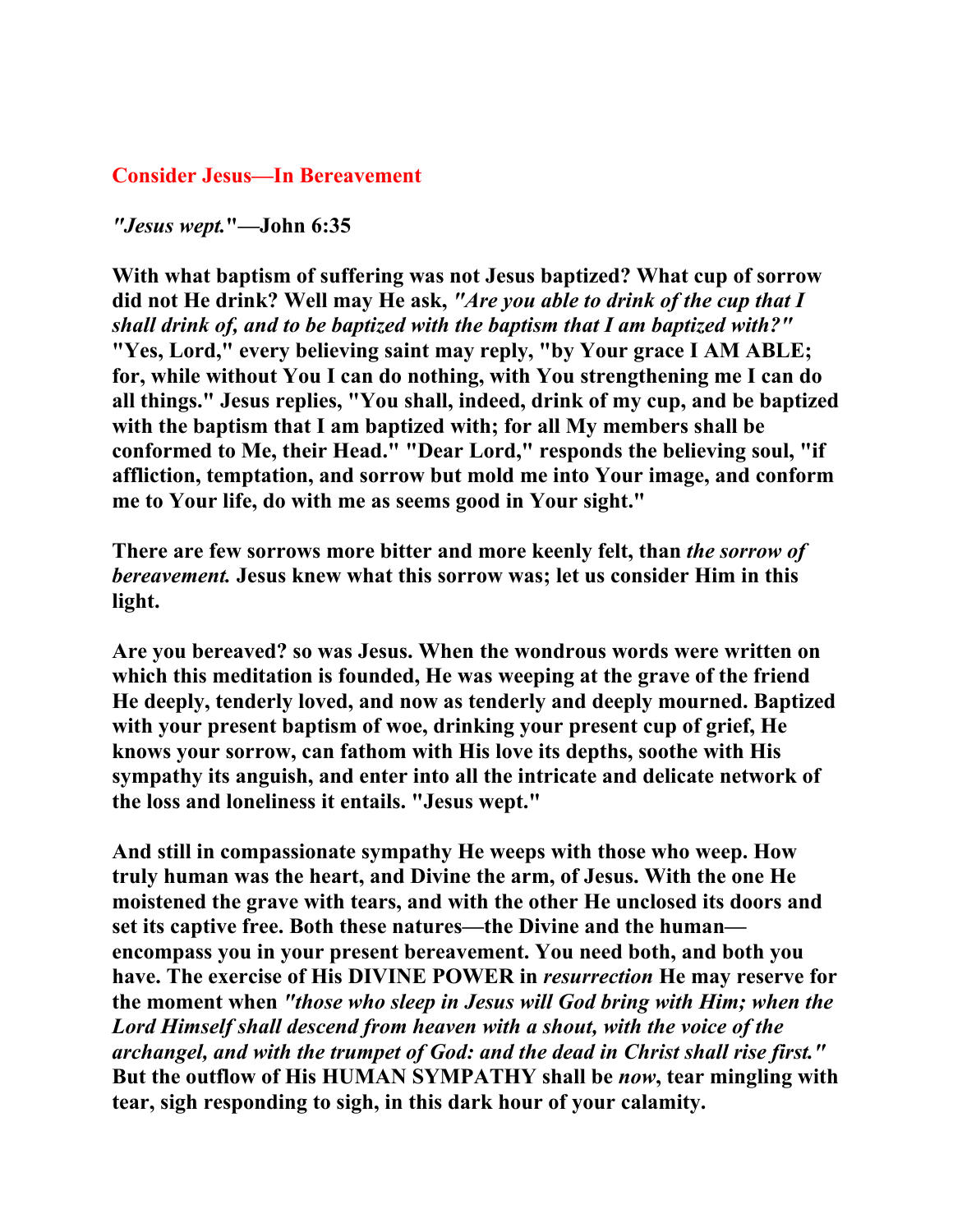## Consider Jesus—In Bereavement

***"Jesus wept."*—John 6:35**

**With what baptism of suffering was not Jesus baptized? What cup of sorrow did not He drink? Well may He ask, *"Are you able to drink of the cup that I shall drink of, and to be baptized with the baptism that I am baptized with?"* "Yes, Lord," every believing saint may reply, "by Your grace I AM ABLE; for, while without You I can do nothing, with You strengthening me I can do all things." Jesus replies, "You shall, indeed, drink of my cup, and be baptized with the baptism that I am baptized with; for all My members shall be conformed to Me, their Head." "Dear Lord," responds the believing soul, "if affliction, temptation, and sorrow but mold me into Your image, and conform me to Your life, do with me as seems good in Your sight."**

**There are few sorrows more bitter and more keenly felt, than *the sorrow of bereavement.* Jesus knew what this sorrow was; let us consider Him in this light.**

**Are you bereaved? so was Jesus. When the wondrous words were written on which this meditation is founded, He was weeping at the grave of the friend He deeply, tenderly loved, and now as tenderly and deeply mourned. Baptized with your present baptism of woe, drinking your present cup of grief, He knows your sorrow, can fathom with His love its depths, soothe with His sympathy its anguish, and enter into all the intricate and delicate network of the loss and loneliness it entails. "Jesus wept."**

**And still in compassionate sympathy He weeps with those who weep. How truly human was the heart, and Divine the arm, of Jesus. With the one He moistened the grave with tears, and with the other He unclosed its doors and set its captive free. Both these natures—the Divine and the human—encompass you in your present bereavement. You need both, and both you have. The exercise of His DIVINE POWER in *resurrection* He may reserve for the moment when *"those who sleep in Jesus will God bring with Him; when the Lord Himself shall descend from heaven with a shout, with the voice of the archangel, and with the trumpet of God: and the dead in Christ shall rise first."* But the outflow of His HUMAN SYMPATHY shall be *now*, tear mingling with tear, sigh responding to sigh, in this dark hour of your calamity.**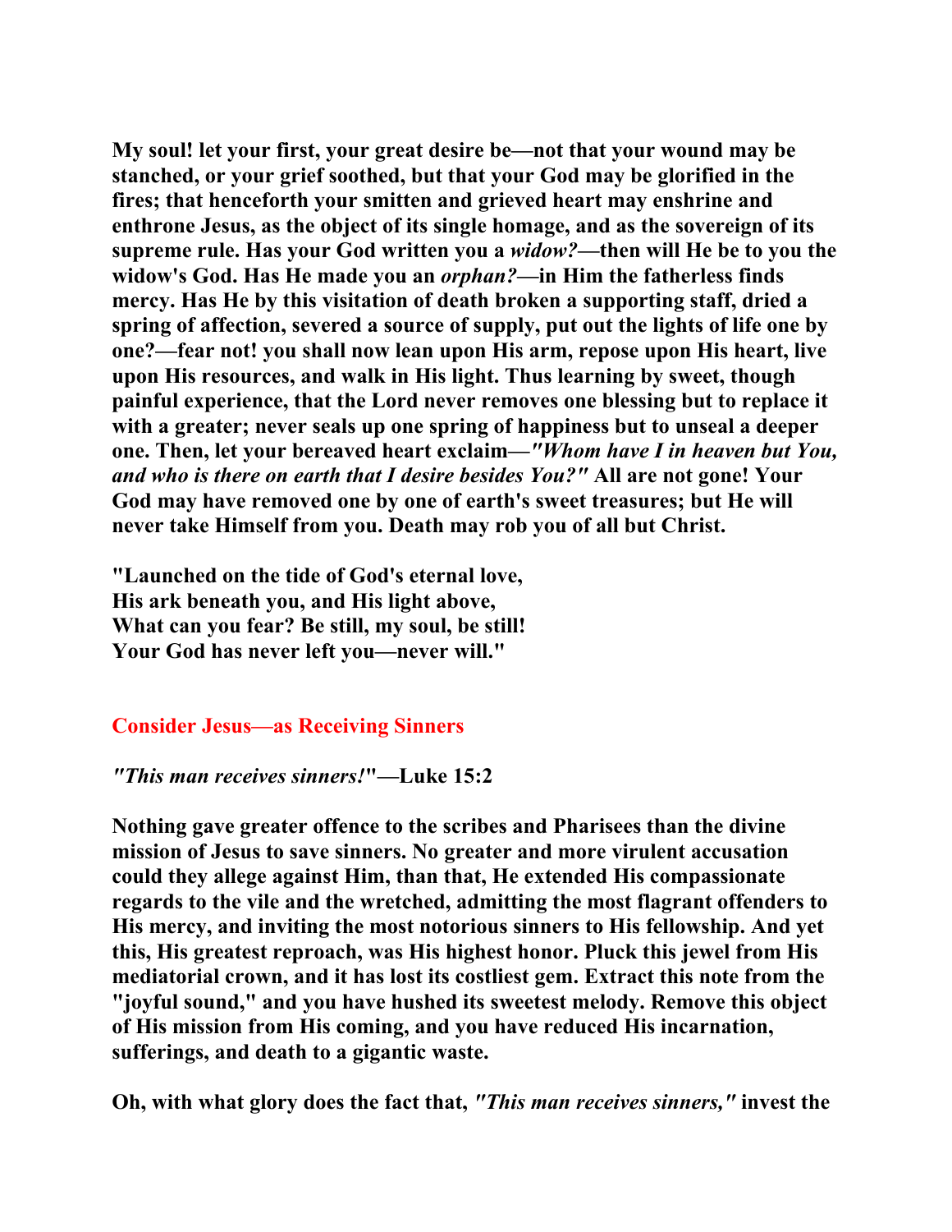**My soul! let your first, your great desire be—not that your wound may be stanched, or your grief soothed, but that your God may be glorified in the fires; that henceforth your smitten and grieved heart may enshrine and enthrone Jesus, as the object of its single homage, and as the sovereign of its supreme rule. Has your God written you a *widow?*—then will He be to you the widow's God. Has He made you an *orphan?*—in Him the fatherless finds mercy. Has He by this visitation of death broken a supporting staff, dried a spring of affection, severed a source of supply, put out the lights of life one by one?—fear not! you shall now lean upon His arm, repose upon His heart, live upon His resources, and walk in His light. Thus learning by sweet, though painful experience, that the Lord never removes one blessing but to replace it with a greater; never seals up one spring of happiness but to unseal a deeper one. Then, let your bereaved heart exclaim—*"Whom have I in heaven but You, and who is there on earth that I desire besides You?"* All are not gone! Your God may have removed one by one of earth's sweet treasures; but He will never take Himself from you. Death may rob you of all but Christ.**

**"Launched on the tide of God's eternal love,  
His ark beneath you, and His light above,  
What can you fear? Be still, my soul, be still!  
Your God has never left you—never will."**

## Consider Jesus—as Receiving Sinners

***"This man receives sinners!"*—Luke 15:2**

**Nothing gave greater offence to the scribes and Pharisees than the divine mission of Jesus to save sinners. No greater and more virulent accusation could they allege against Him, than that, He extended His compassionate regards to the vile and the wretched, admitting the most flagrant offenders to His mercy, and inviting the most notorious sinners to His fellowship. And yet this, His greatest reproach, was His highest honor. Pluck this jewel from His mediatorial crown, and it has lost its costliest gem. Extract this note from the "joyful sound," and you have hushed its sweetest melody. Remove this object of His mission from His coming, and you have reduced His incarnation, sufferings, and death to a gigantic waste.**

**Oh, with what glory does the fact that, *"This man receives sinners,"* invest the**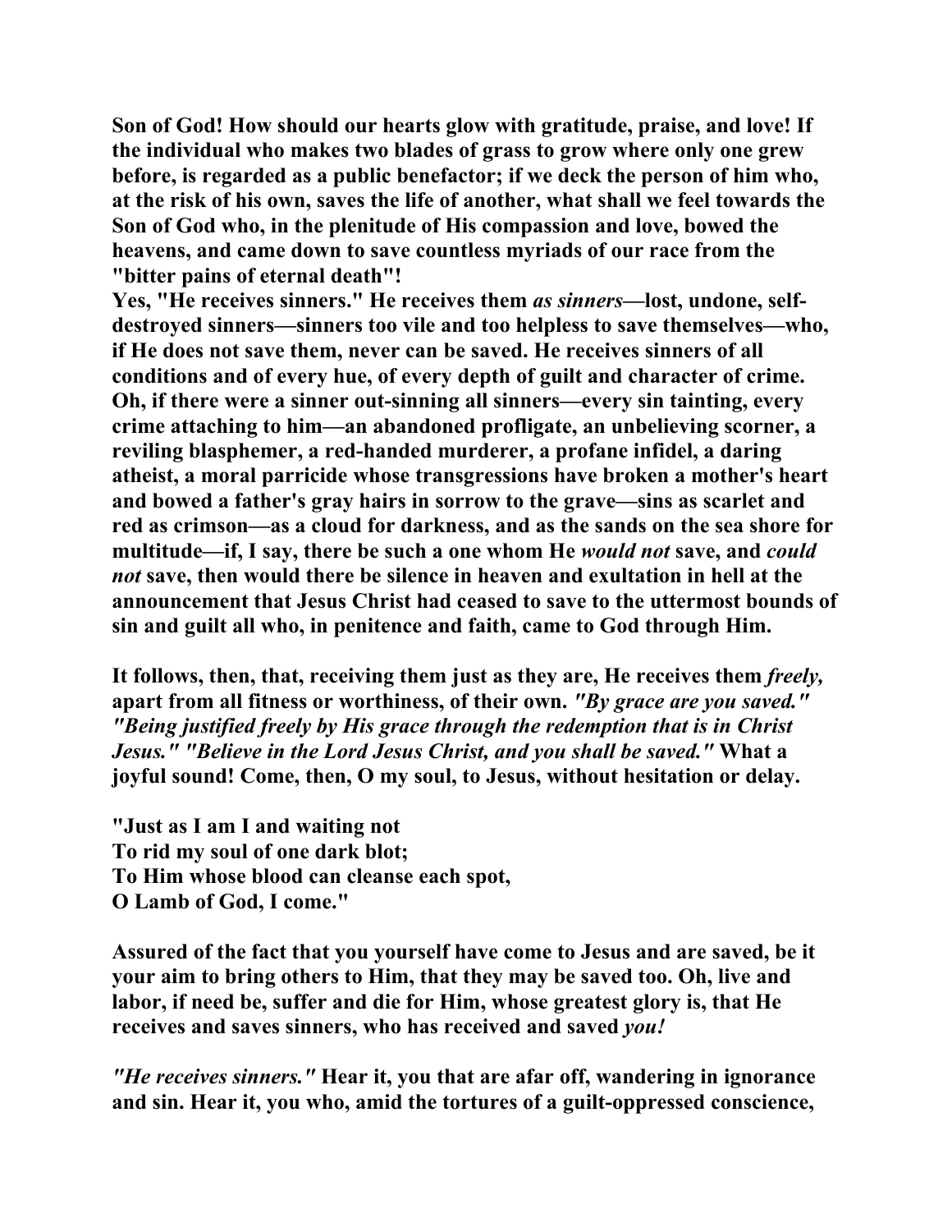**Son of God! How should our hearts glow with gratitude, praise, and love! If the individual who makes two blades of grass to grow where only one grew before, is regarded as a public benefactor; if we deck the person of him who, at the risk of his own, saves the life of another, what shall we feel towards the Son of God who, in the plenitude of His compassion and love, bowed the heavens, and came down to save countless myriads of our race from the "bitter pains of eternal death"!**

**Yes, "He receives sinners." He receives them *as sinners*—lost, undone, self-destroyed sinners—sinners too vile and too helpless to save themselves—who, if He does not save them, never can be saved. He receives sinners of all conditions and of every hue, of every depth of guilt and character of crime. Oh, if there were a sinner out-sinning all sinners—every sin tainting, every crime attaching to him—an abandoned profligate, an unbelieving scorner, a reviling blasphemer, a red-handed murderer, a profane infidel, a daring atheist, a moral parricide whose transgressions have broken a mother's heart and bowed a father's gray hairs in sorrow to the grave—sins as scarlet and red as crimson—as a cloud for darkness, and as the sands on the sea shore for multitude—if, I say, there be such a one whom He *would not* save, and *could not* save, then would there be silence in heaven and exultation in hell at the announcement that Jesus Christ had ceased to save to the uttermost bounds of sin and guilt all who, in penitence and faith, came to God through Him.**

**It follows, then, that, receiving them just as they are, He receives them *freely,* apart from all fitness or worthiness, of their own. *"By grace are you saved." "Being justified freely by His grace through the redemption that is in Christ Jesus." "Believe in the Lord Jesus Christ, and you shall be saved."* What a joyful sound! Come, then, O my soul, to Jesus, without hesitation or delay.**

**"Just as I am I and waiting not**
**To rid my soul of one dark blot;**
**To Him whose blood can cleanse each spot,**
**O Lamb of God, I come."**

**Assured of the fact that you yourself have come to Jesus and are saved, be it your aim to bring others to Him, that they may be saved too. Oh, live and labor, if need be, suffer and die for Him, whose greatest glory is, that He receives and saves sinners, who has received and saved *you!***

***"He receives sinners."* Hear it, you that are afar off, wandering in ignorance and sin. Hear it, you who, amid the tortures of a guilt-oppressed conscience,**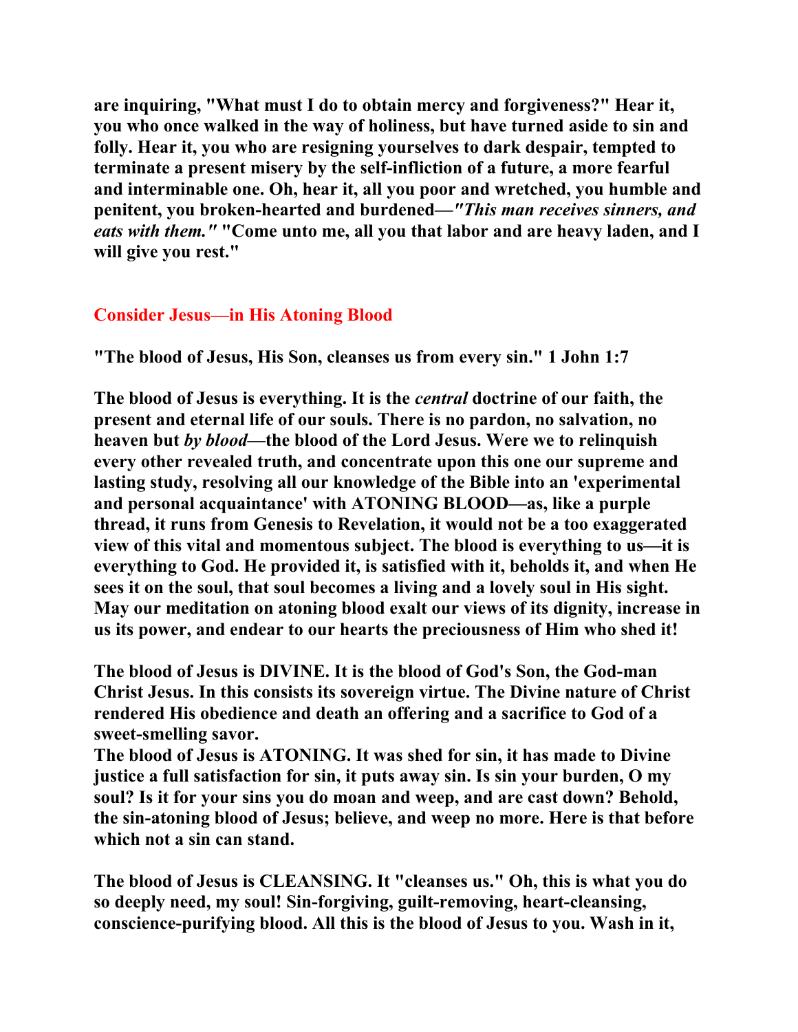are inquiring, "What must I do to obtain mercy and forgiveness?" Hear it, you who once walked in the way of holiness, but have turned aside to sin and folly. Hear it, you who are resigning yourselves to dark despair, tempted to terminate a present misery by the self-infliction of a future, a more fearful and interminable one. Oh, hear it, all you poor and wretched, you humble and penitent, you broken-hearted and burdened—*"This man receives sinners, and eats with them."* "Come unto me, all you that labor and are heavy laden, and I will give you rest."

## Consider Jesus—in His Atoning Blood

"The blood of Jesus, His Son, cleanses us from every sin." 1 John 1:7

The blood of Jesus is everything. It is the *central* doctrine of our faith, the present and eternal life of our souls. There is no pardon, no salvation, no heaven but *by blood*—the blood of the Lord Jesus. Were we to relinquish every other revealed truth, and concentrate upon this one our supreme and lasting study, resolving all our knowledge of the Bible into an 'experimental and personal acquaintance' with ATONING BLOOD—as, like a purple thread, it runs from Genesis to Revelation, it would not be a too exaggerated view of this vital and momentous subject. The blood is everything to us—it is everything to God. He provided it, is satisfied with it, beholds it, and when He sees it on the soul, that soul becomes a living and a lovely soul in His sight. May our meditation on atoning blood exalt our views of its dignity, increase in us its power, and endear to our hearts the preciousness of Him who shed it!

The blood of Jesus is DIVINE. It is the blood of God's Son, the God-man Christ Jesus. In this consists its sovereign virtue. The Divine nature of Christ rendered His obedience and death an offering and a sacrifice to God of a sweet-smelling savor.

The blood of Jesus is ATONING. It was shed for sin, it has made to Divine justice a full satisfaction for sin, it puts away sin. Is sin your burden, O my soul? Is it for your sins you do moan and weep, and are cast down? Behold, the sin-atoning blood of Jesus; believe, and weep no more. Here is that before which not a sin can stand.

The blood of Jesus is CLEANSING. It "cleanses us." Oh, this is what you do so deeply need, my soul! Sin-forgiving, guilt-removing, heart-cleansing, conscience-purifying blood. All this is the blood of Jesus to you. Wash in it,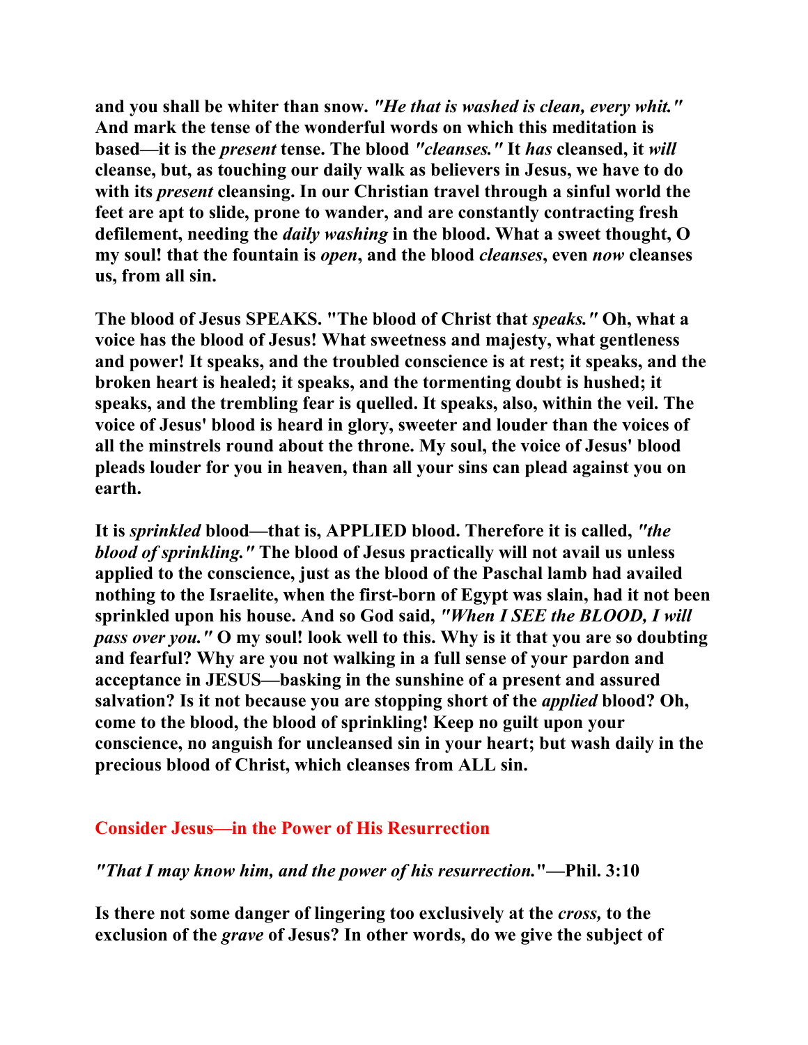**and you shall be whiter than snow.** ***"He that is washed is clean, every whit."*** **And mark the tense of the wonderful words on which this meditation is based—it is the** ***present*** **tense. The blood** ***"cleanses."*** **It** ***has*** **cleansed, it** ***will*** **cleanse, but, as touching our daily walk as believers in Jesus, we have to do with its** ***present*** **cleansing. In our Christian travel through a sinful world the feet are apt to slide, prone to wander, and are constantly contracting fresh defilement, needing the** ***daily washing*** **in the blood. What a sweet thought, O my soul! that the fountain is** ***open*****, and the blood** ***cleanses*****, even** ***now*** **cleanses us, from all sin.**

**The blood of Jesus SPEAKS. "The blood of Christ that** ***speaks."*** **Oh, what a voice has the blood of Jesus! What sweetness and majesty, what gentleness and power! It speaks, and the troubled conscience is at rest; it speaks, and the broken heart is healed; it speaks, and the tormenting doubt is hushed; it speaks, and the trembling fear is quelled. It speaks, also, within the veil. The voice of Jesus' blood is heard in glory, sweeter and louder than the voices of all the minstrels round about the throne. My soul, the voice of Jesus' blood pleads louder for you in heaven, than all your sins can plead against you on earth.**

**It is** ***sprinkled*** **blood—that is, APPLIED blood. Therefore it is called,** ***"the blood of sprinkling."*** **The blood of Jesus practically will not avail us unless applied to the conscience, just as the blood of the Paschal lamb had availed nothing to the Israelite, when the first-born of Egypt was slain, had it not been sprinkled upon his house. And so God said,** ***"When I SEE the BLOOD, I will pass over you."*** **O my soul! look well to this. Why is it that you are so doubting and fearful? Why are you not walking in a full sense of your pardon and acceptance in JESUS—basking in the sunshine of a present and assured salvation? Is it not because you are stopping short of the** ***applied*** **blood? Oh, come to the blood, the blood of sprinkling! Keep no guilt upon your conscience, no anguish for uncleansed sin in your heart; but wash daily in the precious blood of Christ, which cleanses from ALL sin.**

## Consider Jesus—in the Power of His Resurrection

***"That I may know him, and the power of his resurrection."*****—Phil. 3:10**

**Is there not some danger of lingering too exclusively at the** ***cross,*** **to the exclusion of the** ***grave*** **of Jesus? In other words, do we give the subject of**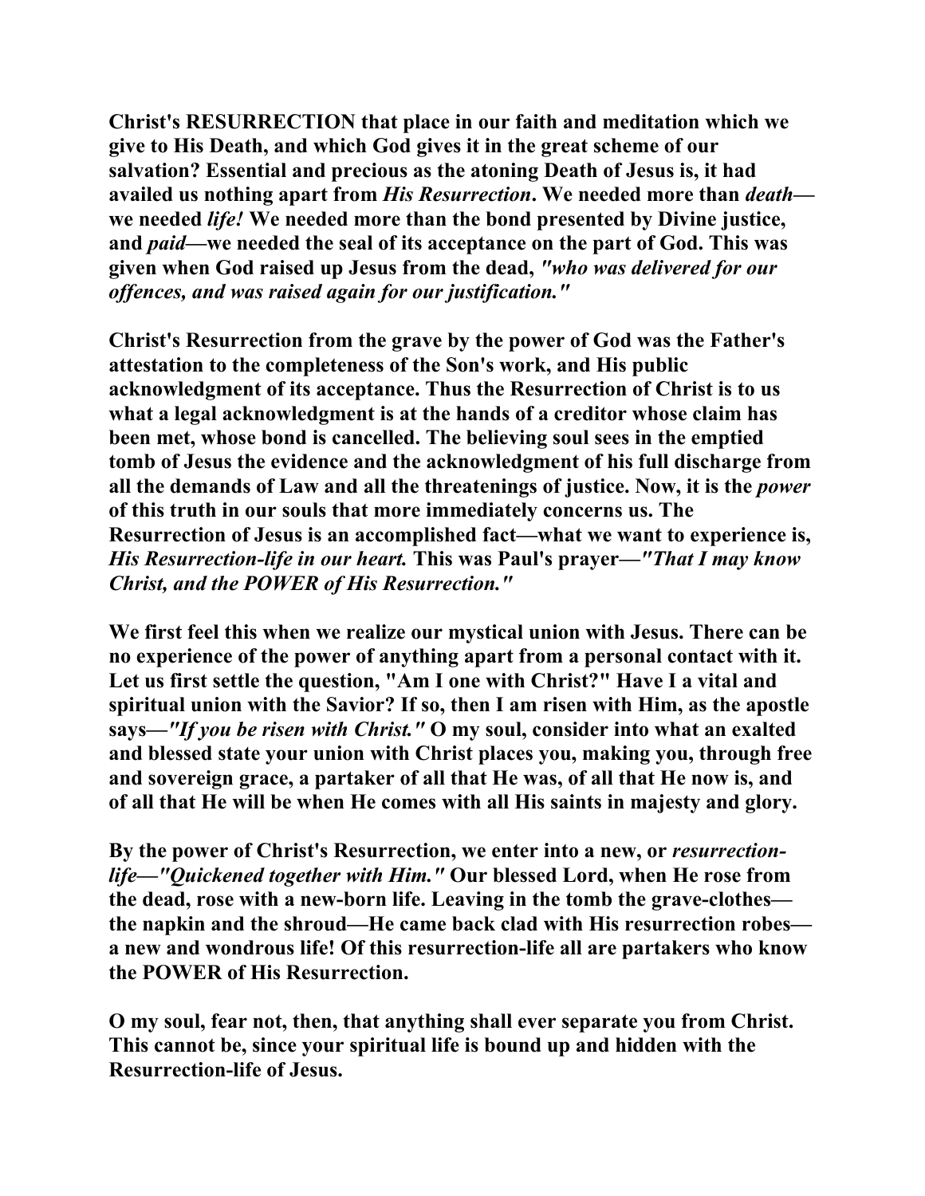**Christ's RESURRECTION that place in our faith and meditation which we give to His Death, and which God gives it in the great scheme of our salvation? Essential and precious as the atoning Death of Jesus is, it had availed us nothing apart from *His Resurrection*. We needed more than *death*—we needed *life!* We needed more than the bond presented by Divine justice, and *paid*—we needed the seal of its acceptance on the part of God. This was given when God raised up Jesus from the dead, *"who was delivered for our offences, and was raised again for our justification."***

**Christ's Resurrection from the grave by the power of God was the Father's attestation to the completeness of the Son's work, and His public acknowledgment of its acceptance. Thus the Resurrection of Christ is to us what a legal acknowledgment is at the hands of a creditor whose claim has been met, whose bond is cancelled. The believing soul sees in the emptied tomb of Jesus the evidence and the acknowledgment of his full discharge from all the demands of Law and all the threatenings of justice. Now, it is the *power* of this truth in our souls that more immediately concerns us. The Resurrection of Jesus is an accomplished fact—what we want to experience is, *His Resurrection-life in our heart.* This was Paul's prayer—*"That I may know Christ, and the POWER of His Resurrection."***

**We first feel this when we realize our mystical union with Jesus. There can be no experience of the power of anything apart from a personal contact with it. Let us first settle the question, "Am I one with Christ?" Have I a vital and spiritual union with the Savior? If so, then I am risen with Him, as the apostle says—*"If you be risen with Christ."* O my soul, consider into what an exalted and blessed state your union with Christ places you, making you, through free and sovereign grace, a partaker of all that He was, of all that He now is, and of all that He will be when He comes with all His saints in majesty and glory.**

**By the power of Christ's Resurrection, we enter into a new, or *resurrection-life*—*"Quickened together with Him."* Our blessed Lord, when He rose from the dead, rose with a new-born life. Leaving in the tomb the grave-clothes—the napkin and the shroud—He came back clad with His resurrection robes—a new and wondrous life! Of this resurrection-life all are partakers who know the POWER of His Resurrection.**

**O my soul, fear not, then, that anything shall ever separate you from Christ. This cannot be, since your spiritual life is bound up and hidden with the Resurrection-life of Jesus.**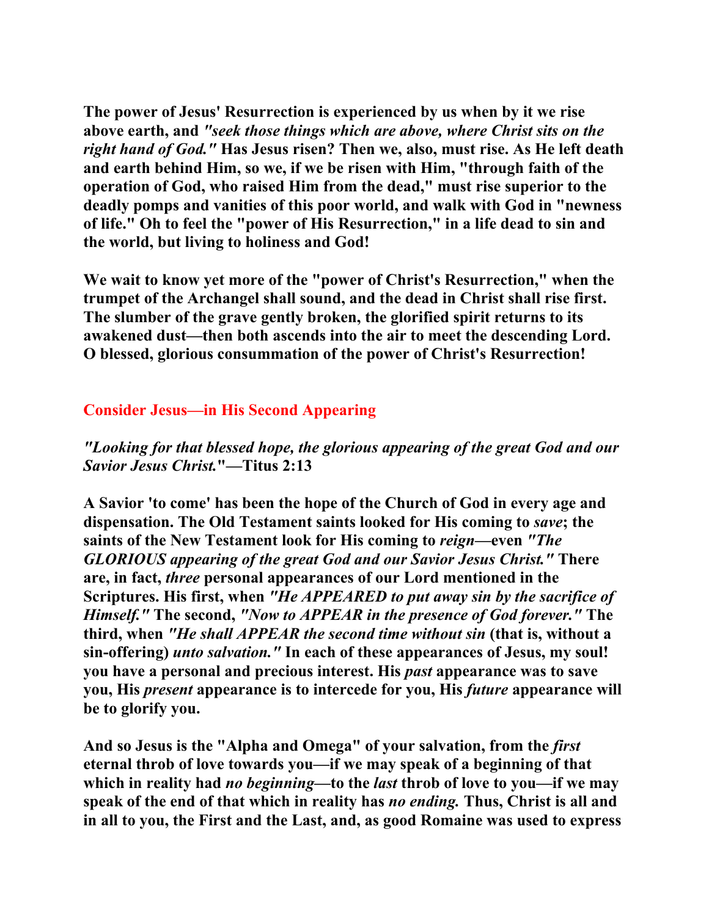**The power of Jesus' Resurrection is experienced by us when by it we rise above earth, and *"seek those things which are above, where Christ sits on the right hand of God."* Has Jesus risen? Then we, also, must rise. As He left death and earth behind Him, so we, if we be risen with Him, "through faith of the operation of God, who raised Him from the dead," must rise superior to the deadly pomps and vanities of this poor world, and walk with God in "newness of life." Oh to feel the "power of His Resurrection," in a life dead to sin and the world, but living to holiness and God!**

**We wait to know yet more of the "power of Christ's Resurrection," when the trumpet of the Archangel shall sound, and the dead in Christ shall rise first. The slumber of the grave gently broken, the glorified spirit returns to its awakened dust—then both ascends into the air to meet the descending Lord. O blessed, glorious consummation of the power of Christ's Resurrection!**

## Consider Jesus—in His Second Appearing

***"Looking for that blessed hope, the glorious appearing of the great God and our Savior Jesus Christ."*—Titus 2:13**

**A Savior 'to come' has been the hope of the Church of God in every age and dispensation. The Old Testament saints looked for His coming to *save*; the saints of the New Testament look for His coming to *reign*—even *"The GLORIOUS appearing of the great God and our Savior Jesus Christ."* There are, in fact, *three* personal appearances of our Lord mentioned in the Scriptures. His first, when *"He APPEARED to put away sin by the sacrifice of Himself."* The second, *"Now to APPEAR in the presence of God forever."* The third, when *"He shall APPEAR the second time without sin* (that is, without a sin-offering) *unto salvation."* In each of these appearances of Jesus, my soul! you have a personal and precious interest. His *past* appearance was to save you, His *present* appearance is to intercede for you, His *future* appearance will be to glorify you.**

**And so Jesus is the "Alpha and Omega" of your salvation, from the *first* eternal throb of love towards you—if we may speak of a beginning of that which in reality had *no beginning*—to the *last* throb of love to you—if we may speak of the end of that which in reality has *no ending.* Thus, Christ is all and in all to you, the First and the Last, and, as good Romaine was used to express**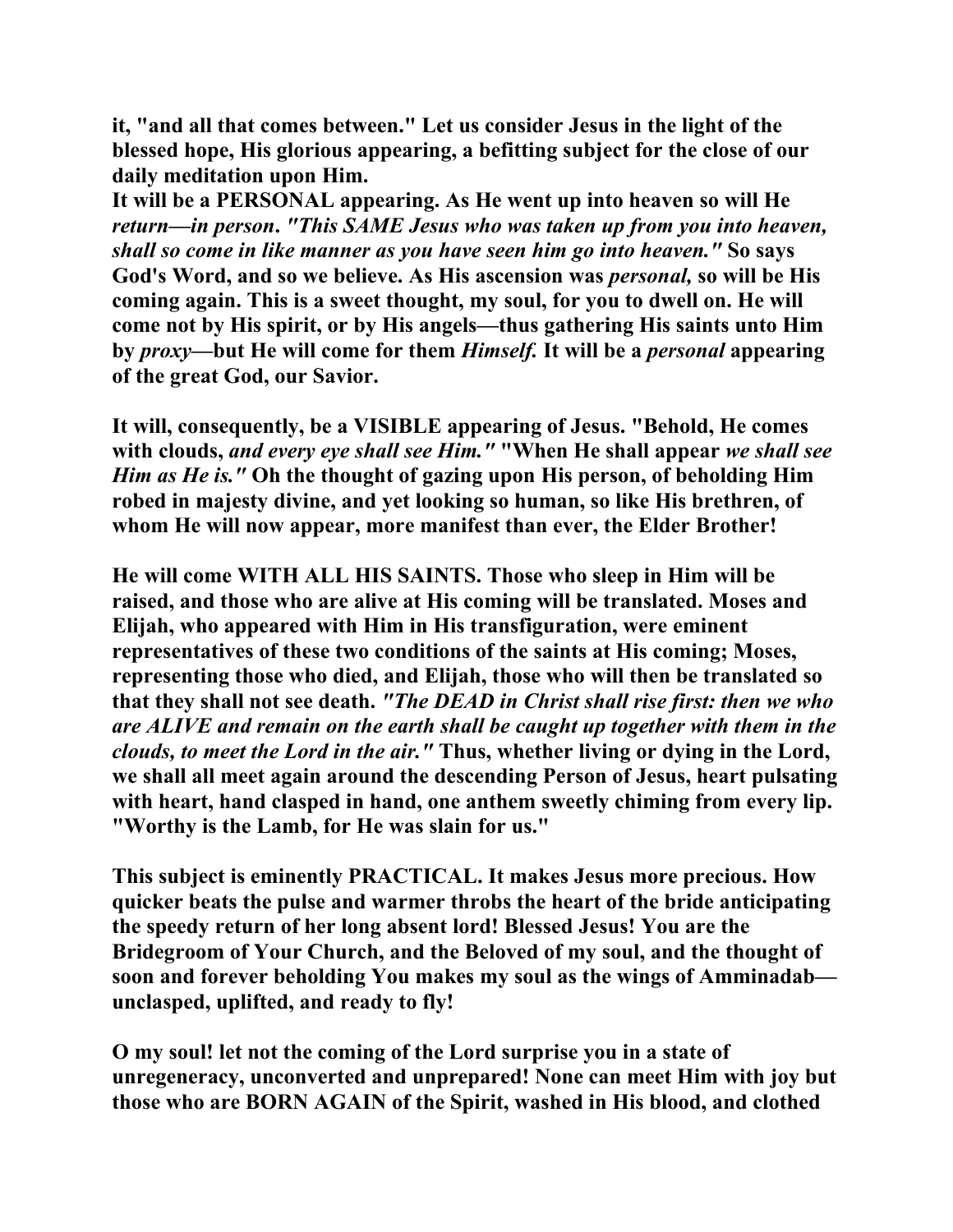**it, "and all that comes between." Let us consider Jesus in the light of the blessed hope, His glorious appearing, a befitting subject for the close of our daily meditation upon Him.**

**It will be a PERSONAL appearing. As He went up into heaven so will He *return—in person*. *"This SAME Jesus who was taken up from you into heaven, shall so come in like manner as you have seen him go into heaven."* So says God's Word, and so we believe. As His ascension was *personal,* so will be His coming again. This is a sweet thought, my soul, for you to dwell on. He will come not by His spirit, or by His angels—thus gathering His saints unto Him by *proxy*—but He will come for them *Himself.* It will be a *personal* appearing of the great God, our Savior.**

**It will, consequently, be a VISIBLE appearing of Jesus. "Behold, He comes with clouds, *and every eye shall see Him."* "When He shall appear *we shall see Him as He is."* Oh the thought of gazing upon His person, of beholding Him robed in majesty divine, and yet looking so human, so like His brethren, of whom He will now appear, more manifest than ever, the Elder Brother!**

**He will come WITH ALL HIS SAINTS. Those who sleep in Him will be raised, and those who are alive at His coming will be translated. Moses and Elijah, who appeared with Him in His transfiguration, were eminent representatives of these two conditions of the saints at His coming; Moses, representing those who died, and Elijah, those who will then be translated so that they shall not see death. *"The DEAD in Christ shall rise first: then we who are ALIVE and remain on the earth shall be caught up together with them in the clouds, to meet the Lord in the air."* Thus, whether living or dying in the Lord, we shall all meet again around the descending Person of Jesus, heart pulsating with heart, hand clasped in hand, one anthem sweetly chiming from every lip. "Worthy is the Lamb, for He was slain for us."**

**This subject is eminently PRACTICAL. It makes Jesus more precious. How quicker beats the pulse and warmer throbs the heart of the bride anticipating the speedy return of her long absent lord! Blessed Jesus! You are the Bridegroom of Your Church, and the Beloved of my soul, and the thought of soon and forever beholding You makes my soul as the wings of Amminadab—unclasped, uplifted, and ready to fly!**

**O my soul! let not the coming of the Lord surprise you in a state of unregeneracy, unconverted and unprepared! None can meet Him with joy but those who are BORN AGAIN of the Spirit, washed in His blood, and clothed**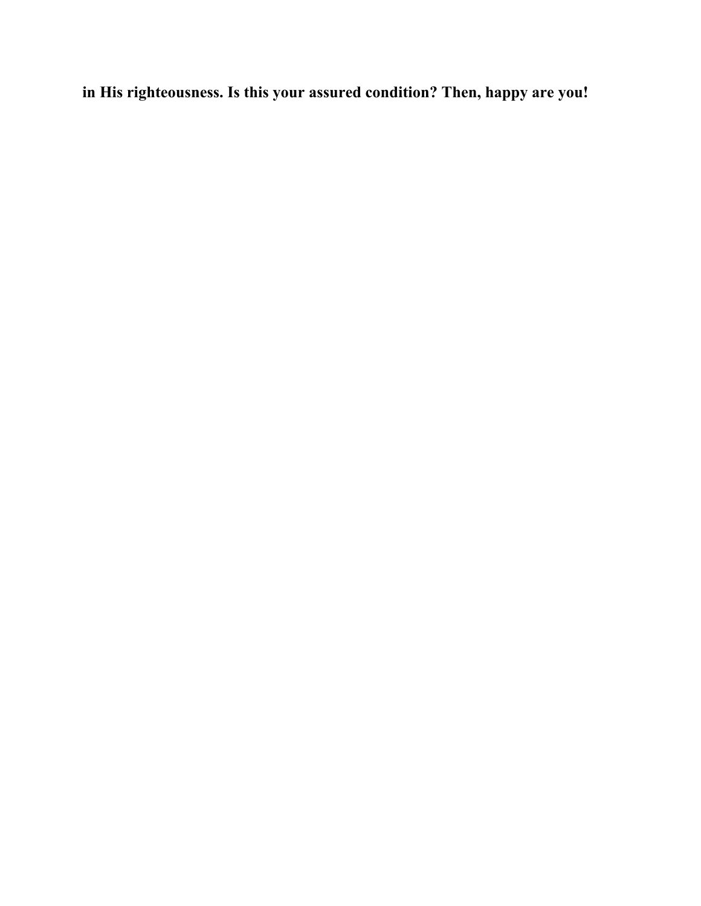**in His righteousness. Is this your assured condition? Then, happy are you!**